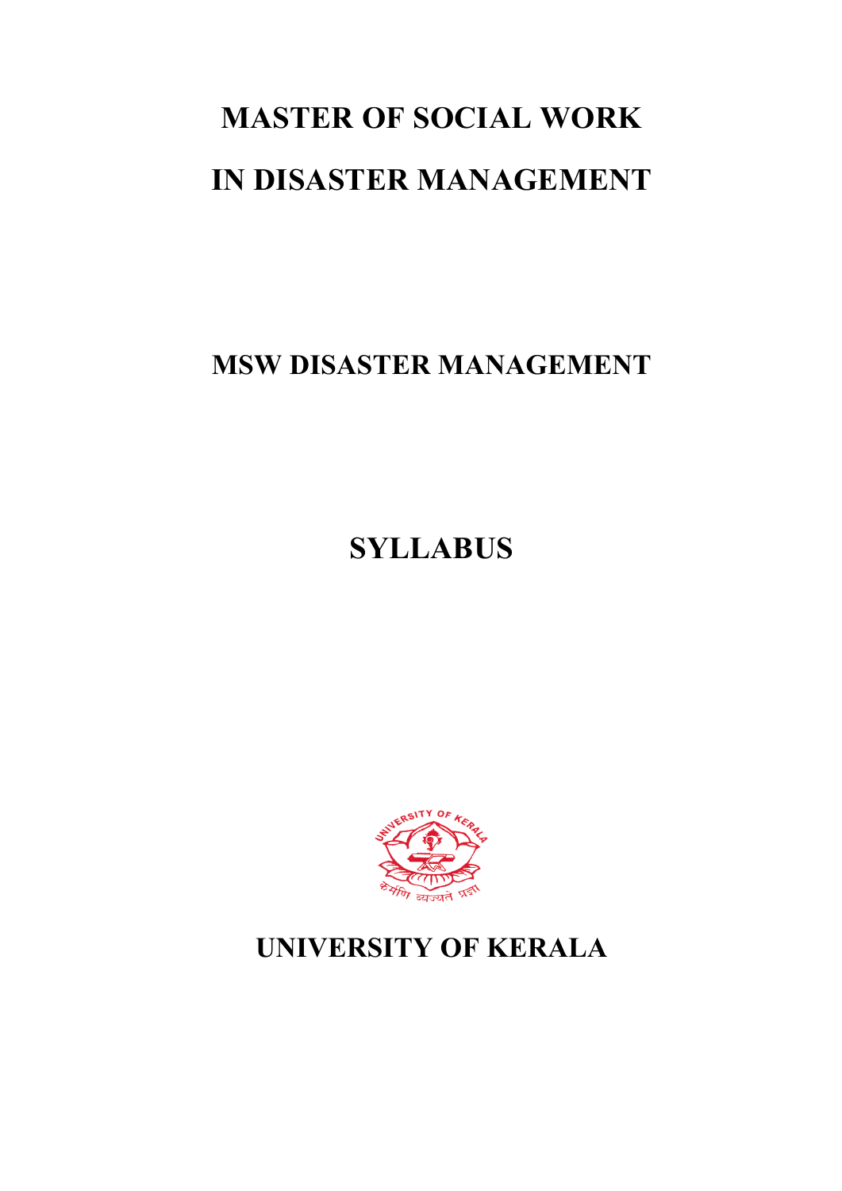# MASTER OF SOCIAL WORK

# IN DISASTER MANAGEMENT

## MSW DISASTER MANAGEMENT

## SYLLABUS

## UNIVERSITY OF KERALA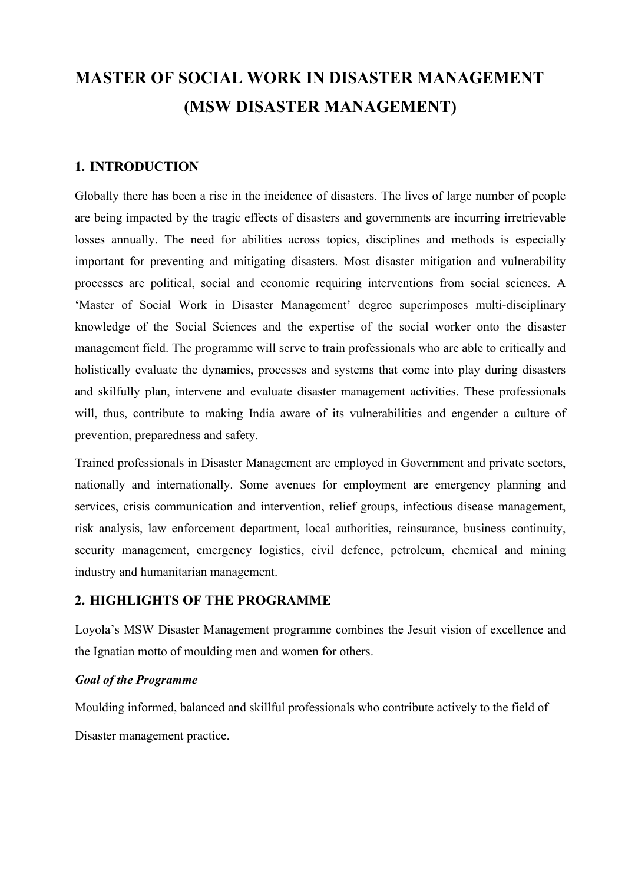# MASTER OF SOCIAL WORK IN DISASTER MANAGEMENT (MSW DISASTER MANAGEMENT)

## 1. INTRODUCTION

Globally there has been a rise in the incidence of disasters. The lives of large number of people are being impacted by the tragic effects of disasters and governments are incurring irretrievable losses annually. The need for abilities across topics, disciplines and methods is especially important for preventing and mitigating disasters. Most disaster mitigation and vulnerability processes are political, social and economic requiring interventions from social sciences. A 'Master of Social Work in Disaster Management' degree superimposes multi-disciplinary knowledge of the Social Sciences and the expertise of the social worker onto the disaster management field. The programme will serve to train professionals who are able to critically and holistically evaluate the dynamics, processes and systems that come into play during disasters and skilfully plan, intervene and evaluate disaster management activities. These professionals will, thus, contribute to making India aware of its vulnerabilities and engender a culture of prevention, preparedness and safety.

Trained professionals in Disaster Management are employed in Government and private sectors, nationally and internationally. Some avenues for employment are emergency planning and services, crisis communication and intervention, relief groups, infectious disease management, risk analysis, law enforcement department, local authorities, reinsurance, business continuity, security management, emergency logistics, civil defence, petroleum, chemical and mining industry and humanitarian management.

## 2. HIGHLIGHTS OF THE PROGRAMME

Loyola's MSW Disaster Management programme combines the Jesuit vision of excellence and the Ignatian motto of moulding men and women for others.

***Goal of the Programme***

Moulding informed, balanced and skillful professionals who contribute actively to the field of Disaster management practice.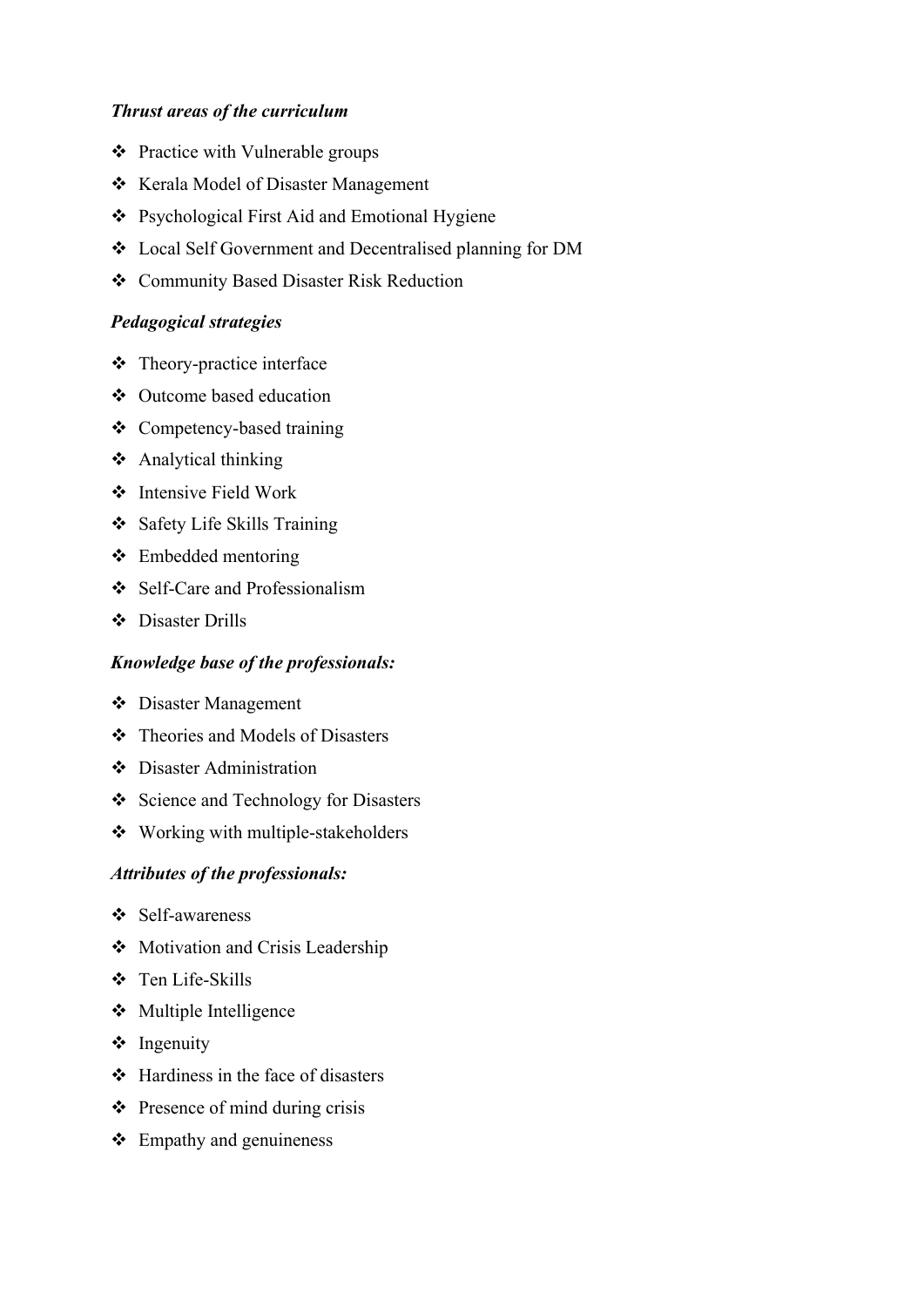*Thrust areas of the curriculum*

- Practice with Vulnerable groups
- Kerala Model of Disaster Management
- Psychological First Aid and Emotional Hygiene
- Local Self Government and Decentralised planning for DM
- Community Based Disaster Risk Reduction

*Pedagogical strategies*

- Theory-practice interface
- Outcome based education
- Competency-based training
- Analytical thinking
- Intensive Field Work
- Safety Life Skills Training
- Embedded mentoring
- Self-Care and Professionalism
- Disaster Drills

*Knowledge base of the professionals:*

- Disaster Management
- Theories and Models of Disasters
- Disaster Administration
- Science and Technology for Disasters
- Working with multiple-stakeholders

*Attributes of the professionals:*

- Self-awareness
- Motivation and Crisis Leadership
- Ten Life-Skills
- Multiple Intelligence
- Ingenuity
- Hardiness in the face of disasters
- Presence of mind during crisis
- Empathy and genuineness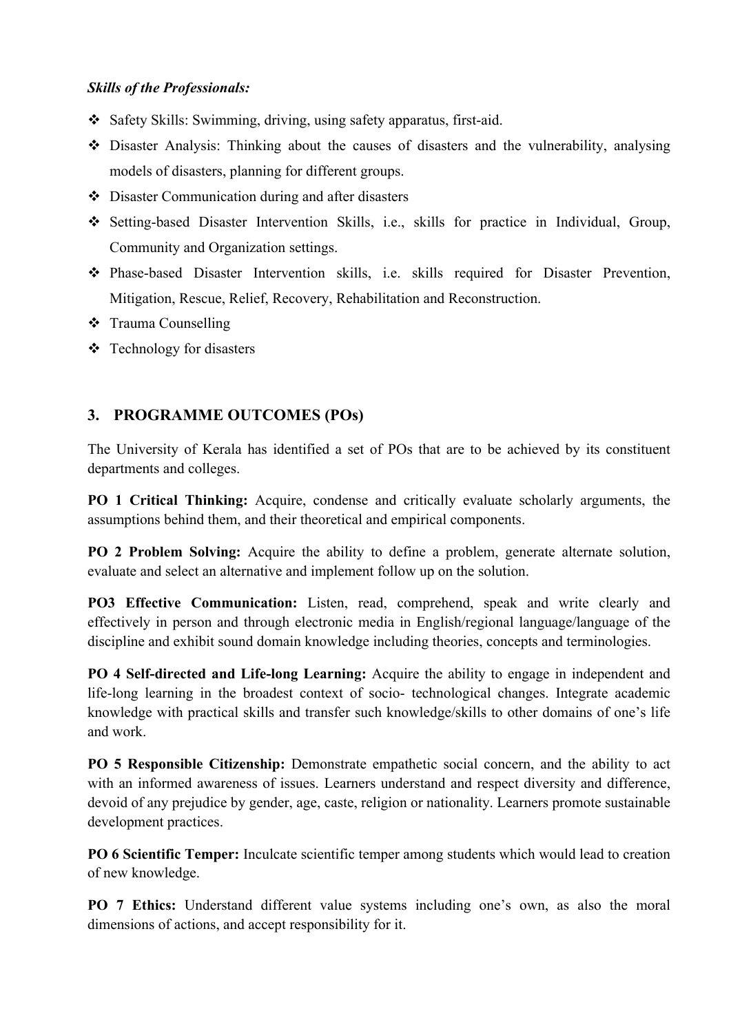***Skills of the Professionals:***

- Safety Skills: Swimming, driving, using safety apparatus, first-aid.
- Disaster Analysis: Thinking about the causes of disasters and the vulnerability, analysing models of disasters, planning for different groups.
- Disaster Communication during and after disasters
- Setting-based Disaster Intervention Skills, i.e., skills for practice in Individual, Group, Community and Organization settings.
- Phase-based Disaster Intervention skills, i.e. skills required for Disaster Prevention, Mitigation, Rescue, Relief, Recovery, Rehabilitation and Reconstruction.
- Trauma Counselling
- Technology for disasters

## 3. PROGRAMME OUTCOMES (POs)

The University of Kerala has identified a set of POs that are to be achieved by its constituent departments and colleges.

**PO 1 Critical Thinking:** Acquire, condense and critically evaluate scholarly arguments, the assumptions behind them, and their theoretical and empirical components.

**PO 2 Problem Solving:** Acquire the ability to define a problem, generate alternate solution, evaluate and select an alternative and implement follow up on the solution.

**PO3 Effective Communication:** Listen, read, comprehend, speak and write clearly and effectively in person and through electronic media in English/regional language/language of the discipline and exhibit sound domain knowledge including theories, concepts and terminologies.

**PO 4 Self-directed and Life-long Learning:** Acquire the ability to engage in independent and life-long learning in the broadest context of socio- technological changes. Integrate academic knowledge with practical skills and transfer such knowledge/skills to other domains of one's life and work.

**PO 5 Responsible Citizenship:** Demonstrate empathetic social concern, and the ability to act with an informed awareness of issues. Learners understand and respect diversity and difference, devoid of any prejudice by gender, age, caste, religion or nationality. Learners promote sustainable development practices.

**PO 6 Scientific Temper:** Inculcate scientific temper among students which would lead to creation of new knowledge.

**PO 7 Ethics:** Understand different value systems including one's own, as also the moral dimensions of actions, and accept responsibility for it.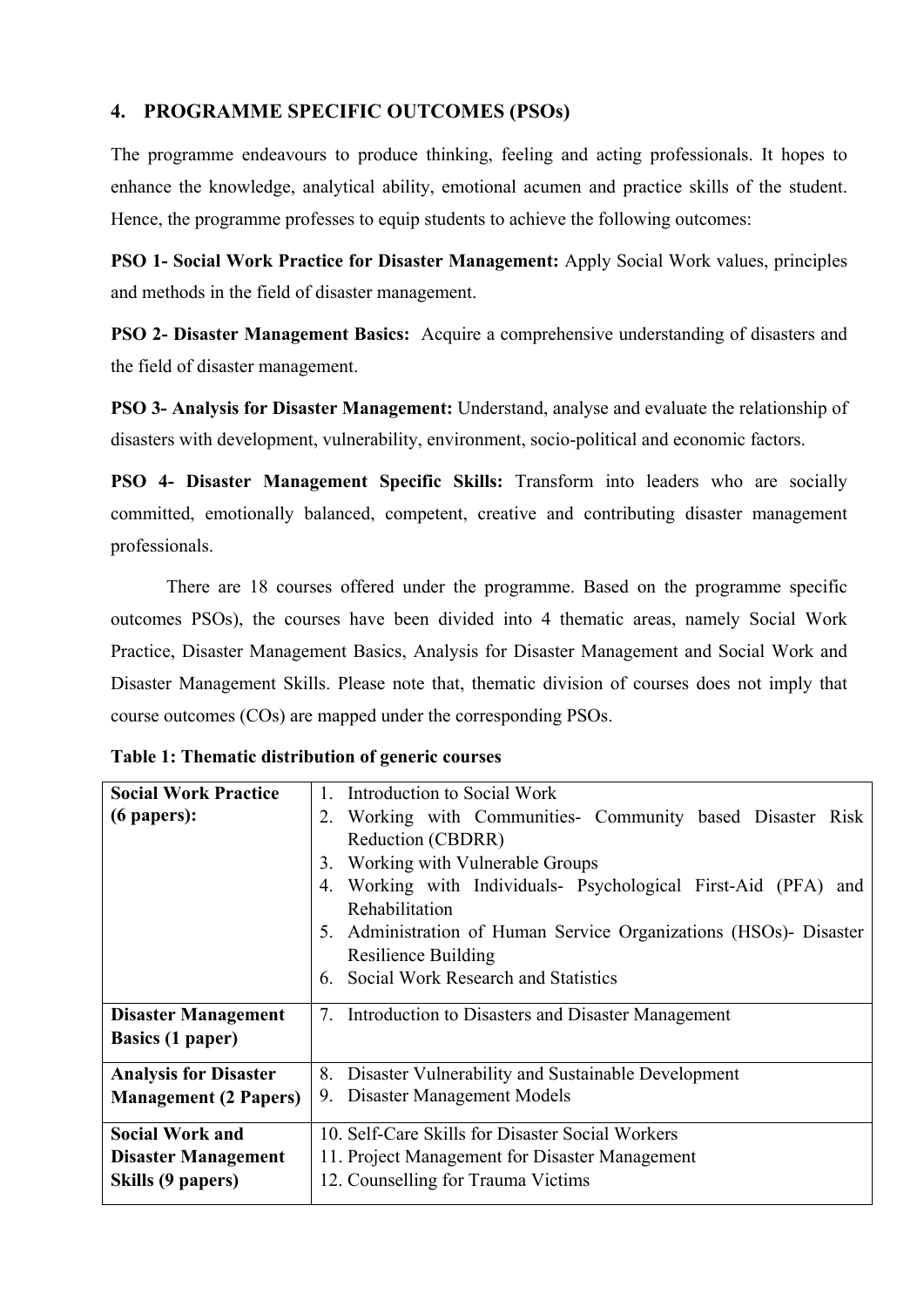## 4. PROGRAMME SPECIFIC OUTCOMES (PSOs)

The programme endeavours to produce thinking, feeling and acting professionals. It hopes to enhance the knowledge, analytical ability, emotional acumen and practice skills of the student. Hence, the programme professes to equip students to achieve the following outcomes:

**PSO 1- Social Work Practice for Disaster Management:** Apply Social Work values, principles and methods in the field of disaster management.

**PSO 2- Disaster Management Basics:** Acquire a comprehensive understanding of disasters and the field of disaster management.

**PSO 3- Analysis for Disaster Management:** Understand, analyse and evaluate the relationship of disasters with development, vulnerability, environment, socio-political and economic factors.

**PSO 4- Disaster Management Specific Skills:** Transform into leaders who are socially committed, emotionally balanced, competent, creative and contributing disaster management professionals.

There are 18 courses offered under the programme. Based on the programme specific outcomes PSOs), the courses have been divided into 4 thematic areas, namely Social Work Practice, Disaster Management Basics, Analysis for Disaster Management and Social Work and Disaster Management Skills. Please note that, thematic division of courses does not imply that course outcomes (COs) are mapped under the corresponding PSOs.

**Table 1: Thematic distribution of generic courses**

| | |
|---|---|
| **Social Work Practice (6 papers):** | 1. Introduction to Social Work<br>2. Working with Communities- Community based Disaster Risk Reduction (CBDRR)<br>3. Working with Vulnerable Groups<br>4. Working with Individuals- Psychological First-Aid (PFA) and Rehabilitation<br>5. Administration of Human Service Organizations (HSOs)- Disaster Resilience Building<br>6. Social Work Research and Statistics |
| **Disaster Management Basics (1 paper)** | 7. Introduction to Disasters and Disaster Management |
| **Analysis for Disaster Management (2 Papers)** | 8. Disaster Vulnerability and Sustainable Development<br>9. Disaster Management Models |
| **Social Work and Disaster Management Skills (9 papers)** | 10. Self-Care Skills for Disaster Social Workers<br>11. Project Management for Disaster Management<br>12. Counselling for Trauma Victims |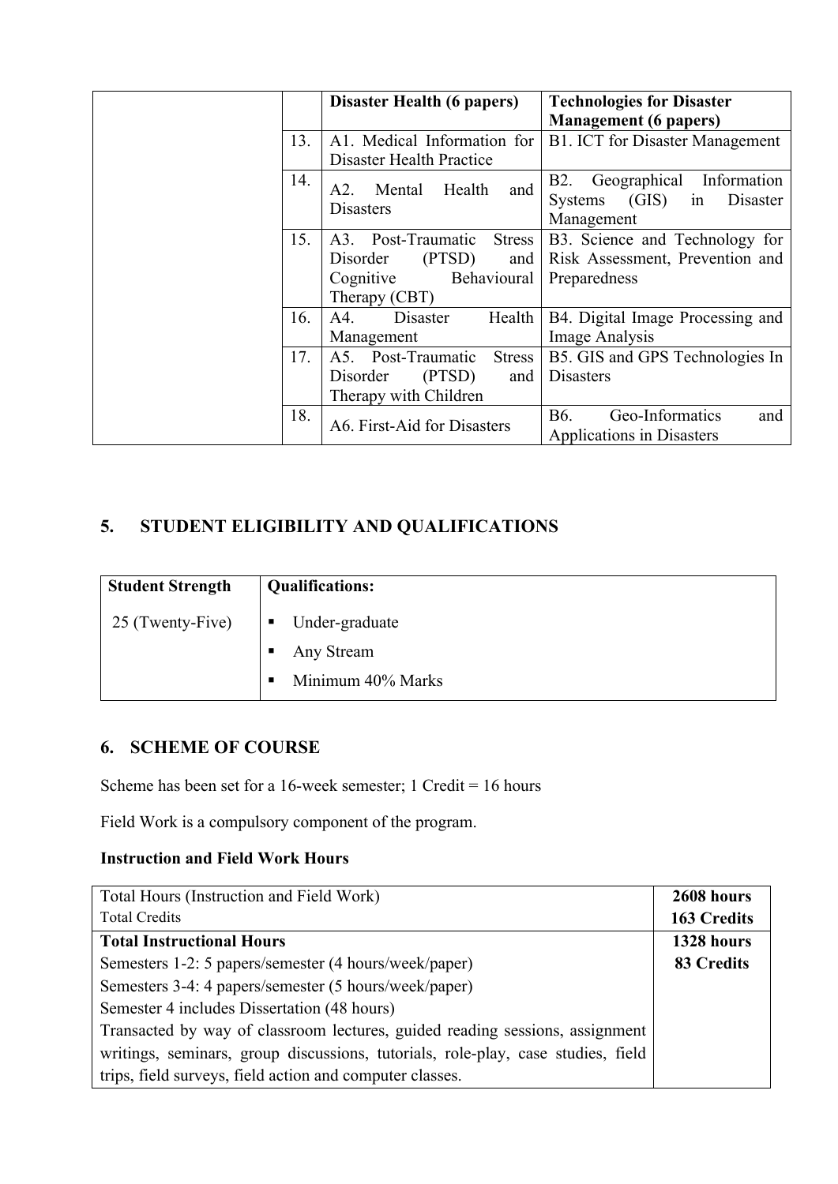| | | Disaster Health (6 papers) | Technologies for Disaster Management (6 papers) |
|---|---|---|---|
| | 13. | A1. Medical Information for Disaster Health Practice | B1. ICT for Disaster Management |
| | 14. | A2. Mental Health and Disasters | B2. Geographical Information Systems (GIS) in Disaster Management |
| | 15. | A3. Post-Traumatic Stress Disorder (PTSD) and Cognitive Behavioural Therapy (CBT) | B3. Science and Technology for Risk Assessment, Prevention and Preparedness |
| | 16. | A4. Disaster Health Management | B4. Digital Image Processing and Image Analysis |
| | 17. | A5. Post-Traumatic Stress Disorder (PTSD) and Therapy with Children | B5. GIS and GPS Technologies In Disasters |
| | 18. | A6. First-Aid for Disasters | B6. Geo-Informatics and Applications in Disasters |

## 5. STUDENT ELIGIBILITY AND QUALIFICATIONS

| Student Strength | Qualifications: |
|---|---|
| 25 (Twenty-Five) | ▪ Under-graduate<br>▪ Any Stream<br>▪ Minimum 40% Marks |

## 6. SCHEME OF COURSE

Scheme has been set for a 16-week semester; 1 Credit = 16 hours

Field Work is a compulsory component of the program.

**Instruction and Field Work Hours**

| Total Hours (Instruction and Field Work)<br>Total Credits | **2608 hours**<br>**163 Credits** |
|---|---|
| **Total Instructional Hours**<br>Semesters 1-2: 5 papers/semester (4 hours/week/paper)<br>Semesters 3-4: 4 papers/semester (5 hours/week/paper)<br>Semester 4 includes Dissertation (48 hours)<br>Transacted by way of classroom lectures, guided reading sessions, assignment writings, seminars, group discussions, tutorials, role-play, case studies, field trips, field surveys, field action and computer classes. | **1328 hours**<br>**83 Credits** |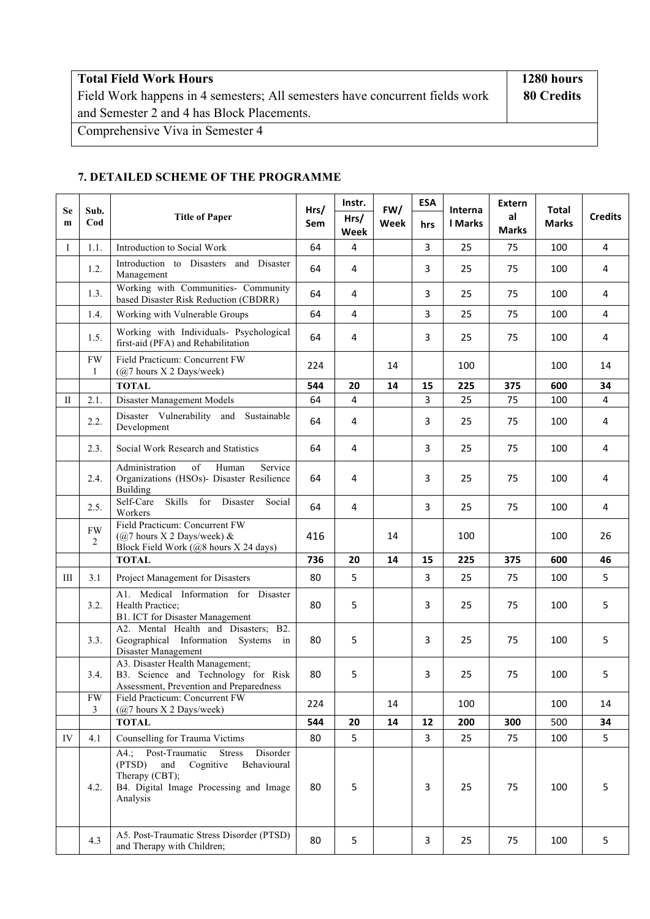| **Total Field Work Hours**<br>Field Work happens in 4 semesters; All semesters have concurrent fields work and Semester 2 and 4 has Block Placements. | **1280 hours**<br>**80 Credits** |
|---|---|
| Comprehensive Viva in Semester 4 | |

### 7. DETAILED SCHEME OF THE PROGRAMME

| Sem | Sub. Cod | Title of Paper | Hrs/ Sem | Instr. Hrs/ Week | FW/ Week | ESA hrs | Internal Marks | External Marks | Total Marks | Credits |
|---|---|---|---|---|---|---|---|---|---|---|
| I | 1.1. | Introduction to Social Work | 64 | 4 | | 3 | 25 | 75 | 100 | 4 |
| | 1.2. | Introduction to Disasters and Disaster Management | 64 | 4 | | 3 | 25 | 75 | 100 | 4 |
| | 1.3. | Working with Communities- Community based Disaster Risk Reduction (CBDRR) | 64 | 4 | | 3 | 25 | 75 | 100 | 4 |
| | 1.4. | Working with Vulnerable Groups | 64 | 4 | | 3 | 25 | 75 | 100 | 4 |
| | 1.5. | Working with Individuals- Psychological first-aid (PFA) and Rehabilitation | 64 | 4 | | 3 | 25 | 75 | 100 | 4 |
| | FW 1 | Field Practicum: Concurrent FW (@7 hours X 2 Days/week) | 224 | | 14 | | 100 | | 100 | 14 |
| | | **TOTAL** | **544** | **20** | **14** | **15** | **225** | **375** | **600** | **34** |
| II | 2.1. | Disaster Management Models | 64 | 4 | | 3 | 25 | 75 | 100 | 4 |
| | 2.2. | Disaster Vulnerability and Sustainable Development | 64 | 4 | | 3 | 25 | 75 | 100 | 4 |
| | 2.3. | Social Work Research and Statistics | 64 | 4 | | 3 | 25 | 75 | 100 | 4 |
| | 2.4. | Administration of Human Service Organizations (HSOs)- Disaster Resilience Building | 64 | 4 | | 3 | 25 | 75 | 100 | 4 |
| | 2.5. | Self-Care Skills for Disaster Social Workers | 64 | 4 | | 3 | 25 | 75 | 100 | 4 |
| | FW 2 | Field Practicum: Concurrent FW (@7 hours X 2 Days/week) & Block Field Work (@8 hours X 24 days) | 416 | | 14 | | 100 | | 100 | 26 |
| | | **TOTAL** | **736** | **20** | **14** | **15** | **225** | **375** | **600** | **46** |
| III | 3.1 | Project Management for Disasters | 80 | 5 | | 3 | 25 | 75 | 100 | 5 |
| | 3.2. | A1. Medical Information for Disaster Health Practice; B1. ICT for Disaster Management | 80 | 5 | | 3 | 25 | 75 | 100 | 5 |
| | 3.3. | A2. Mental Health and Disasters; B2. Geographical Information Systems in Disaster Management | 80 | 5 | | 3 | 25 | 75 | 100 | 5 |
| | 3.4. | A3. Disaster Health Management; B3. Science and Technology for Risk Assessment, Prevention and Preparedness | 80 | 5 | | 3 | 25 | 75 | 100 | 5 |
| | FW 3 | Field Practicum: Concurrent FW (@7 hours X 2 Days/week) | 224 | | 14 | | 100 | | 100 | 14 |
| | | **TOTAL** | **544** | **20** | **14** | **12** | **200** | **300** | 500 | **34** |
| IV | 4.1 | Counselling for Trauma Victims | 80 | 5 | | 3 | 25 | 75 | 100 | 5 |
| | 4.2. | A4.; Post-Traumatic Stress Disorder (PTSD) and Cognitive Behavioural Therapy (CBT); B4. Digital Image Processing and Image Analysis | 80 | 5 | | 3 | 25 | 75 | 100 | 5 |
| | 4.3 | A5. Post-Traumatic Stress Disorder (PTSD) and Therapy with Children; | 80 | 5 | | 3 | 25 | 75 | 100 | 5 |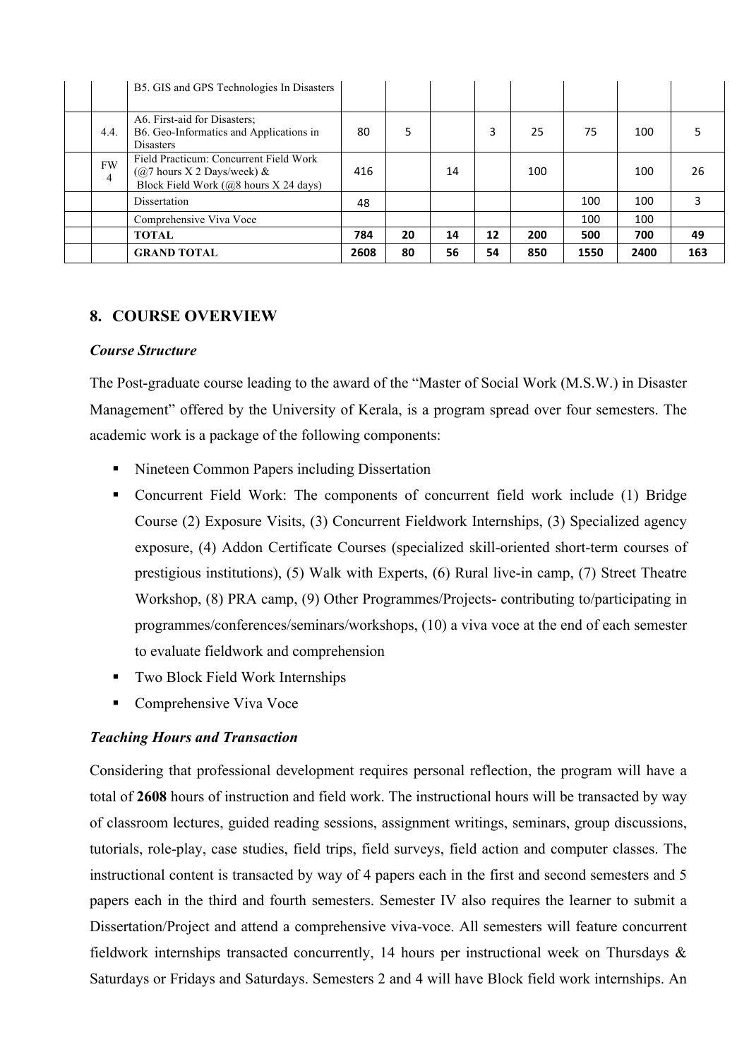|  |  | B5. GIS and GPS Technologies In Disasters |  |  |  |  |  |  |  |  |
|---|---|---|---|---|---|---|---|---|---|---|
|  | 4.4. | A6. First-aid for Disasters; B6. Geo-Informatics and Applications in Disasters | 80 | 5 |  | 3 | 25 | 75 | 100 | 5 |
|  | FW 4 | Field Practicum: Concurrent Field Work (@7 hours X 2 Days/week) & Block Field Work (@8 hours X 24 days) | 416 |  | 14 |  | 100 |  | 100 | 26 |
|  |  | Dissertation | 48 |  |  |  |  | 100 | 100 | 3 |
|  |  | Comprehensive Viva Voce |  |  |  |  |  | 100 | 100 |  |
|  |  | **TOTAL** | **784** | **20** | **14** | **12** | **200** | **500** | **700** | **49** |
|  |  | **GRAND TOTAL** | **2608** | **80** | **56** | **54** | **850** | **1550** | **2400** | **163** |

## 8. COURSE OVERVIEW

***Course Structure***

The Post-graduate course leading to the award of the "Master of Social Work (M.S.W.) in Disaster Management" offered by the University of Kerala, is a program spread over four semesters. The academic work is a package of the following components:

- Nineteen Common Papers including Dissertation
- Concurrent Field Work: The components of concurrent field work include (1) Bridge Course (2) Exposure Visits, (3) Concurrent Fieldwork Internships, (3) Specialized agency exposure, (4) Addon Certificate Courses (specialized skill-oriented short-term courses of prestigious institutions), (5) Walk with Experts, (6) Rural live-in camp, (7) Street Theatre Workshop, (8) PRA camp, (9) Other Programmes/Projects- contributing to/participating in programmes/conferences/seminars/workshops, (10) a viva voce at the end of each semester to evaluate fieldwork and comprehension
- Two Block Field Work Internships
- Comprehensive Viva Voce

***Teaching Hours and Transaction***

Considering that professional development requires personal reflection, the program will have a total of **2608** hours of instruction and field work. The instructional hours will be transacted by way of classroom lectures, guided reading sessions, assignment writings, seminars, group discussions, tutorials, role-play, case studies, field trips, field surveys, field action and computer classes. The instructional content is transacted by way of 4 papers each in the first and second semesters and 5 papers each in the third and fourth semesters. Semester IV also requires the learner to submit a Dissertation/Project and attend a comprehensive viva-voce. All semesters will feature concurrent fieldwork internships transacted concurrently, 14 hours per instructional week on Thursdays & Saturdays or Fridays and Saturdays. Semesters 2 and 4 will have Block field work internships. An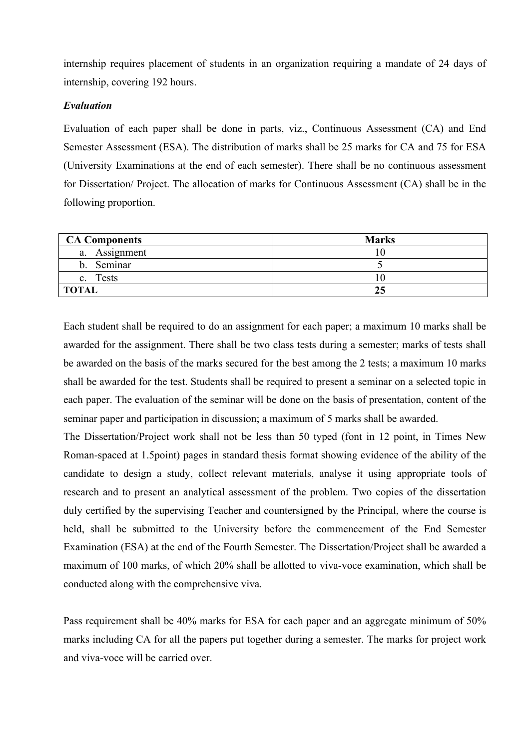internship requires placement of students in an organization requiring a mandate of 24 days of internship, covering 192 hours.

***Evaluation***

Evaluation of each paper shall be done in parts, viz., Continuous Assessment (CA) and End Semester Assessment (ESA). The distribution of marks shall be 25 marks for CA and 75 for ESA (University Examinations at the end of each semester). There shall be no continuous assessment for Dissertation/ Project. The allocation of marks for Continuous Assessment (CA) shall be in the following proportion.

| CA Components | Marks |
|---|---|
| a. Assignment | 10 |
| b. Seminar | 5 |
| c. Tests | 10 |
| **TOTAL** | **25** |

Each student shall be required to do an assignment for each paper; a maximum 10 marks shall be awarded for the assignment. There shall be two class tests during a semester; marks of tests shall be awarded on the basis of the marks secured for the best among the 2 tests; a maximum 10 marks shall be awarded for the test. Students shall be required to present a seminar on a selected topic in each paper. The evaluation of the seminar will be done on the basis of presentation, content of the seminar paper and participation in discussion; a maximum of 5 marks shall be awarded.

The Dissertation/Project work shall not be less than 50 typed (font in 12 point, in Times New Roman-spaced at 1.5point) pages in standard thesis format showing evidence of the ability of the candidate to design a study, collect relevant materials, analyse it using appropriate tools of research and to present an analytical assessment of the problem. Two copies of the dissertation duly certified by the supervising Teacher and countersigned by the Principal, where the course is held, shall be submitted to the University before the commencement of the End Semester Examination (ESA) at the end of the Fourth Semester. The Dissertation/Project shall be awarded a maximum of 100 marks, of which 20% shall be allotted to viva-voce examination, which shall be conducted along with the comprehensive viva.

Pass requirement shall be 40% marks for ESA for each paper and an aggregate minimum of 50% marks including CA for all the papers put together during a semester. The marks for project work and viva-voce will be carried over.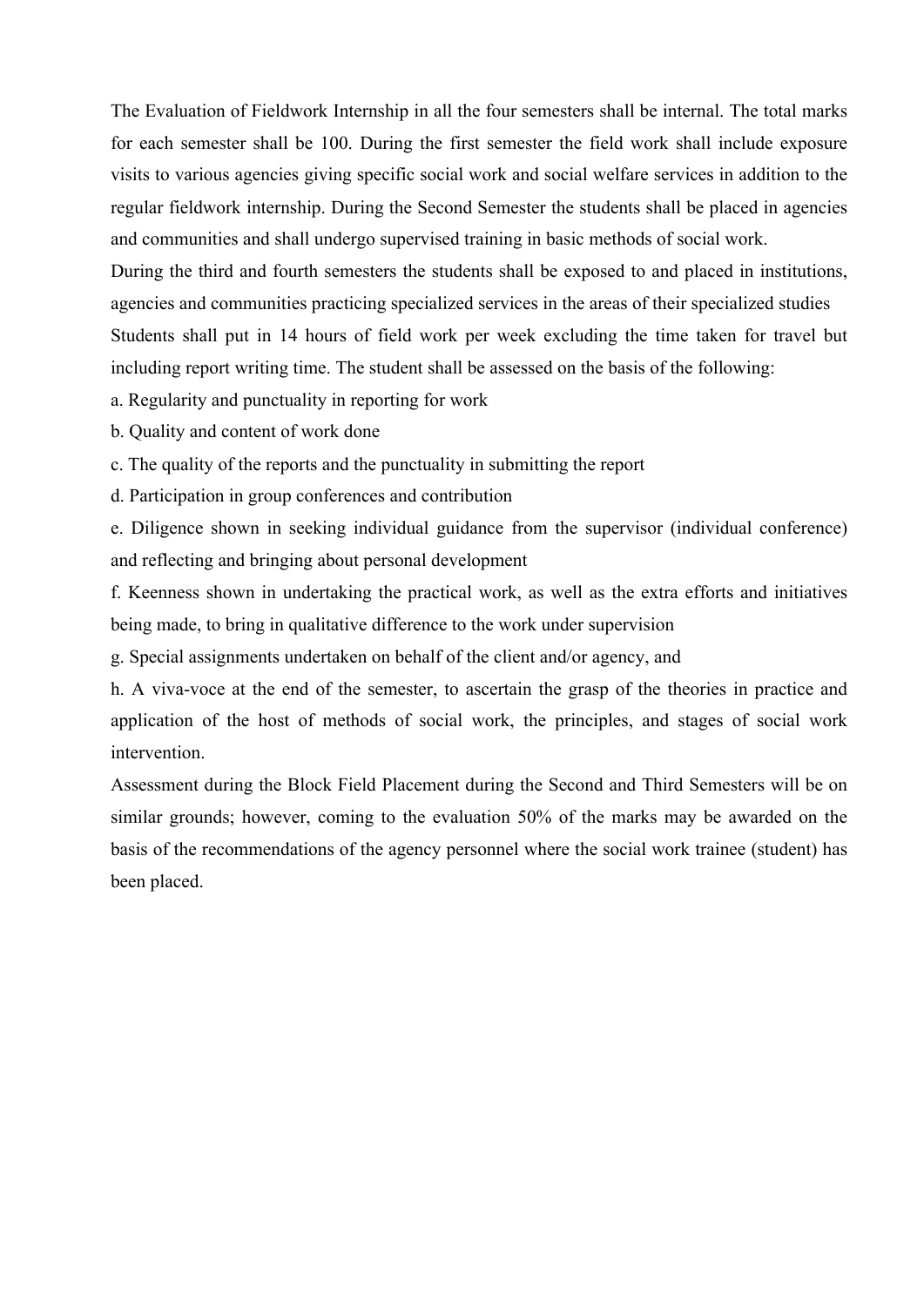The Evaluation of Fieldwork Internship in all the four semesters shall be internal. The total marks for each semester shall be 100. During the first semester the field work shall include exposure visits to various agencies giving specific social work and social welfare services in addition to the regular fieldwork internship. During the Second Semester the students shall be placed in agencies and communities and shall undergo supervised training in basic methods of social work.

During the third and fourth semesters the students shall be exposed to and placed in institutions, agencies and communities practicing specialized services in the areas of their specialized studies

Students shall put in 14 hours of field work per week excluding the time taken for travel but including report writing time. The student shall be assessed on the basis of the following:

a. Regularity and punctuality in reporting for work

b. Quality and content of work done

c. The quality of the reports and the punctuality in submitting the report

d. Participation in group conferences and contribution

e. Diligence shown in seeking individual guidance from the supervisor (individual conference) and reflecting and bringing about personal development

f. Keenness shown in undertaking the practical work, as well as the extra efforts and initiatives being made, to bring in qualitative difference to the work under supervision

g. Special assignments undertaken on behalf of the client and/or agency, and

h. A viva-voce at the end of the semester, to ascertain the grasp of the theories in practice and application of the host of methods of social work, the principles, and stages of social work intervention.

Assessment during the Block Field Placement during the Second and Third Semesters will be on similar grounds; however, coming to the evaluation 50% of the marks may be awarded on the basis of the recommendations of the agency personnel where the social work trainee (student) has been placed.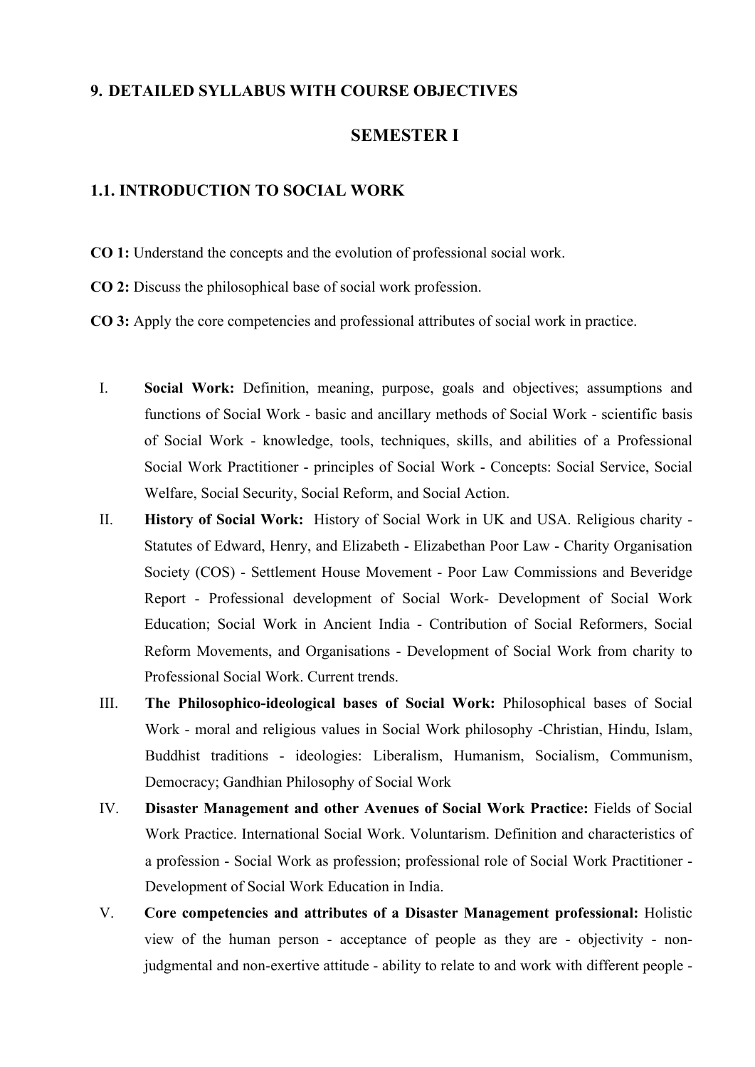## 9. DETAILED SYLLABUS WITH COURSE OBJECTIVES

## SEMESTER I

### 1.1. INTRODUCTION TO SOCIAL WORK

**CO 1:** Understand the concepts and the evolution of professional social work.

**CO 2:** Discuss the philosophical base of social work profession.

**CO 3:** Apply the core competencies and professional attributes of social work in practice.

I. **Social Work:** Definition, meaning, purpose, goals and objectives; assumptions and functions of Social Work - basic and ancillary methods of Social Work - scientific basis of Social Work - knowledge, tools, techniques, skills, and abilities of a Professional Social Work Practitioner - principles of Social Work - Concepts: Social Service, Social Welfare, Social Security, Social Reform, and Social Action.

II. **History of Social Work:** History of Social Work in UK and USA. Religious charity - Statutes of Edward, Henry, and Elizabeth - Elizabethan Poor Law - Charity Organisation Society (COS) - Settlement House Movement - Poor Law Commissions and Beveridge Report - Professional development of Social Work- Development of Social Work Education; Social Work in Ancient India - Contribution of Social Reformers, Social Reform Movements, and Organisations - Development of Social Work from charity to Professional Social Work. Current trends.

III. **The Philosophico-ideological bases of Social Work:** Philosophical bases of Social Work - moral and religious values in Social Work philosophy -Christian, Hindu, Islam, Buddhist traditions - ideologies: Liberalism, Humanism, Socialism, Communism, Democracy; Gandhian Philosophy of Social Work

IV. **Disaster Management and other Avenues of Social Work Practice:** Fields of Social Work Practice. International Social Work. Voluntarism. Definition and characteristics of a profession - Social Work as profession; professional role of Social Work Practitioner - Development of Social Work Education in India.

V. **Core competencies and attributes of a Disaster Management professional:** Holistic view of the human person - acceptance of people as they are - objectivity - non-judgmental and non-exertive attitude - ability to relate to and work with different people -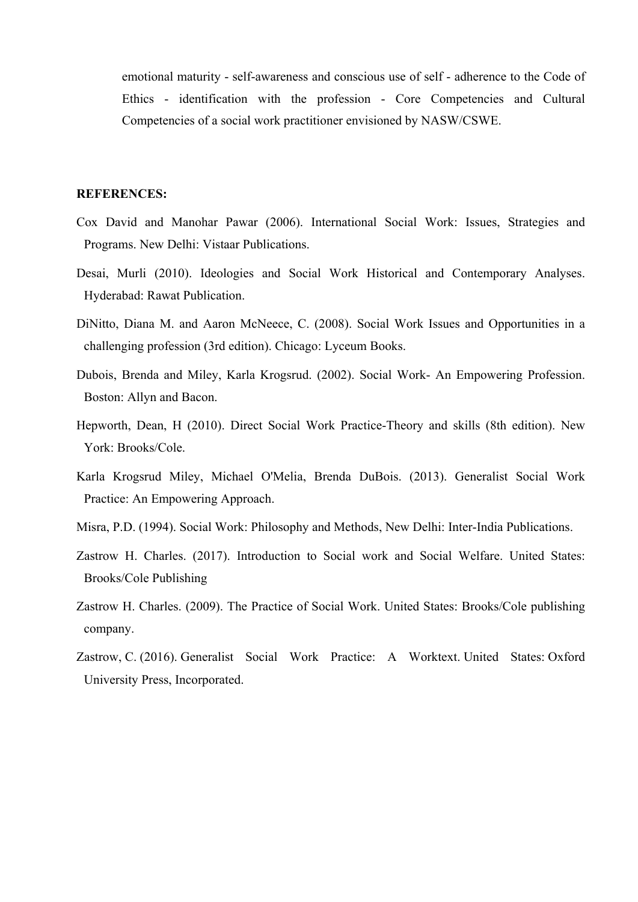emotional maturity - self-awareness and conscious use of self - adherence to the Code of Ethics - identification with the profession - Core Competencies and Cultural Competencies of a social work practitioner envisioned by NASW/CSWE.

**REFERENCES:**

Cox David and Manohar Pawar (2006). International Social Work: Issues, Strategies and Programs. New Delhi: Vistaar Publications.

Desai, Murli (2010). Ideologies and Social Work Historical and Contemporary Analyses. Hyderabad: Rawat Publication.

DiNitto, Diana M. and Aaron McNeece, C. (2008). Social Work Issues and Opportunities in a challenging profession (3rd edition). Chicago: Lyceum Books.

Dubois, Brenda and Miley, Karla Krogsrud. (2002). Social Work- An Empowering Profession. Boston: Allyn and Bacon.

Hepworth, Dean, H (2010). Direct Social Work Practice-Theory and skills (8th edition). New York: Brooks/Cole.

Karla Krogsrud Miley, Michael O'Melia, Brenda DuBois. (2013). Generalist Social Work Practice: An Empowering Approach.

Misra, P.D. (1994). Social Work: Philosophy and Methods, New Delhi: Inter-India Publications.

Zastrow H. Charles. (2017). Introduction to Social work and Social Welfare. United States: Brooks/Cole Publishing

Zastrow H. Charles. (2009). The Practice of Social Work. United States: Brooks/Cole publishing company.

Zastrow, C. (2016). Generalist Social Work Practice: A Worktext. United States: Oxford University Press, Incorporated.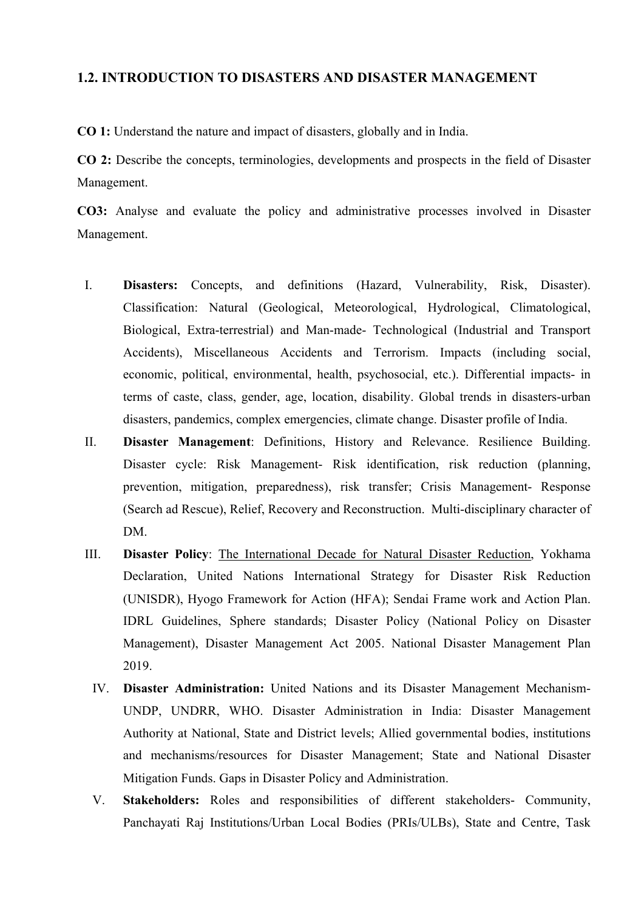## 1.2. INTRODUCTION TO DISASTERS AND DISASTER MANAGEMENT

**CO 1:** Understand the nature and impact of disasters, globally and in India.

**CO 2:** Describe the concepts, terminologies, developments and prospects in the field of Disaster Management.

**CO3:** Analyse and evaluate the policy and administrative processes involved in Disaster Management.

I. **Disasters:** Concepts, and definitions (Hazard, Vulnerability, Risk, Disaster). Classification: Natural (Geological, Meteorological, Hydrological, Climatological, Biological, Extra-terrestrial) and Man-made- Technological (Industrial and Transport Accidents), Miscellaneous Accidents and Terrorism. Impacts (including social, economic, political, environmental, health, psychosocial, etc.). Differential impacts- in terms of caste, class, gender, age, location, disability. Global trends in disasters-urban disasters, pandemics, complex emergencies, climate change. Disaster profile of India.

II. **Disaster Management**: Definitions, History and Relevance. Resilience Building. Disaster cycle: Risk Management- Risk identification, risk reduction (planning, prevention, mitigation, preparedness), risk transfer; Crisis Management- Response (Search ad Rescue), Relief, Recovery and Reconstruction. Multi-disciplinary character of DM.

III. **Disaster Policy**: <u>The International Decade for Natural Disaster Reduction</u>, Yokhama Declaration, United Nations International Strategy for Disaster Risk Reduction (UNISDR), Hyogo Framework for Action (HFA); Sendai Frame work and Action Plan. IDRL Guidelines, Sphere standards; Disaster Policy (National Policy on Disaster Management), Disaster Management Act 2005. National Disaster Management Plan 2019.

IV. **Disaster Administration:** United Nations and its Disaster Management Mechanism- UNDP, UNDRR, WHO. Disaster Administration in India: Disaster Management Authority at National, State and District levels; Allied governmental bodies, institutions and mechanisms/resources for Disaster Management; State and National Disaster Mitigation Funds. Gaps in Disaster Policy and Administration.

V. **Stakeholders:** Roles and responsibilities of different stakeholders- Community, Panchayati Raj Institutions/Urban Local Bodies (PRIs/ULBs), State and Centre, Task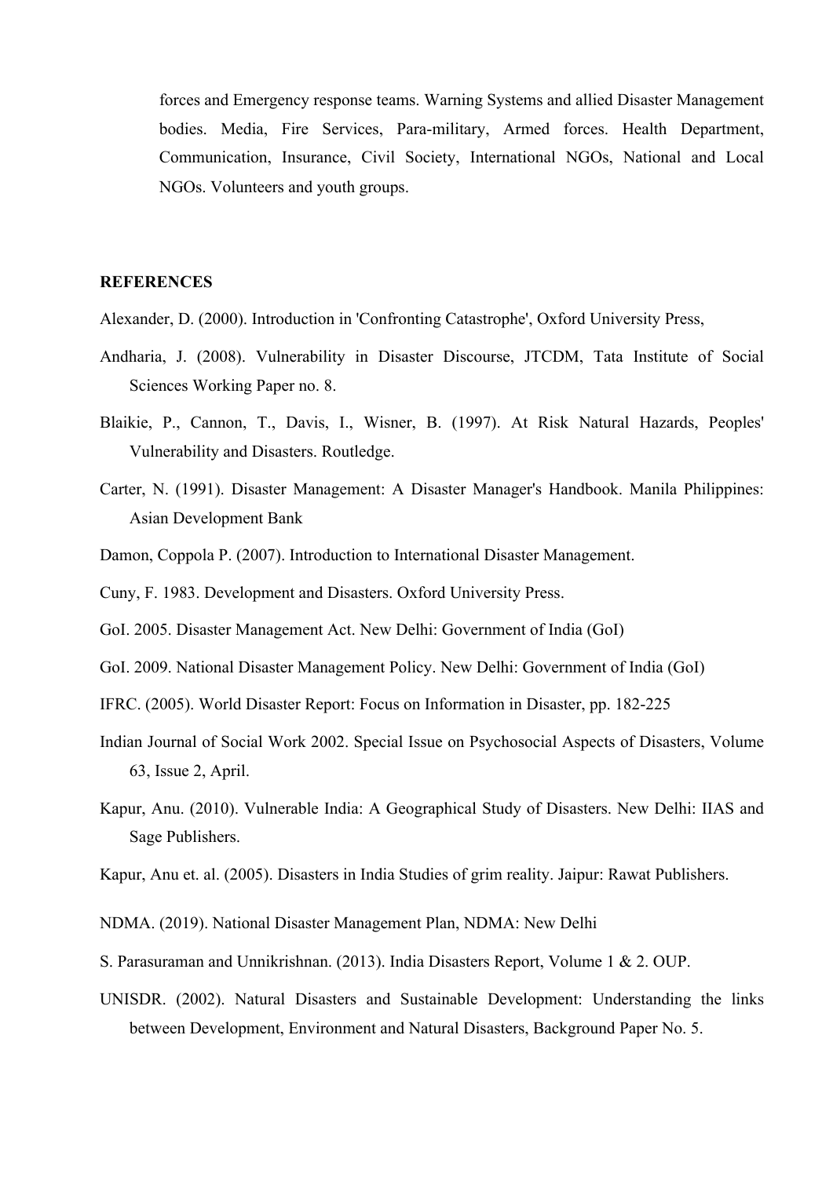forces and Emergency response teams. Warning Systems and allied Disaster Management bodies. Media, Fire Services, Para-military, Armed forces. Health Department, Communication, Insurance, Civil Society, International NGOs, National and Local NGOs. Volunteers and youth groups.

**REFERENCES**

Alexander, D. (2000). Introduction in 'Confronting Catastrophe', Oxford University Press,

Andharia, J. (2008). Vulnerability in Disaster Discourse, JTCDM, Tata Institute of Social Sciences Working Paper no. 8.

Blaikie, P., Cannon, T., Davis, I., Wisner, B. (1997). At Risk Natural Hazards, Peoples' Vulnerability and Disasters. Routledge.

Carter, N. (1991). Disaster Management: A Disaster Manager's Handbook. Manila Philippines: Asian Development Bank

Damon, Coppola P. (2007). Introduction to International Disaster Management.

Cuny, F. 1983. Development and Disasters. Oxford University Press.

GoI. 2005. Disaster Management Act. New Delhi: Government of India (GoI)

GoI. 2009. National Disaster Management Policy. New Delhi: Government of India (GoI)

IFRC. (2005). World Disaster Report: Focus on Information in Disaster, pp. 182-225

Indian Journal of Social Work 2002. Special Issue on Psychosocial Aspects of Disasters, Volume 63, Issue 2, April.

Kapur, Anu. (2010). Vulnerable India: A Geographical Study of Disasters. New Delhi: IIAS and Sage Publishers.

Kapur, Anu et. al. (2005). Disasters in India Studies of grim reality. Jaipur: Rawat Publishers.

NDMA. (2019). National Disaster Management Plan, NDMA: New Delhi

S. Parasuraman and Unnikrishnan. (2013). India Disasters Report, Volume 1 & 2. OUP.

UNISDR. (2002). Natural Disasters and Sustainable Development: Understanding the links between Development, Environment and Natural Disasters, Background Paper No. 5.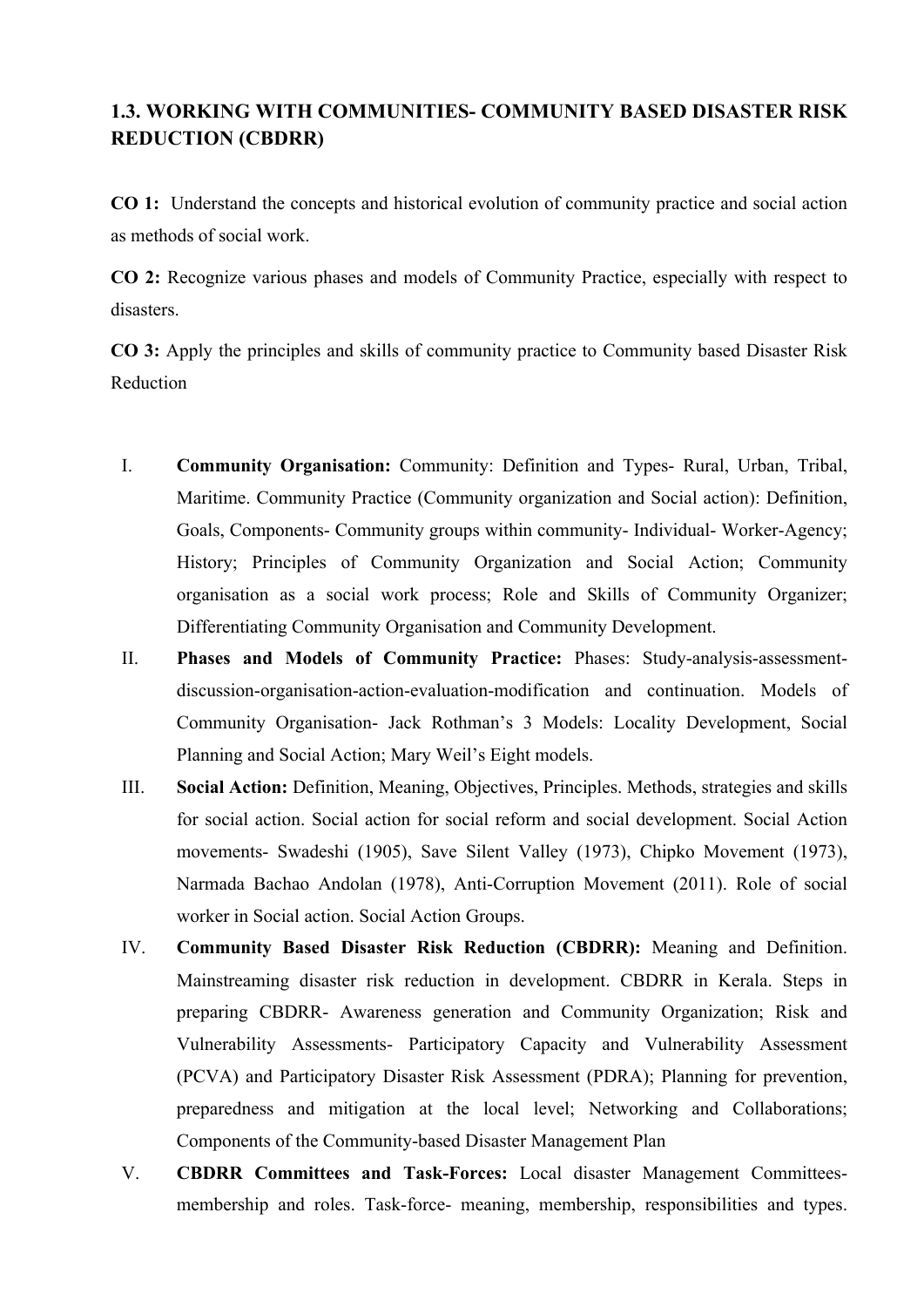### 1.3. WORKING WITH COMMUNITIES- COMMUNITY BASED DISASTER RISK REDUCTION (CBDRR)

**CO 1:** Understand the concepts and historical evolution of community practice and social action as methods of social work.

**CO 2:** Recognize various phases and models of Community Practice, especially with respect to disasters.

**CO 3:** Apply the principles and skills of community practice to Community based Disaster Risk Reduction

I. **Community Organisation:** Community: Definition and Types- Rural, Urban, Tribal, Maritime. Community Practice (Community organization and Social action): Definition, Goals, Components- Community groups within community- Individual- Worker-Agency; History; Principles of Community Organization and Social Action; Community organisation as a social work process; Role and Skills of Community Organizer; Differentiating Community Organisation and Community Development.

II. **Phases and Models of Community Practice:** Phases: Study-analysis-assessment-discussion-organisation-action-evaluation-modification and continuation. Models of Community Organisation- Jack Rothman's 3 Models: Locality Development, Social Planning and Social Action; Mary Weil's Eight models.

III. **Social Action:** Definition, Meaning, Objectives, Principles. Methods, strategies and skills for social action. Social action for social reform and social development. Social Action movements- Swadeshi (1905), Save Silent Valley (1973), Chipko Movement (1973), Narmada Bachao Andolan (1978), Anti-Corruption Movement (2011). Role of social worker in Social action. Social Action Groups.

IV. **Community Based Disaster Risk Reduction (CBDRR):** Meaning and Definition. Mainstreaming disaster risk reduction in development. CBDRR in Kerala. Steps in preparing CBDRR- Awareness generation and Community Organization; Risk and Vulnerability Assessments- Participatory Capacity and Vulnerability Assessment (PCVA) and Participatory Disaster Risk Assessment (PDRA); Planning for prevention, preparedness and mitigation at the local level; Networking and Collaborations; Components of the Community-based Disaster Management Plan

V. **CBDRR Committees and Task-Forces:** Local disaster Management Committees- membership and roles. Task-force- meaning, membership, responsibilities and types.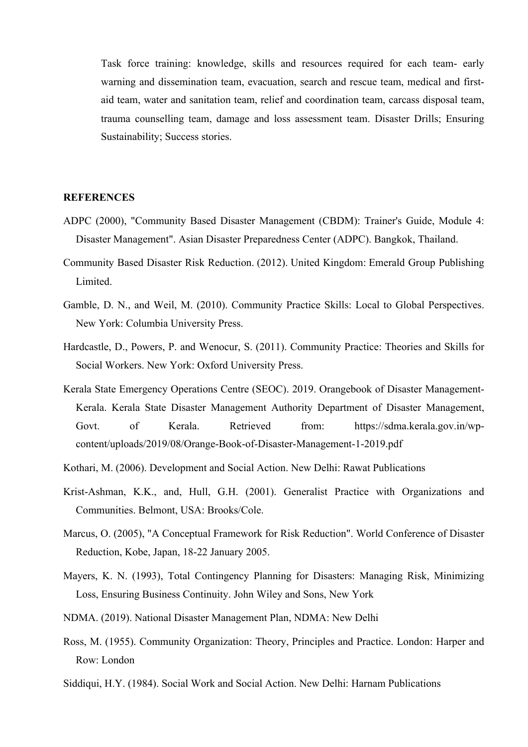Task force training: knowledge, skills and resources required for each team- early warning and dissemination team, evacuation, search and rescue team, medical and first-aid team, water and sanitation team, relief and coordination team, carcass disposal team, trauma counselling team, damage and loss assessment team. Disaster Drills; Ensuring Sustainability; Success stories.

**REFERENCES**

ADPC (2000), "Community Based Disaster Management (CBDM): Trainer's Guide, Module 4: Disaster Management". Asian Disaster Preparedness Center (ADPC). Bangkok, Thailand.

Community Based Disaster Risk Reduction. (2012). United Kingdom: Emerald Group Publishing Limited.

Gamble, D. N., and Weil, M. (2010). Community Practice Skills: Local to Global Perspectives. New York: Columbia University Press.

Hardcastle, D., Powers, P. and Wenocur, S. (2011). Community Practice: Theories and Skills for Social Workers. New York: Oxford University Press.

Kerala State Emergency Operations Centre (SEOC). 2019. Orangebook of Disaster Management-Kerala. Kerala State Disaster Management Authority Department of Disaster Management, Govt. of Kerala. Retrieved from: https://sdma.kerala.gov.in/wp-content/uploads/2019/08/Orange-Book-of-Disaster-Management-1-2019.pdf

Kothari, M. (2006). Development and Social Action. New Delhi: Rawat Publications

Krist-Ashman, K.K., and, Hull, G.H. (2001). Generalist Practice with Organizations and Communities. Belmont, USA: Brooks/Cole.

Marcus, O. (2005), "A Conceptual Framework for Risk Reduction". World Conference of Disaster Reduction, Kobe, Japan, 18-22 January 2005.

Mayers, K. N. (1993), Total Contingency Planning for Disasters: Managing Risk, Minimizing Loss, Ensuring Business Continuity. John Wiley and Sons, New York

NDMA. (2019). National Disaster Management Plan, NDMA: New Delhi

Ross, M. (1955). Community Organization: Theory, Principles and Practice. London: Harper and Row: London

Siddiqui, H.Y. (1984). Social Work and Social Action. New Delhi: Harnam Publications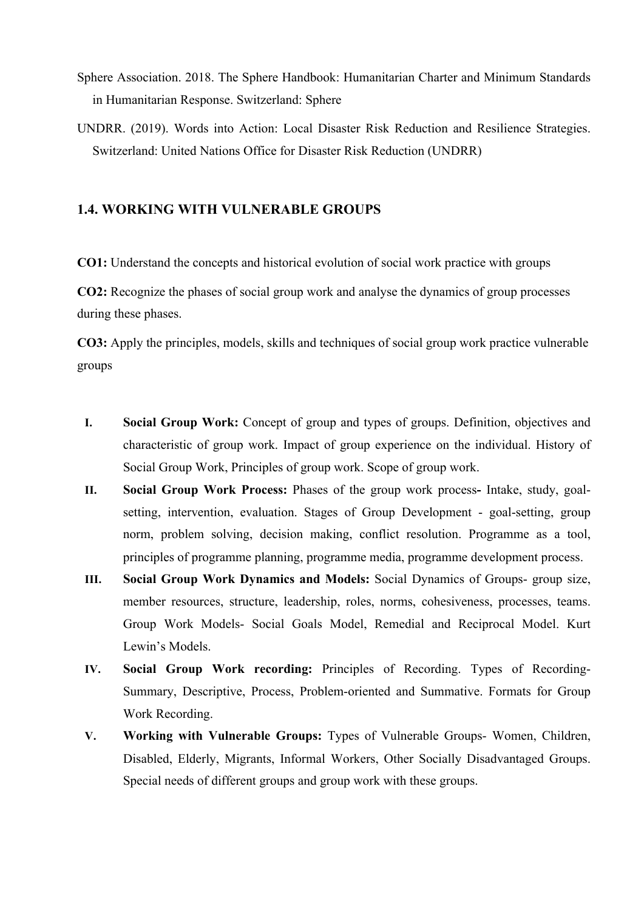Sphere Association. 2018. The Sphere Handbook: Humanitarian Charter and Minimum Standards in Humanitarian Response. Switzerland: Sphere

UNDRR. (2019). Words into Action: Local Disaster Risk Reduction and Resilience Strategies. Switzerland: United Nations Office for Disaster Risk Reduction (UNDRR)

## 1.4. WORKING WITH VULNERABLE GROUPS

**CO1:** Understand the concepts and historical evolution of social work practice with groups

**CO2:** Recognize the phases of social group work and analyse the dynamics of group processes during these phases.

**CO3:** Apply the principles, models, skills and techniques of social group work practice vulnerable groups

I. **Social Group Work:** Concept of group and types of groups. Definition, objectives and characteristic of group work. Impact of group experience on the individual. History of Social Group Work, Principles of group work. Scope of group work.

II. **Social Group Work Process:** Phases of the group work process**-** Intake, study, goal-setting, intervention, evaluation. Stages of Group Development - goal-setting, group norm, problem solving, decision making, conflict resolution. Programme as a tool, principles of programme planning, programme media, programme development process.

III. **Social Group Work Dynamics and Models:** Social Dynamics of Groups- group size, member resources, structure, leadership, roles, norms, cohesiveness, processes, teams. Group Work Models- Social Goals Model, Remedial and Reciprocal Model. Kurt Lewin's Models.

IV. **Social Group Work recording:** Principles of Recording. Types of Recording- Summary, Descriptive, Process, Problem-oriented and Summative. Formats for Group Work Recording.

V. **Working with Vulnerable Groups:** Types of Vulnerable Groups- Women, Children, Disabled, Elderly, Migrants, Informal Workers, Other Socially Disadvantaged Groups. Special needs of different groups and group work with these groups.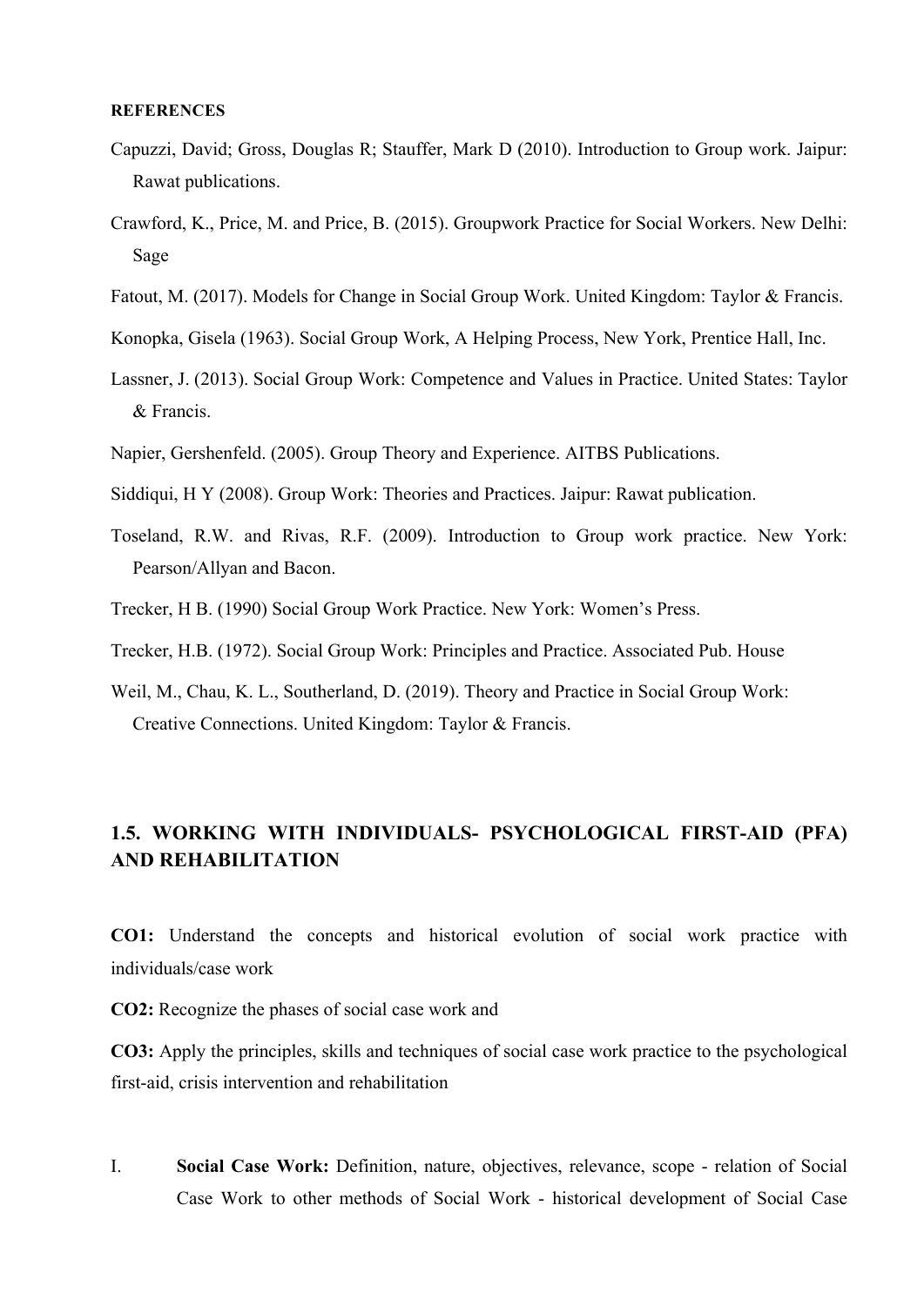**REFERENCES**

Capuzzi, David; Gross, Douglas R; Stauffer, Mark D (2010). Introduction to Group work. Jaipur: Rawat publications.

Crawford, K., Price, M. and Price, B. (2015). Groupwork Practice for Social Workers. New Delhi: Sage

Fatout, M. (2017). Models for Change in Social Group Work. United Kingdom: Taylor & Francis.

Konopka, Gisela (1963). Social Group Work, A Helping Process, New York, Prentice Hall, Inc.

Lassner, J. (2013). Social Group Work: Competence and Values in Practice. United States: Taylor & Francis.

Napier, Gershenfeld. (2005). Group Theory and Experience. AITBS Publications.

Siddiqui, H Y (2008). Group Work: Theories and Practices. Jaipur: Rawat publication.

Toseland, R.W. and Rivas, R.F. (2009). Introduction to Group work practice. New York: Pearson/Allyan and Bacon.

Trecker, H B. (1990) Social Group Work Practice. New York: Women's Press.

Trecker, H.B. (1972). Social Group Work: Principles and Practice. Associated Pub. House

Weil, M., Chau, K. L., Southerland, D. (2019). Theory and Practice in Social Group Work: Creative Connections. United Kingdom: Taylor & Francis.

## 1.5. WORKING WITH INDIVIDUALS- PSYCHOLOGICAL FIRST-AID (PFA) AND REHABILITATION

**CO1:** Understand the concepts and historical evolution of social work practice with individuals/case work

**CO2:** Recognize the phases of social case work and

**CO3:** Apply the principles, skills and techniques of social case work practice to the psychological first-aid, crisis intervention and rehabilitation

I. **Social Case Work:** Definition, nature, objectives, relevance, scope - relation of Social Case Work to other methods of Social Work - historical development of Social Case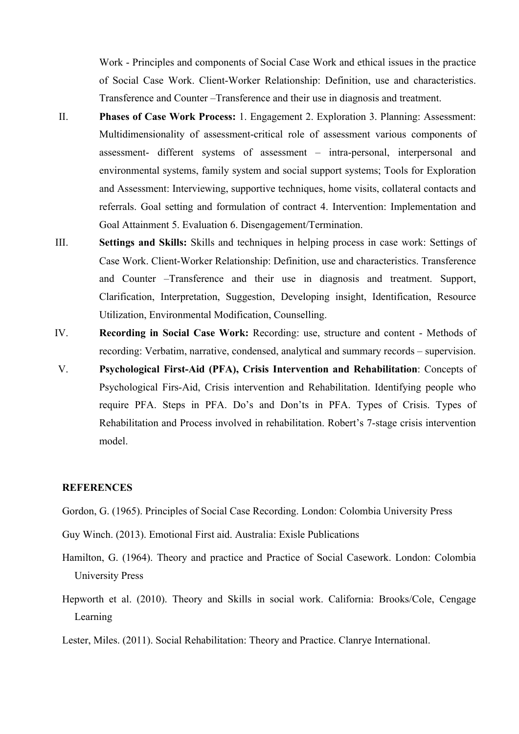Work - Principles and components of Social Case Work and ethical issues in the practice of Social Case Work. Client-Worker Relationship: Definition, use and characteristics. Transference and Counter –Transference and their use in diagnosis and treatment.

II. **Phases of Case Work Process:** 1. Engagement 2. Exploration 3. Planning: Assessment: Multidimensionality of assessment-critical role of assessment various components of assessment- different systems of assessment – intra-personal, interpersonal and environmental systems, family system and social support systems; Tools for Exploration and Assessment: Interviewing, supportive techniques, home visits, collateral contacts and referrals. Goal setting and formulation of contract 4. Intervention: Implementation and Goal Attainment 5. Evaluation 6. Disengagement/Termination.

III. **Settings and Skills:** Skills and techniques in helping process in case work: Settings of Case Work. Client-Worker Relationship: Definition, use and characteristics. Transference and Counter –Transference and their use in diagnosis and treatment. Support, Clarification, Interpretation, Suggestion, Developing insight, Identification, Resource Utilization, Environmental Modification, Counselling.

IV. **Recording in Social Case Work:** Recording: use, structure and content - Methods of recording: Verbatim, narrative, condensed, analytical and summary records – supervision.

V. **Psychological First-Aid (PFA), Crisis Intervention and Rehabilitation**: Concepts of Psychological Firs-Aid, Crisis intervention and Rehabilitation. Identifying people who require PFA. Steps in PFA. Do's and Don'ts in PFA. Types of Crisis. Types of Rehabilitation and Process involved in rehabilitation. Robert's 7-stage crisis intervention model.

**REFERENCES**

Gordon, G. (1965). Principles of Social Case Recording. London: Colombia University Press

Guy Winch. (2013). Emotional First aid. Australia: Exisle Publications

Hamilton, G. (1964). Theory and practice and Practice of Social Casework. London: Colombia University Press

Hepworth et al. (2010). Theory and Skills in social work. California: Brooks/Cole, Cengage Learning

Lester, Miles. (2011). Social Rehabilitation: Theory and Practice. Clanrye International.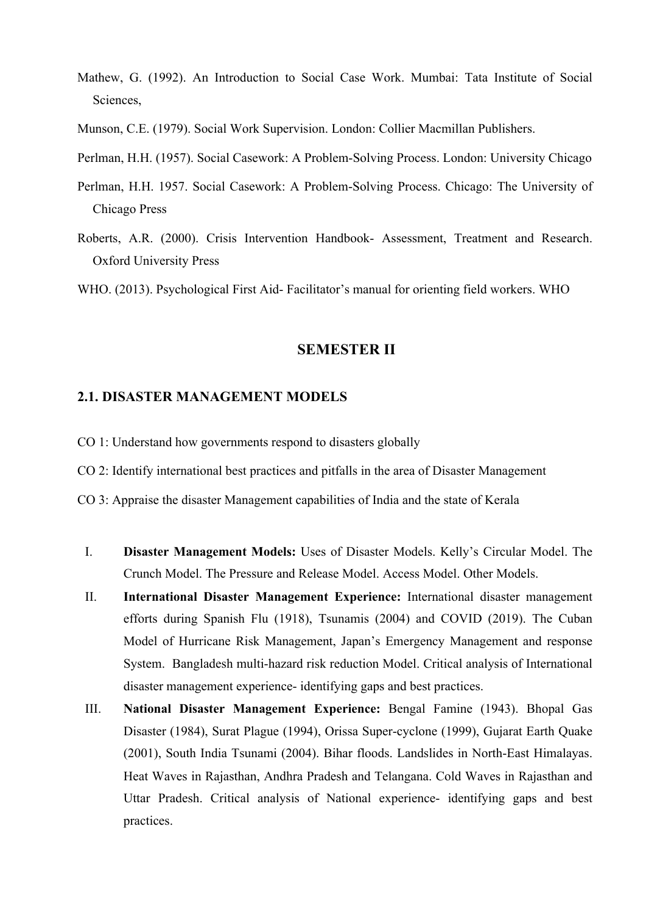Mathew, G. (1992). An Introduction to Social Case Work. Mumbai: Tata Institute of Social Sciences,

Munson, C.E. (1979). Social Work Supervision. London: Collier Macmillan Publishers.

Perlman, H.H. (1957). Social Casework: A Problem-Solving Process. London: University Chicago

Perlman, H.H. 1957. Social Casework: A Problem-Solving Process. Chicago: The University of Chicago Press

Roberts, A.R. (2000). Crisis Intervention Handbook- Assessment, Treatment and Research. Oxford University Press

WHO. (2013). Psychological First Aid- Facilitator's manual for orienting field workers. WHO

## SEMESTER II

### 2.1. DISASTER MANAGEMENT MODELS

CO 1: Understand how governments respond to disasters globally

CO 2: Identify international best practices and pitfalls in the area of Disaster Management

CO 3: Appraise the disaster Management capabilities of India and the state of Kerala

I. **Disaster Management Models:** Uses of Disaster Models. Kelly's Circular Model. The Crunch Model. The Pressure and Release Model. Access Model. Other Models.

II. **International Disaster Management Experience:** International disaster management efforts during Spanish Flu (1918), Tsunamis (2004) and COVID (2019). The Cuban Model of Hurricane Risk Management, Japan's Emergency Management and response System. Bangladesh multi-hazard risk reduction Model. Critical analysis of International disaster management experience- identifying gaps and best practices.

III. **National Disaster Management Experience:** Bengal Famine (1943). Bhopal Gas Disaster (1984), Surat Plague (1994), Orissa Super-cyclone (1999), Gujarat Earth Quake (2001), South India Tsunami (2004). Bihar floods. Landslides in North-East Himalayas. Heat Waves in Rajasthan, Andhra Pradesh and Telangana. Cold Waves in Rajasthan and Uttar Pradesh. Critical analysis of National experience- identifying gaps and best practices.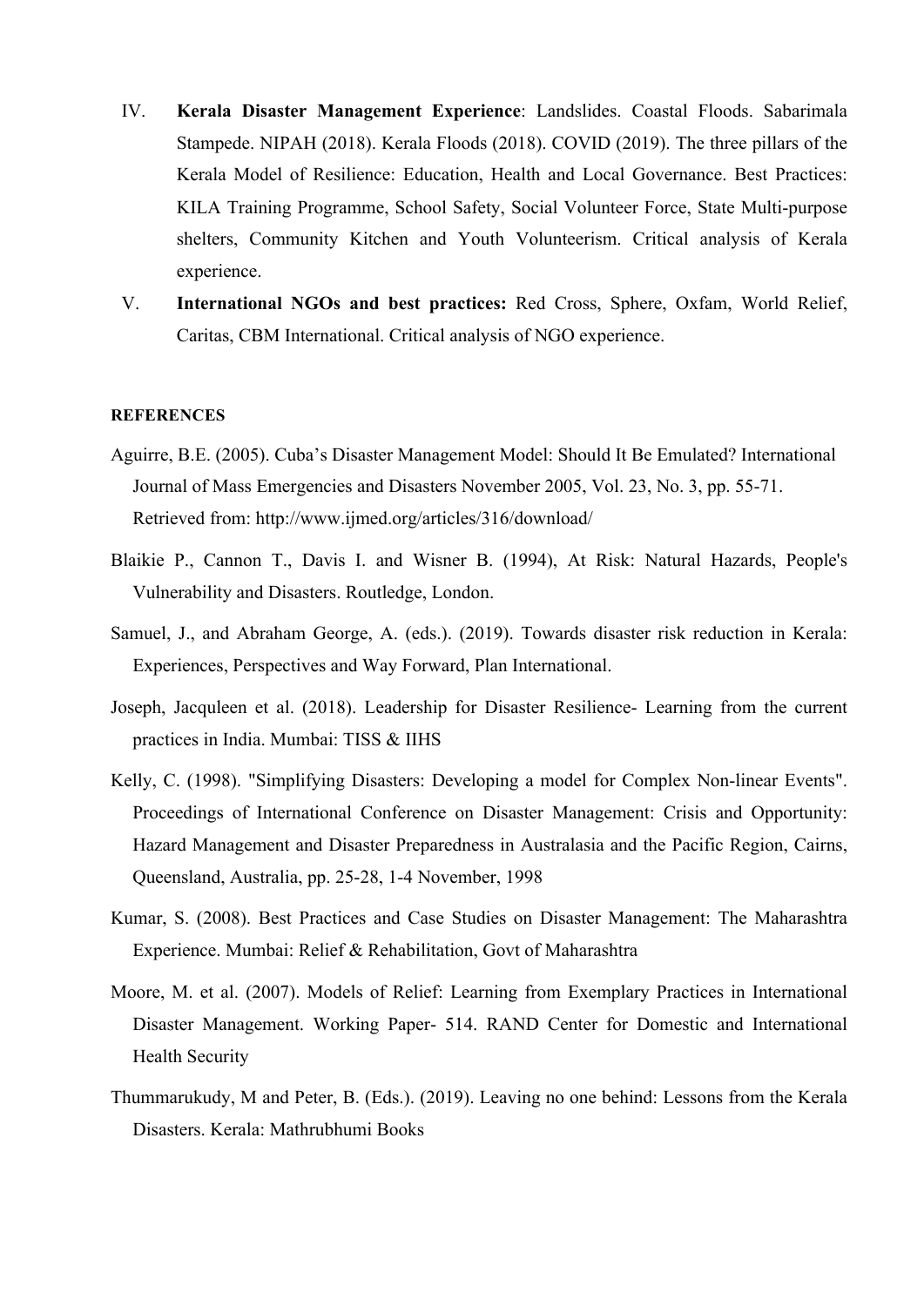IV. **Kerala Disaster Management Experience**: Landslides. Coastal Floods. Sabarimala Stampede. NIPAH (2018). Kerala Floods (2018). COVID (2019). The three pillars of the Kerala Model of Resilience: Education, Health and Local Governance. Best Practices: KILA Training Programme, School Safety, Social Volunteer Force, State Multi-purpose shelters, Community Kitchen and Youth Volunteerism. Critical analysis of Kerala experience.

V. **International NGOs and best practices:** Red Cross, Sphere, Oxfam, World Relief, Caritas, CBM International. Critical analysis of NGO experience.

#### REFERENCES

Aguirre, B.E. (2005). Cuba's Disaster Management Model: Should It Be Emulated? International Journal of Mass Emergencies and Disasters November 2005, Vol. 23, No. 3, pp. 55-71. Retrieved from: http://www.ijmed.org/articles/316/download/

Blaikie P., Cannon T., Davis I. and Wisner B. (1994), At Risk: Natural Hazards, People's Vulnerability and Disasters. Routledge, London.

Samuel, J., and Abraham George, A. (eds.). (2019). Towards disaster risk reduction in Kerala: Experiences, Perspectives and Way Forward, Plan International.

Joseph, Jacquleen et al. (2018). Leadership for Disaster Resilience- Learning from the current practices in India. Mumbai: TISS & IIHS

Kelly, C. (1998). "Simplifying Disasters: Developing a model for Complex Non-linear Events". Proceedings of International Conference on Disaster Management: Crisis and Opportunity: Hazard Management and Disaster Preparedness in Australasia and the Pacific Region, Cairns, Queensland, Australia, pp. 25-28, 1-4 November, 1998

Kumar, S. (2008). Best Practices and Case Studies on Disaster Management: The Maharashtra Experience. Mumbai: Relief & Rehabilitation, Govt of Maharashtra

Moore, M. et al. (2007). Models of Relief: Learning from Exemplary Practices in International Disaster Management. Working Paper- 514. RAND Center for Domestic and International Health Security

Thummarukudy, M and Peter, B. (Eds.). (2019). Leaving no one behind: Lessons from the Kerala Disasters. Kerala: Mathrubhumi Books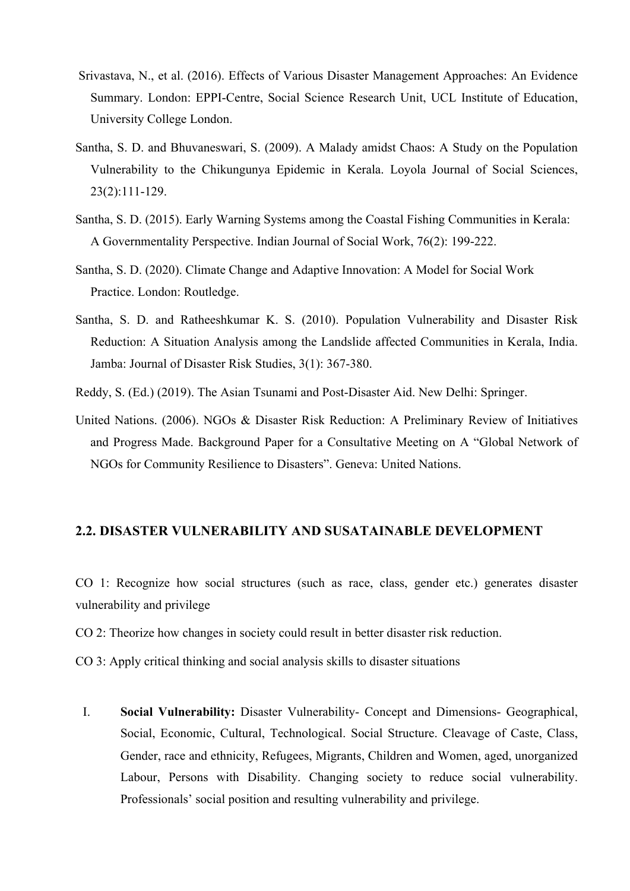Srivastava, N., et al. (2016). Effects of Various Disaster Management Approaches: An Evidence Summary. London: EPPI-Centre, Social Science Research Unit, UCL Institute of Education, University College London.

Santha, S. D. and Bhuvaneswari, S. (2009). A Malady amidst Chaos: A Study on the Population Vulnerability to the Chikungunya Epidemic in Kerala. Loyola Journal of Social Sciences, 23(2):111-129.

Santha, S. D. (2015). Early Warning Systems among the Coastal Fishing Communities in Kerala: A Governmentality Perspective. Indian Journal of Social Work, 76(2): 199-222.

Santha, S. D. (2020). Climate Change and Adaptive Innovation: A Model for Social Work Practice. London: Routledge.

Santha, S. D. and Ratheeshkumar K. S. (2010). Population Vulnerability and Disaster Risk Reduction: A Situation Analysis among the Landslide affected Communities in Kerala, India. Jamba: Journal of Disaster Risk Studies, 3(1): 367-380.

Reddy, S. (Ed.) (2019). The Asian Tsunami and Post-Disaster Aid. New Delhi: Springer.

United Nations. (2006). NGOs & Disaster Risk Reduction: A Preliminary Review of Initiatives and Progress Made. Background Paper for a Consultative Meeting on A "Global Network of NGOs for Community Resilience to Disasters". Geneva: United Nations.

## 2.2. DISASTER VULNERABILITY AND SUSATAINABLE DEVELOPMENT

CO 1: Recognize how social structures (such as race, class, gender etc.) generates disaster vulnerability and privilege

CO 2: Theorize how changes in society could result in better disaster risk reduction.

CO 3: Apply critical thinking and social analysis skills to disaster situations

I. **Social Vulnerability:** Disaster Vulnerability- Concept and Dimensions- Geographical, Social, Economic, Cultural, Technological. Social Structure. Cleavage of Caste, Class, Gender, race and ethnicity, Refugees, Migrants, Children and Women, aged, unorganized Labour, Persons with Disability. Changing society to reduce social vulnerability. Professionals' social position and resulting vulnerability and privilege.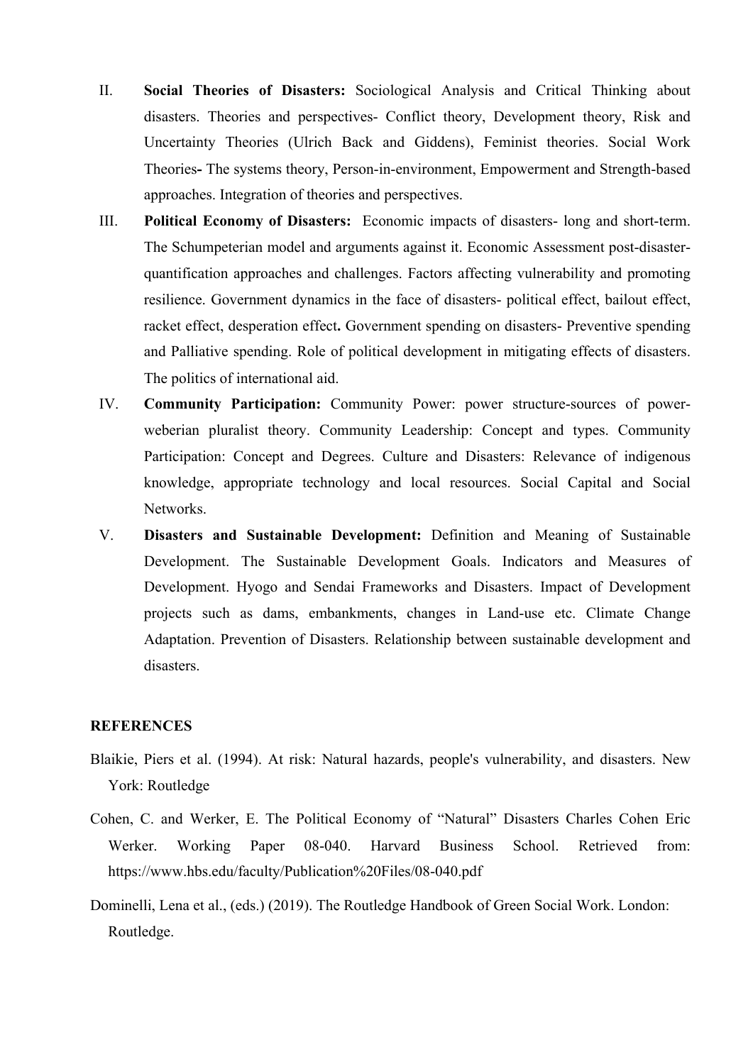II. **Social Theories of Disasters:** Sociological Analysis and Critical Thinking about disasters. Theories and perspectives- Conflict theory, Development theory, Risk and Uncertainty Theories (Ulrich Back and Giddens), Feminist theories. Social Work Theories**-** The systems theory, Person-in-environment, Empowerment and Strength-based approaches. Integration of theories and perspectives.

III. **Political Economy of Disasters:** Economic impacts of disasters- long and short-term. The Schumpeterian model and arguments against it. Economic Assessment post-disaster- quantification approaches and challenges. Factors affecting vulnerability and promoting resilience. Government dynamics in the face of disasters- political effect, bailout effect, racket effect, desperation effect**.** Government spending on disasters- Preventive spending and Palliative spending. Role of political development in mitigating effects of disasters. The politics of international aid.

IV. **Community Participation:** Community Power: power structure-sources of power- weberian pluralist theory. Community Leadership: Concept and types. Community Participation: Concept and Degrees. Culture and Disasters: Relevance of indigenous knowledge, appropriate technology and local resources. Social Capital and Social Networks.

V. **Disasters and Sustainable Development:** Definition and Meaning of Sustainable Development. The Sustainable Development Goals. Indicators and Measures of Development. Hyogo and Sendai Frameworks and Disasters. Impact of Development projects such as dams, embankments, changes in Land-use etc. Climate Change Adaptation. Prevention of Disasters. Relationship between sustainable development and disasters.

**REFERENCES**

Blaikie, Piers et al. (1994). At risk: Natural hazards, people's vulnerability, and disasters. New York: Routledge

Cohen, C. and Werker, E. The Political Economy of "Natural" Disasters Charles Cohen Eric Werker. Working Paper 08-040. Harvard Business School. Retrieved from: https://www.hbs.edu/faculty/Publication%20Files/08-040.pdf

Dominelli, Lena et al., (eds.) (2019). The Routledge Handbook of Green Social Work. London: Routledge.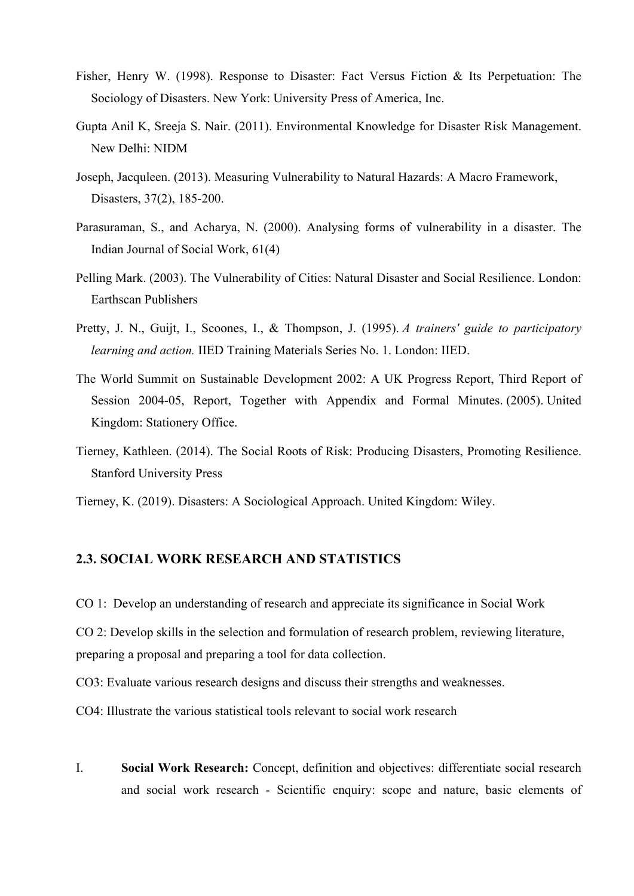Fisher, Henry W. (1998). Response to Disaster: Fact Versus Fiction & Its Perpetuation: The Sociology of Disasters. New York: University Press of America, Inc.

Gupta Anil K, Sreeja S. Nair. (2011). Environmental Knowledge for Disaster Risk Management. New Delhi: NIDM

Joseph, Jacquleen. (2013). Measuring Vulnerability to Natural Hazards: A Macro Framework, Disasters, 37(2), 185-200.

Parasuraman, S., and Acharya, N. (2000). Analysing forms of vulnerability in a disaster. The Indian Journal of Social Work, 61(4)

Pelling Mark. (2003). The Vulnerability of Cities: Natural Disaster and Social Resilience. London: Earthscan Publishers

Pretty, J. N., Guijt, I., Scoones, I., & Thompson, J. (1995). *A trainers' guide to participatory learning and action.* IIED Training Materials Series No. 1. London: IIED.

The World Summit on Sustainable Development 2002: A UK Progress Report, Third Report of Session 2004-05, Report, Together with Appendix and Formal Minutes. (2005). United Kingdom: Stationery Office.

Tierney, Kathleen. (2014). The Social Roots of Risk: Producing Disasters, Promoting Resilience. Stanford University Press

Tierney, K. (2019). Disasters: A Sociological Approach. United Kingdom: Wiley.

### 2.3. SOCIAL WORK RESEARCH AND STATISTICS

CO 1: Develop an understanding of research and appreciate its significance in Social Work

CO 2: Develop skills in the selection and formulation of research problem, reviewing literature, preparing a proposal and preparing a tool for data collection.

CO3: Evaluate various research designs and discuss their strengths and weaknesses.

CO4: Illustrate the various statistical tools relevant to social work research

I. **Social Work Research:** Concept, definition and objectives: differentiate social research and social work research - Scientific enquiry: scope and nature, basic elements of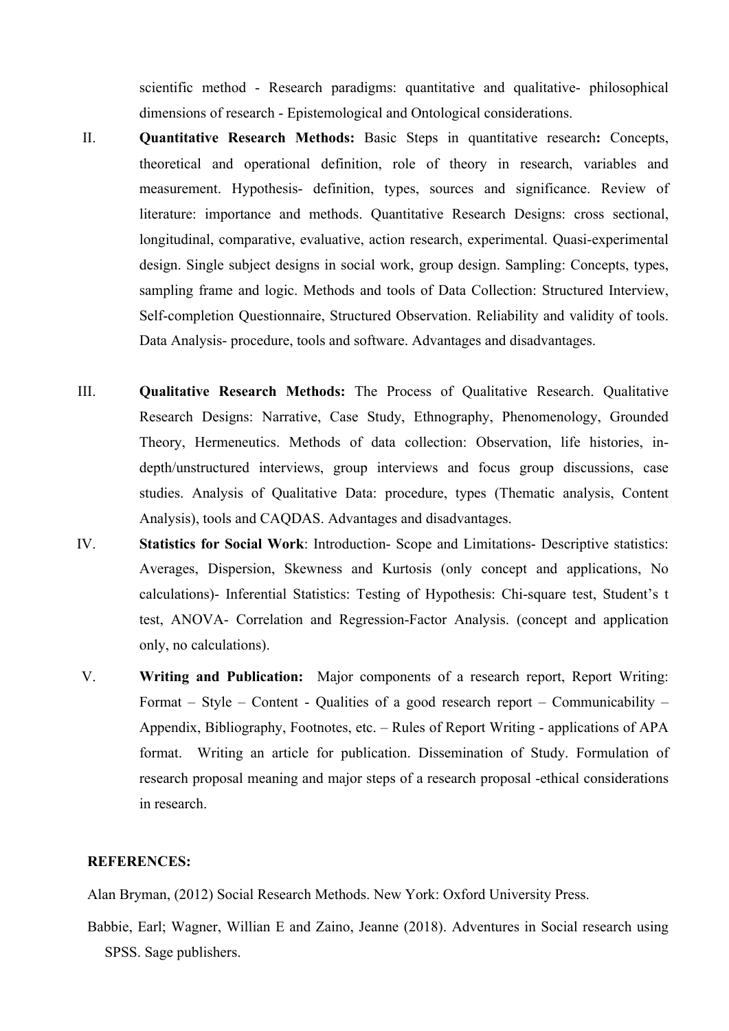scientific method - Research paradigms: quantitative and qualitative- philosophical dimensions of research - Epistemological and Ontological considerations.

II. **Quantitative Research Methods:** Basic Steps in quantitative research**:** Concepts, theoretical and operational definition, role of theory in research, variables and measurement. Hypothesis- definition, types, sources and significance. Review of literature: importance and methods. Quantitative Research Designs: cross sectional, longitudinal, comparative, evaluative, action research, experimental. Quasi-experimental design. Single subject designs in social work, group design. Sampling: Concepts, types, sampling frame and logic. Methods and tools of Data Collection: Structured Interview, Self-completion Questionnaire, Structured Observation. Reliability and validity of tools. Data Analysis- procedure, tools and software. Advantages and disadvantages.

III. **Qualitative Research Methods:** The Process of Qualitative Research. Qualitative Research Designs: Narrative, Case Study, Ethnography, Phenomenology, Grounded Theory, Hermeneutics. Methods of data collection: Observation, life histories, in-depth/unstructured interviews, group interviews and focus group discussions, case studies. Analysis of Qualitative Data: procedure, types (Thematic analysis, Content Analysis), tools and CAQDAS. Advantages and disadvantages.

IV. **Statistics for Social Work**: Introduction- Scope and Limitations- Descriptive statistics: Averages, Dispersion, Skewness and Kurtosis (only concept and applications, No calculations)- Inferential Statistics: Testing of Hypothesis: Chi-square test, Student's t test, ANOVA- Correlation and Regression-Factor Analysis. (concept and application only, no calculations).

V. **Writing and Publication:** Major components of a research report, Report Writing: Format – Style – Content - Qualities of a good research report – Communicability – Appendix, Bibliography, Footnotes, etc. – Rules of Report Writing - applications of APA format. Writing an article for publication. Dissemination of Study. Formulation of research proposal meaning and major steps of a research proposal -ethical considerations in research.

**REFERENCES:**

Alan Bryman, (2012) Social Research Methods. New York: Oxford University Press.

Babbie, Earl; Wagner, Willian E and Zaino, Jeanne (2018). Adventures in Social research using SPSS. Sage publishers.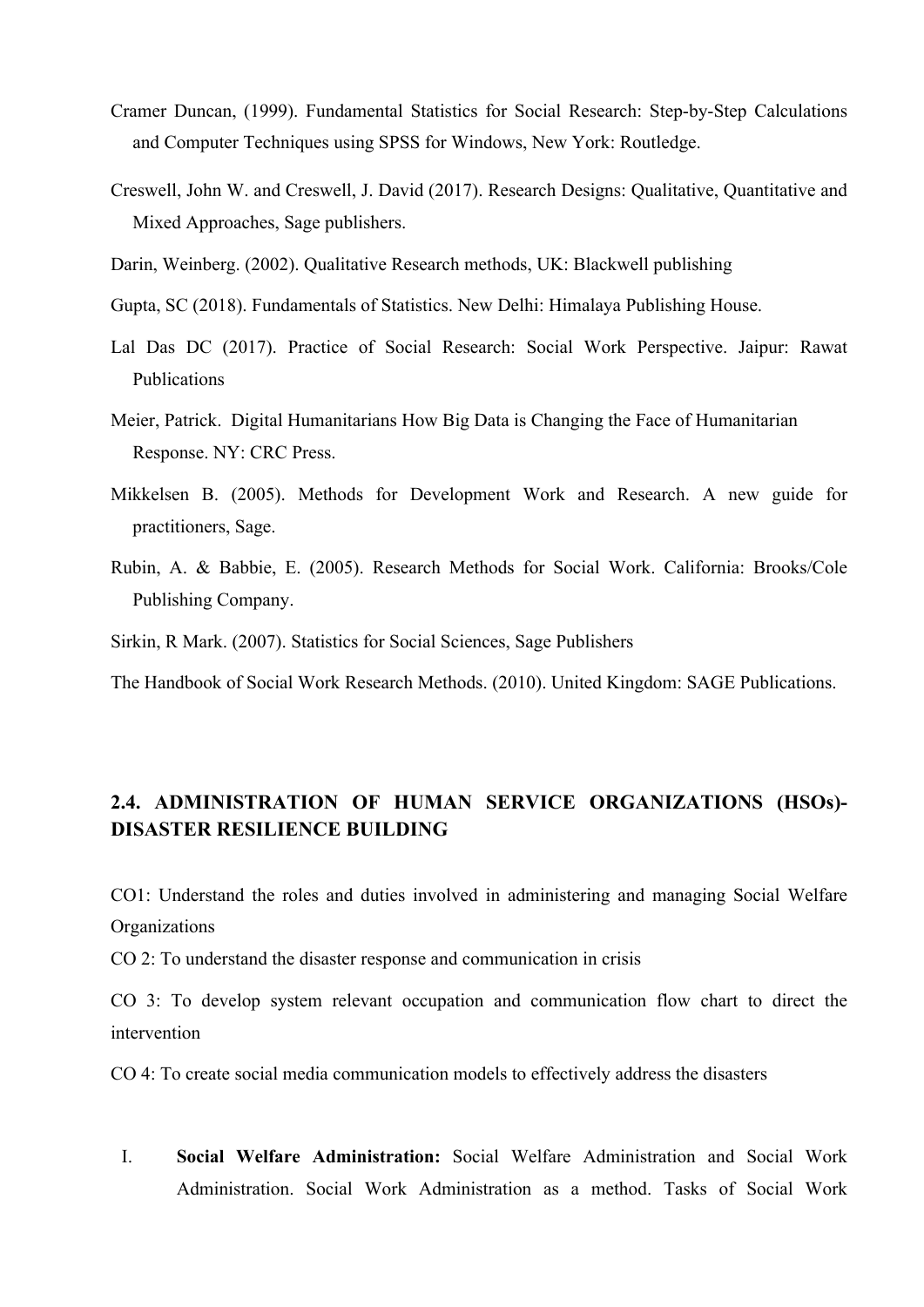Cramer Duncan, (1999). Fundamental Statistics for Social Research: Step-by-Step Calculations and Computer Techniques using SPSS for Windows, New York: Routledge.

Creswell, John W. and Creswell, J. David (2017). Research Designs: Qualitative, Quantitative and Mixed Approaches, Sage publishers.

Darin, Weinberg. (2002). Qualitative Research methods, UK: Blackwell publishing

Gupta, SC (2018). Fundamentals of Statistics. New Delhi: Himalaya Publishing House.

Lal Das DC (2017). Practice of Social Research: Social Work Perspective. Jaipur: Rawat Publications

Meier, Patrick. Digital Humanitarians How Big Data is Changing the Face of Humanitarian Response. NY: CRC Press.

Mikkelsen B. (2005). Methods for Development Work and Research. A new guide for practitioners, Sage.

Rubin, A. & Babbie, E. (2005). Research Methods for Social Work. California: Brooks/Cole Publishing Company.

Sirkin, R Mark. (2007). Statistics for Social Sciences, Sage Publishers

The Handbook of Social Work Research Methods. (2010). United Kingdom: SAGE Publications.

## 2.4. ADMINISTRATION OF HUMAN SERVICE ORGANIZATIONS (HSOs)- DISASTER RESILIENCE BUILDING

CO1: Understand the roles and duties involved in administering and managing Social Welfare Organizations

CO 2: To understand the disaster response and communication in crisis

CO 3: To develop system relevant occupation and communication flow chart to direct the intervention

CO 4: To create social media communication models to effectively address the disasters

I. **Social Welfare Administration:** Social Welfare Administration and Social Work Administration. Social Work Administration as a method. Tasks of Social Work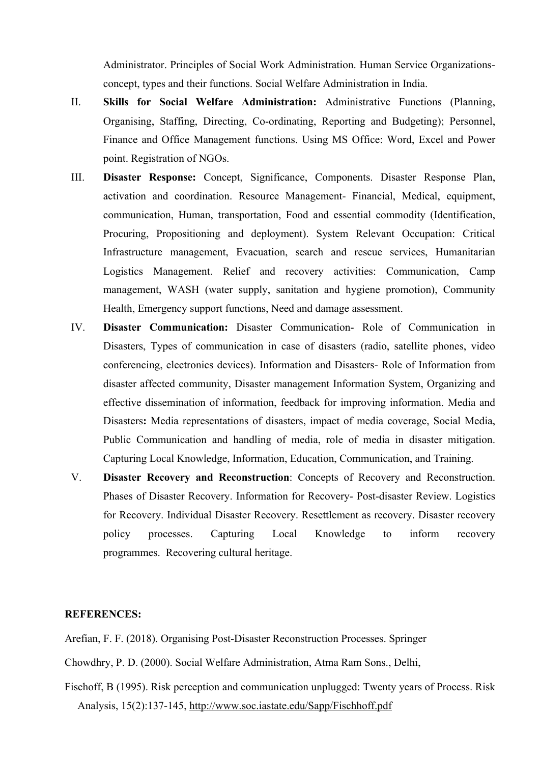Administrator. Principles of Social Work Administration. Human Service Organizations-concept, types and their functions. Social Welfare Administration in India.

II. **Skills for Social Welfare Administration:** Administrative Functions (Planning, Organising, Staffing, Directing, Co-ordinating, Reporting and Budgeting); Personnel, Finance and Office Management functions. Using MS Office: Word, Excel and Power point. Registration of NGOs.

III. **Disaster Response:** Concept, Significance, Components. Disaster Response Plan, activation and coordination. Resource Management- Financial, Medical, equipment, communication, Human, transportation, Food and essential commodity (Identification, Procuring, Propositioning and deployment). System Relevant Occupation: Critical Infrastructure management, Evacuation, search and rescue services, Humanitarian Logistics Management. Relief and recovery activities: Communication, Camp management, WASH (water supply, sanitation and hygiene promotion), Community Health, Emergency support functions, Need and damage assessment.

IV. **Disaster Communication:** Disaster Communication- Role of Communication in Disasters, Types of communication in case of disasters (radio, satellite phones, video conferencing, electronics devices). Information and Disasters- Role of Information from disaster affected community, Disaster management Information System, Organizing and effective dissemination of information, feedback for improving information. Media and Disasters**:** Media representations of disasters, impact of media coverage, Social Media, Public Communication and handling of media, role of media in disaster mitigation. Capturing Local Knowledge, Information, Education, Communication, and Training.

V. **Disaster Recovery and Reconstruction**: Concepts of Recovery and Reconstruction. Phases of Disaster Recovery. Information for Recovery- Post-disaster Review. Logistics for Recovery. Individual Disaster Recovery. Resettlement as recovery. Disaster recovery policy processes. Capturing Local Knowledge to inform recovery programmes. Recovering cultural heritage.

**REFERENCES:**

Arefian, F. F. (2018). Organising Post-Disaster Reconstruction Processes. Springer

Chowdhry, P. D. (2000). Social Welfare Administration, Atma Ram Sons., Delhi,

Fischoff, B (1995). Risk perception and communication unplugged: Twenty years of Process. Risk Analysis, 15(2):137-145, http://www.soc.iastate.edu/Sapp/Fischhoff.pdf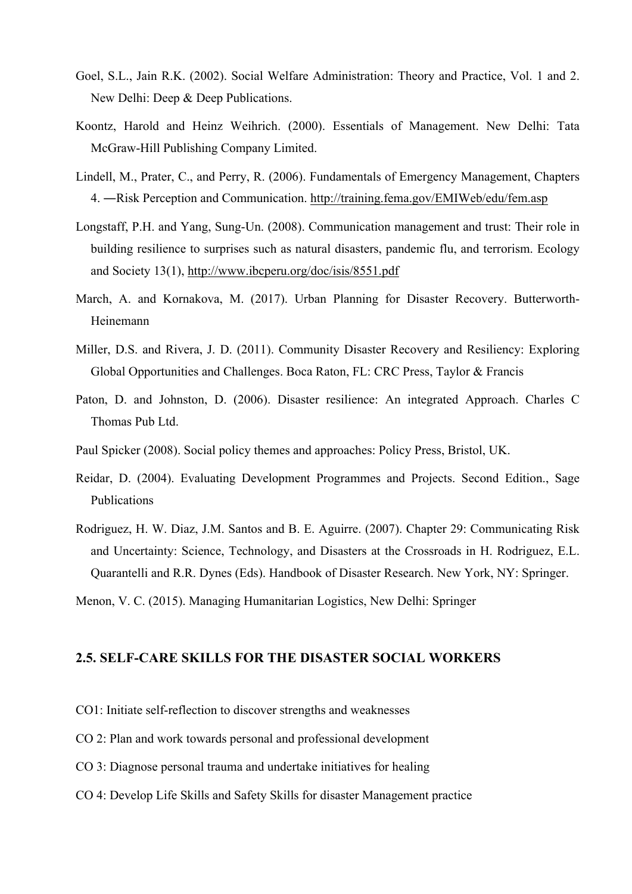Goel, S.L., Jain R.K. (2002). Social Welfare Administration: Theory and Practice, Vol. 1 and 2. New Delhi: Deep & Deep Publications.

Koontz, Harold and Heinz Weihrich. (2000). Essentials of Management. New Delhi: Tata McGraw-Hill Publishing Company Limited.

Lindell, M., Prater, C., and Perry, R. (2006). Fundamentals of Emergency Management, Chapters 4. ―Risk Perception and Communication. http://training.fema.gov/EMIWeb/edu/fem.asp

Longstaff, P.H. and Yang, Sung-Un. (2008). Communication management and trust: Their role in building resilience to surprises such as natural disasters, pandemic flu, and terrorism. Ecology and Society 13(1), http://www.ibcperu.org/doc/isis/8551.pdf

March, A. and Kornakova, M. (2017). Urban Planning for Disaster Recovery. Butterworth-Heinemann

Miller, D.S. and Rivera, J. D. (2011). Community Disaster Recovery and Resiliency: Exploring Global Opportunities and Challenges. Boca Raton, FL: CRC Press, Taylor & Francis

Paton, D. and Johnston, D. (2006). Disaster resilience: An integrated Approach. Charles C Thomas Pub Ltd.

Paul Spicker (2008). Social policy themes and approaches: Policy Press, Bristol, UK.

Reidar, D. (2004). Evaluating Development Programmes and Projects. Second Edition., Sage Publications

Rodriguez, H. W. Diaz, J.M. Santos and B. E. Aguirre. (2007). Chapter 29: Communicating Risk and Uncertainty: Science, Technology, and Disasters at the Crossroads in H. Rodriguez, E.L. Quarantelli and R.R. Dynes (Eds). Handbook of Disaster Research. New York, NY: Springer.

Menon, V. C. (2015). Managing Humanitarian Logistics, New Delhi: Springer

## 2.5. SELF-CARE SKILLS FOR THE DISASTER SOCIAL WORKERS

CO1: Initiate self-reflection to discover strengths and weaknesses

CO 2: Plan and work towards personal and professional development

CO 3: Diagnose personal trauma and undertake initiatives for healing

CO 4: Develop Life Skills and Safety Skills for disaster Management practice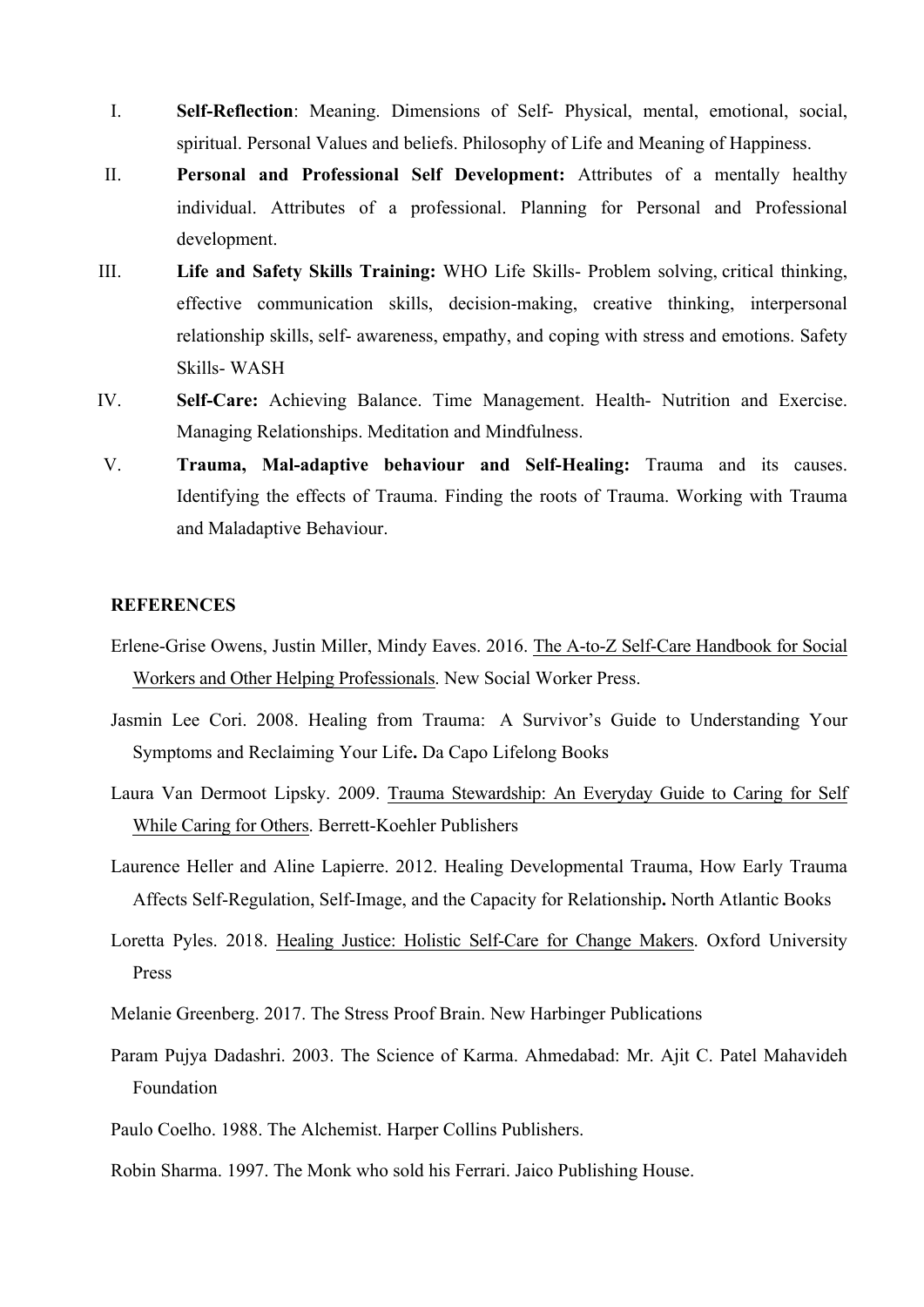I. **Self-Reflection**: Meaning. Dimensions of Self- Physical, mental, emotional, social, spiritual. Personal Values and beliefs. Philosophy of Life and Meaning of Happiness.

II. **Personal and Professional Self Development:** Attributes of a mentally healthy individual. Attributes of a professional. Planning for Personal and Professional development.

III. **Life and Safety Skills Training:** WHO Life Skills- Problem solving, critical thinking, effective communication skills, decision-making, creative thinking, interpersonal relationship skills, self- awareness, empathy, and coping with stress and emotions. Safety Skills- WASH

IV. **Self-Care:** Achieving Balance. Time Management. Health- Nutrition and Exercise. Managing Relationships. Meditation and Mindfulness.

V. **Trauma, Mal-adaptive behaviour and Self-Healing:** Trauma and its causes. Identifying the effects of Trauma. Finding the roots of Trauma. Working with Trauma and Maladaptive Behaviour.

**REFERENCES**

Erlene-Grise Owens, Justin Miller, Mindy Eaves. 2016. The A-to-Z Self-Care Handbook for Social Workers and Other Helping Professionals. New Social Worker Press.

Jasmin Lee Cori. 2008. Healing from Trauma: A Survivor's Guide to Understanding Your Symptoms and Reclaiming Your Life**.** Da Capo Lifelong Books

Laura Van Dermoot Lipsky. 2009. Trauma Stewardship: An Everyday Guide to Caring for Self While Caring for Others. Berrett-Koehler Publishers

Laurence Heller and Aline Lapierre. 2012. Healing Developmental Trauma, How Early Trauma Affects Self-Regulation, Self-Image, and the Capacity for Relationship**.** North Atlantic Books

Loretta Pyles. 2018. Healing Justice: Holistic Self-Care for Change Makers. Oxford University Press

Melanie Greenberg. 2017. The Stress Proof Brain. New Harbinger Publications

Param Pujya Dadashri. 2003. The Science of Karma. Ahmedabad: Mr. Ajit C. Patel Mahavideh Foundation

Paulo Coelho. 1988. The Alchemist. Harper Collins Publishers.

Robin Sharma. 1997. The Monk who sold his Ferrari. Jaico Publishing House.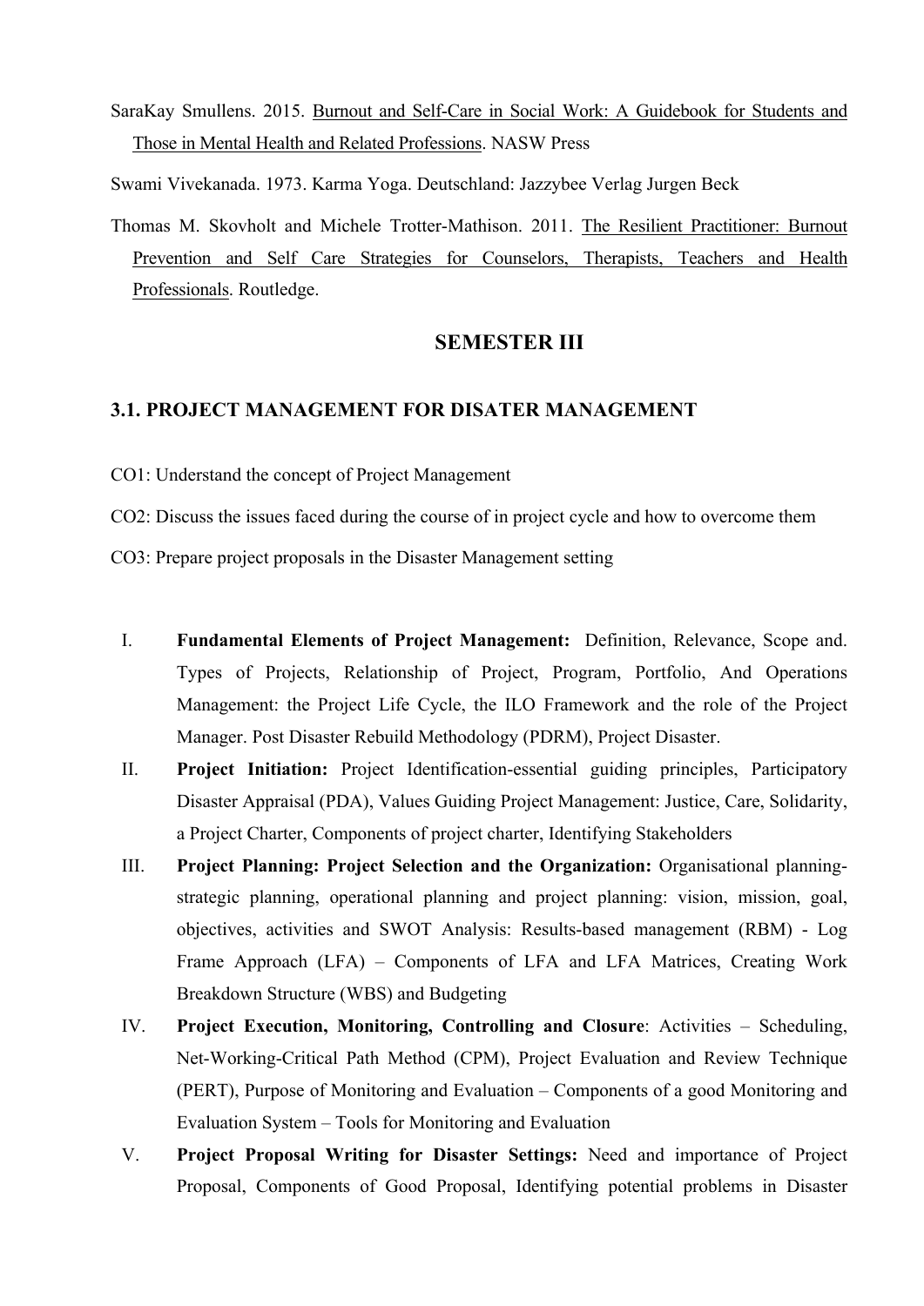SaraKay Smullens. 2015. Burnout and Self-Care in Social Work: A Guidebook for Students and Those in Mental Health and Related Professions. NASW Press

Swami Vivekanada. 1973. Karma Yoga. Deutschland: Jazzybee Verlag Jurgen Beck

Thomas M. Skovholt and Michele Trotter-Mathison. 2011. The Resilient Practitioner: Burnout Prevention and Self Care Strategies for Counselors, Therapists, Teachers and Health Professionals. Routledge.

## SEMESTER III

### 3.1. PROJECT MANAGEMENT FOR DISATER MANAGEMENT

CO1: Understand the concept of Project Management

CO2: Discuss the issues faced during the course of in project cycle and how to overcome them

CO3: Prepare project proposals in the Disaster Management setting

I. **Fundamental Elements of Project Management:** Definition, Relevance, Scope and. Types of Projects, Relationship of Project, Program, Portfolio, And Operations Management: the Project Life Cycle, the ILO Framework and the role of the Project Manager. Post Disaster Rebuild Methodology (PDRM), Project Disaster.

II. **Project Initiation:** Project Identification-essential guiding principles, Participatory Disaster Appraisal (PDA), Values Guiding Project Management: Justice, Care, Solidarity, a Project Charter, Components of project charter, Identifying Stakeholders

III. **Project Planning: Project Selection and the Organization:** Organisational planning-strategic planning, operational planning and project planning: vision, mission, goal, objectives, activities and SWOT Analysis: Results-based management (RBM) - Log Frame Approach (LFA) – Components of LFA and LFA Matrices, Creating Work Breakdown Structure (WBS) and Budgeting

IV. **Project Execution, Monitoring, Controlling and Closure**: Activities – Scheduling, Net-Working-Critical Path Method (CPM), Project Evaluation and Review Technique (PERT), Purpose of Monitoring and Evaluation – Components of a good Monitoring and Evaluation System – Tools for Monitoring and Evaluation

V. **Project Proposal Writing for Disaster Settings:** Need and importance of Project Proposal, Components of Good Proposal, Identifying potential problems in Disaster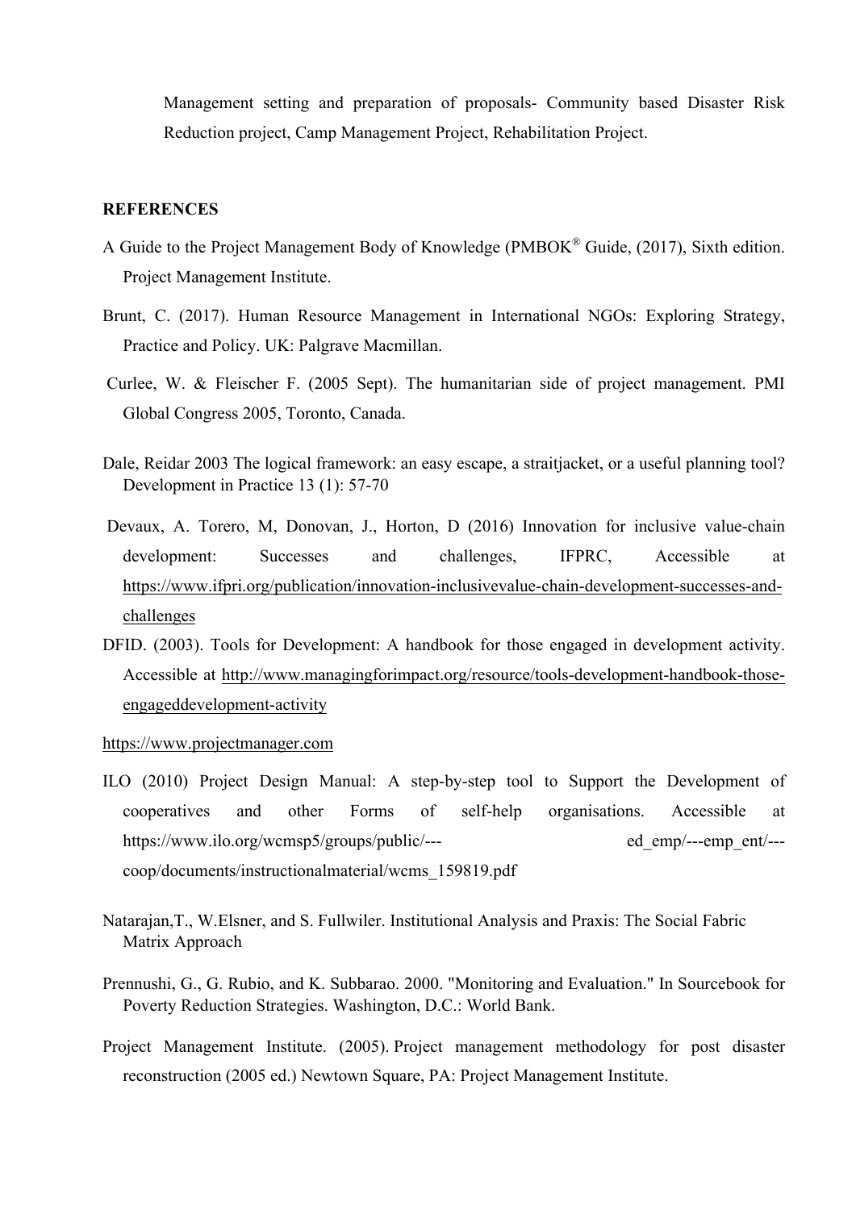Management setting and preparation of proposals- Community based Disaster Risk Reduction project, Camp Management Project, Rehabilitation Project.

**REFERENCES**

A Guide to the Project Management Body of Knowledge (PMBOK® Guide, (2017), Sixth edition. Project Management Institute.

Brunt, C. (2017). Human Resource Management in International NGOs: Exploring Strategy, Practice and Policy. UK: Palgrave Macmillan.

Curlee, W. & Fleischer F. (2005 Sept). The humanitarian side of project management. PMI Global Congress 2005, Toronto, Canada.

Dale, Reidar 2003 The logical framework: an easy escape, a straitjacket, or a useful planning tool? Development in Practice 13 (1): 57-70

Devaux, A. Torero, M, Donovan, J., Horton, D (2016) Innovation for inclusive value-chain development: Successes and challenges, IFPRC, Accessible at https://www.ifpri.org/publication/innovation-inclusivevalue-chain-development-successes-and-challenges

DFID. (2003). Tools for Development: A handbook for those engaged in development activity. Accessible at http://www.managingforimpact.org/resource/tools-development-handbook-those-engageddevelopment-activity

https://www.projectmanager.com

ILO (2010) Project Design Manual: A step-by-step tool to Support the Development of cooperatives and other Forms of self-help organisations. Accessible at https://www.ilo.org/wcmsp5/groups/public/---ed_emp/---emp_ent/---coop/documents/instructionalmaterial/wcms_159819.pdf

Natarajan,T., W.Elsner, and S. Fullwiler. Institutional Analysis and Praxis: The Social Fabric Matrix Approach

Prennushi, G., G. Rubio, and K. Subbarao. 2000. "Monitoring and Evaluation." In Sourcebook for Poverty Reduction Strategies. Washington, D.C.: World Bank.

Project Management Institute. (2005). Project management methodology for post disaster reconstruction (2005 ed.) Newtown Square, PA: Project Management Institute.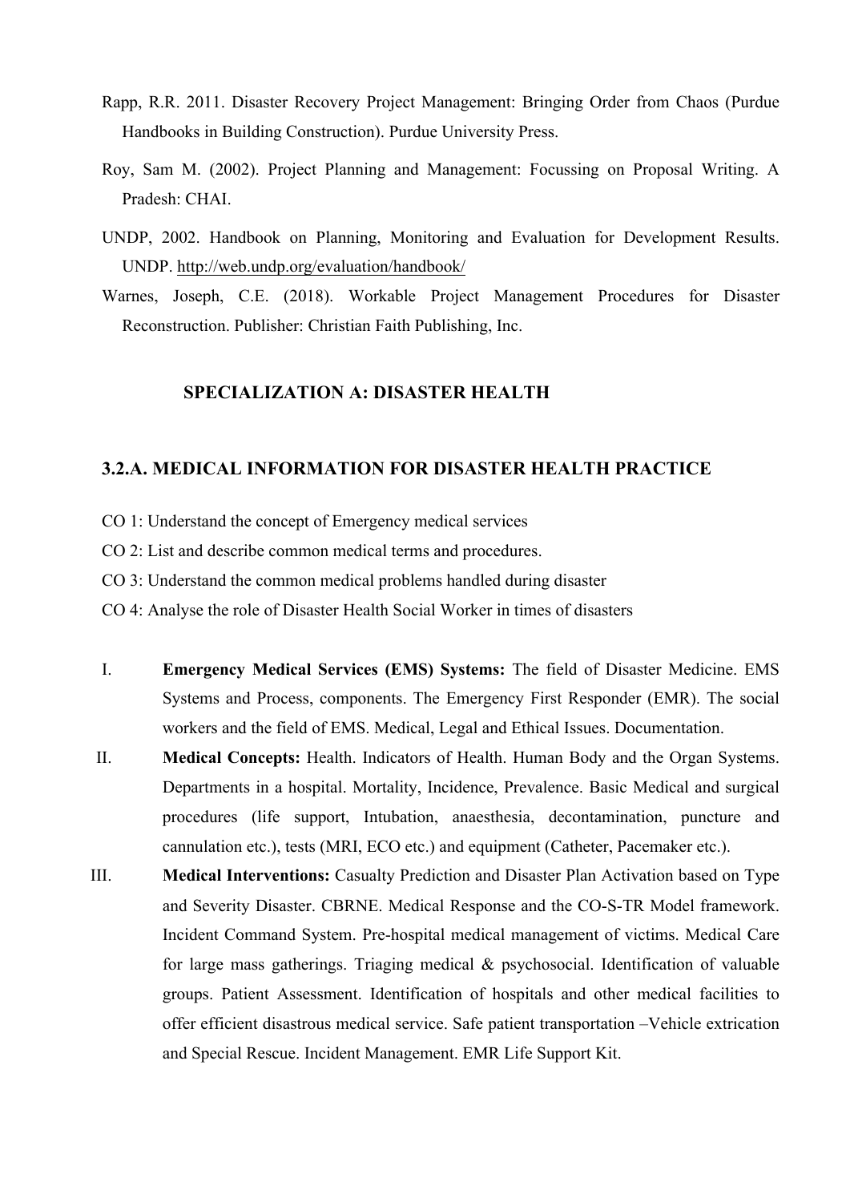Rapp, R.R. 2011. Disaster Recovery Project Management: Bringing Order from Chaos (Purdue Handbooks in Building Construction). Purdue University Press.

Roy, Sam M. (2002). Project Planning and Management: Focussing on Proposal Writing. A Pradesh: CHAI.

UNDP, 2002. Handbook on Planning, Monitoring and Evaluation for Development Results. UNDP. http://web.undp.org/evaluation/handbook/

Warnes, Joseph, C.E. (2018). Workable Project Management Procedures for Disaster Reconstruction. Publisher: Christian Faith Publishing, Inc.

## SPECIALIZATION A: DISASTER HEALTH

### 3.2.A. MEDICAL INFORMATION FOR DISASTER HEALTH PRACTICE

CO 1: Understand the concept of Emergency medical services

CO 2: List and describe common medical terms and procedures.

CO 3: Understand the common medical problems handled during disaster

CO 4: Analyse the role of Disaster Health Social Worker in times of disasters

I. **Emergency Medical Services (EMS) Systems:** The field of Disaster Medicine. EMS Systems and Process, components. The Emergency First Responder (EMR). The social workers and the field of EMS. Medical, Legal and Ethical Issues. Documentation.

II. **Medical Concepts:** Health. Indicators of Health. Human Body and the Organ Systems. Departments in a hospital. Mortality, Incidence, Prevalence. Basic Medical and surgical procedures (life support, Intubation, anaesthesia, decontamination, puncture and cannulation etc.), tests (MRI, ECO etc.) and equipment (Catheter, Pacemaker etc.).

III. **Medical Interventions:** Casualty Prediction and Disaster Plan Activation based on Type and Severity Disaster. CBRNE. Medical Response and the CO-S-TR Model framework. Incident Command System. Pre-hospital medical management of victims. Medical Care for large mass gatherings. Triaging medical & psychosocial. Identification of valuable groups. Patient Assessment. Identification of hospitals and other medical facilities to offer efficient disastrous medical service. Safe patient transportation –Vehicle extrication and Special Rescue. Incident Management. EMR Life Support Kit.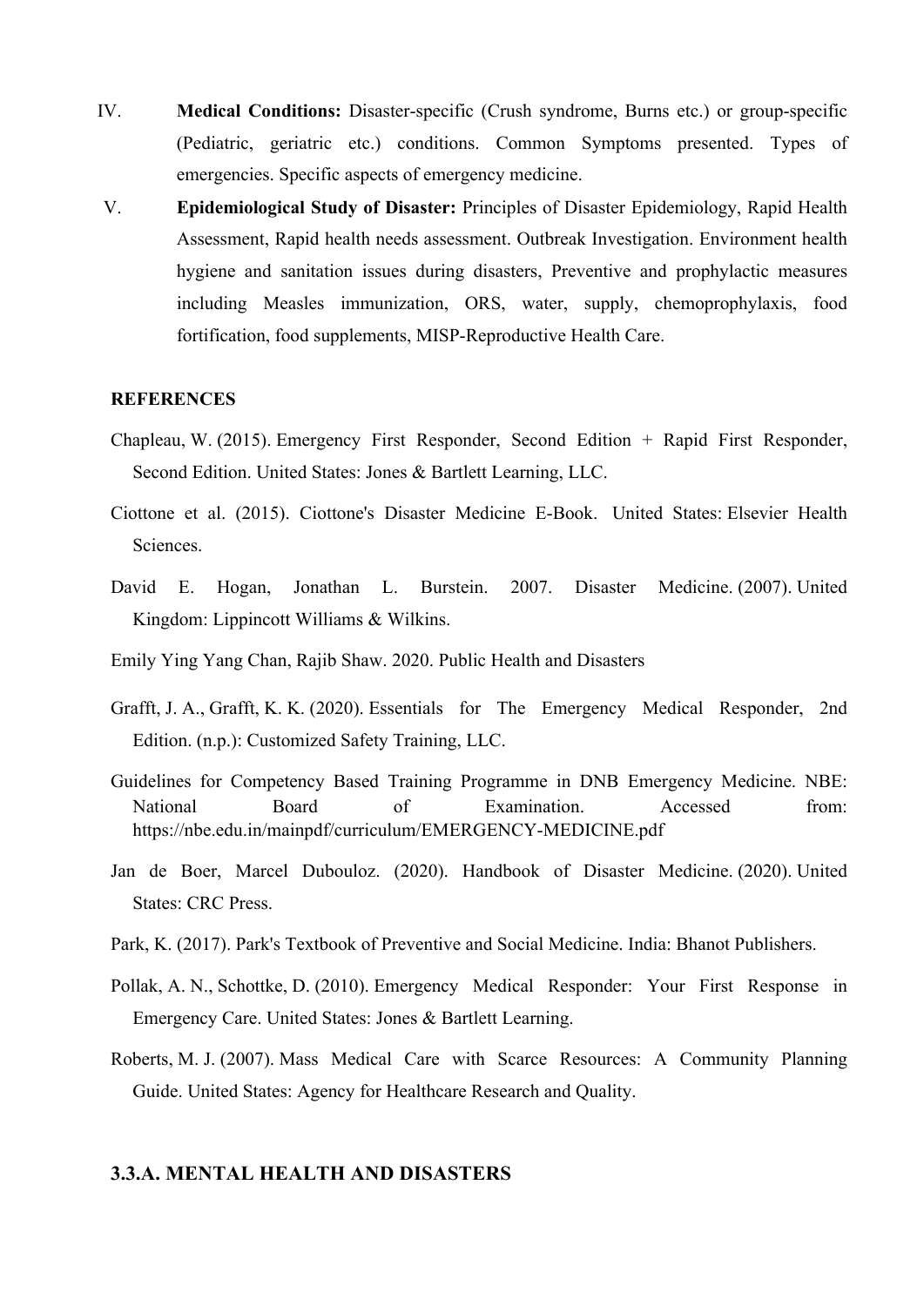IV. **Medical Conditions:** Disaster-specific (Crush syndrome, Burns etc.) or group-specific (Pediatric, geriatric etc.) conditions. Common Symptoms presented. Types of emergencies. Specific aspects of emergency medicine.

V. **Epidemiological Study of Disaster:** Principles of Disaster Epidemiology, Rapid Health Assessment, Rapid health needs assessment. Outbreak Investigation. Environment health hygiene and sanitation issues during disasters, Preventive and prophylactic measures including Measles immunization, ORS, water, supply, chemoprophylaxis, food fortification, food supplements, MISP-Reproductive Health Care.

**REFERENCES**

Chapleau, W. (2015). Emergency First Responder, Second Edition + Rapid First Responder, Second Edition. United States: Jones & Bartlett Learning, LLC.

Ciottone et al. (2015). Ciottone's Disaster Medicine E-Book. United States: Elsevier Health Sciences.

David E. Hogan, Jonathan L. Burstein. 2007. Disaster Medicine. (2007). United Kingdom: Lippincott Williams & Wilkins.

Emily Ying Yang Chan, Rajib Shaw. 2020. Public Health and Disasters

Grafft, J. A., Grafft, K. K. (2020). Essentials for The Emergency Medical Responder, 2nd Edition. (n.p.): Customized Safety Training, LLC.

Guidelines for Competency Based Training Programme in DNB Emergency Medicine. NBE: National Board of Examination. Accessed from: https://nbe.edu.in/mainpdf/curriculum/EMERGENCY-MEDICINE.pdf

Jan de Boer, Marcel Dubouloz. (2020). Handbook of Disaster Medicine. (2020). United States: CRC Press.

Park, K. (2017). Park's Textbook of Preventive and Social Medicine. India: Bhanot Publishers.

Pollak, A. N., Schottke, D. (2010). Emergency Medical Responder: Your First Response in Emergency Care. United States: Jones & Bartlett Learning.

Roberts, M. J. (2007). Mass Medical Care with Scarce Resources: A Community Planning Guide. United States: Agency for Healthcare Research and Quality.

## 3.3.A. MENTAL HEALTH AND DISASTERS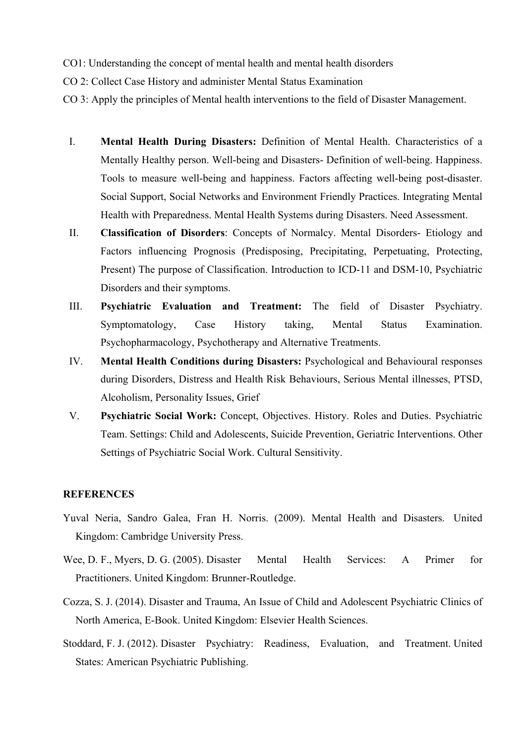CO1: Understanding the concept of mental health and mental health disorders

CO 2: Collect Case History and administer Mental Status Examination

CO 3: Apply the principles of Mental health interventions to the field of Disaster Management.

I. **Mental Health During Disasters:** Definition of Mental Health. Characteristics of a Mentally Healthy person. Well-being and Disasters- Definition of well-being. Happiness. Tools to measure well-being and happiness. Factors affecting well-being post-disaster. Social Support, Social Networks and Environment Friendly Practices. Integrating Mental Health with Preparedness. Mental Health Systems during Disasters. Need Assessment.

II. **Classification of Disorders**: Concepts of Normalcy. Mental Disorders- Etiology and Factors influencing Prognosis (Predisposing, Precipitating, Perpetuating, Protecting, Present) The purpose of Classification. Introduction to ICD-11 and DSM-10, Psychiatric Disorders and their symptoms.

III. **Psychiatric Evaluation and Treatment:** The field of Disaster Psychiatry. Symptomatology, Case History taking, Mental Status Examination. Psychopharmacology, Psychotherapy and Alternative Treatments.

IV. **Mental Health Conditions during Disasters:** Psychological and Behavioural responses during Disorders, Distress and Health Risk Behaviours, Serious Mental illnesses, PTSD, Alcoholism, Personality Issues, Grief

V. **Psychiatric Social Work:** Concept, Objectives. History. Roles and Duties. Psychiatric Team. Settings: Child and Adolescents, Suicide Prevention, Geriatric Interventions. Other Settings of Psychiatric Social Work. Cultural Sensitivity.

**REFERENCES**

Yuval Neria, Sandro Galea, Fran H. Norris. (2009). Mental Health and Disasters. United Kingdom: Cambridge University Press.

Wee, D. F., Myers, D. G. (2005). Disaster Mental Health Services: A Primer for Practitioners. United Kingdom: Brunner-Routledge.

Cozza, S. J. (2014). Disaster and Trauma, An Issue of Child and Adolescent Psychiatric Clinics of North America, E-Book. United Kingdom: Elsevier Health Sciences.

Stoddard, F. J. (2012). Disaster Psychiatry: Readiness, Evaluation, and Treatment. United States: American Psychiatric Publishing.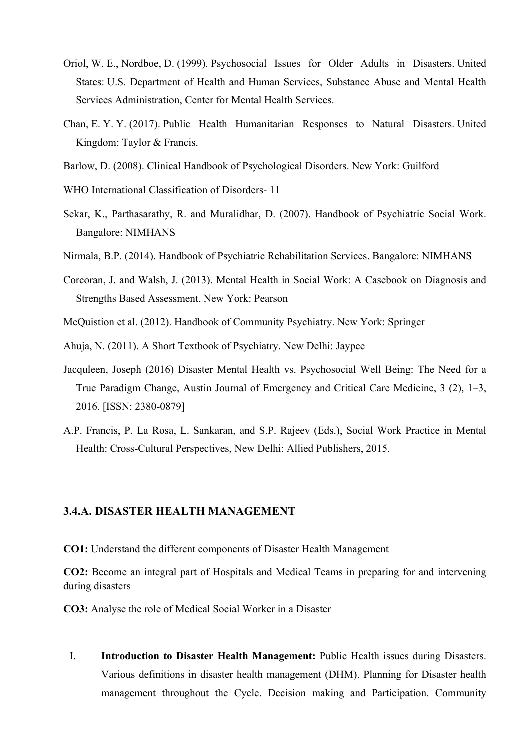Oriol, W. E., Nordboe, D. (1999). Psychosocial Issues for Older Adults in Disasters. United States: U.S. Department of Health and Human Services, Substance Abuse and Mental Health Services Administration, Center for Mental Health Services.

Chan, E. Y. Y. (2017). Public Health Humanitarian Responses to Natural Disasters. United Kingdom: Taylor & Francis.

Barlow, D. (2008). Clinical Handbook of Psychological Disorders. New York: Guilford

WHO International Classification of Disorders- 11

Sekar, K., Parthasarathy, R. and Muralidhar, D. (2007). Handbook of Psychiatric Social Work. Bangalore: NIMHANS

Nirmala, B.P. (2014). Handbook of Psychiatric Rehabilitation Services. Bangalore: NIMHANS

Corcoran, J. and Walsh, J. (2013). Mental Health in Social Work: A Casebook on Diagnosis and Strengths Based Assessment. New York: Pearson

McQuistion et al. (2012). Handbook of Community Psychiatry. New York: Springer

Ahuja, N. (2011). A Short Textbook of Psychiatry. New Delhi: Jaypee

Jacquleen, Joseph (2016) Disaster Mental Health vs. Psychosocial Well Being: The Need for a True Paradigm Change, Austin Journal of Emergency and Critical Care Medicine, 3 (2), 1–3, 2016. [ISSN: 2380-0879]

A.P. Francis, P. La Rosa, L. Sankaran, and S.P. Rajeev (Eds.), Social Work Practice in Mental Health: Cross-Cultural Perspectives, New Delhi: Allied Publishers, 2015.

### 3.4.A. DISASTER HEALTH MANAGEMENT

**CO1:** Understand the different components of Disaster Health Management

**CO2:** Become an integral part of Hospitals and Medical Teams in preparing for and intervening during disasters

**CO3:** Analyse the role of Medical Social Worker in a Disaster

I. **Introduction to Disaster Health Management:** Public Health issues during Disasters. Various definitions in disaster health management (DHM). Planning for Disaster health management throughout the Cycle. Decision making and Participation. Community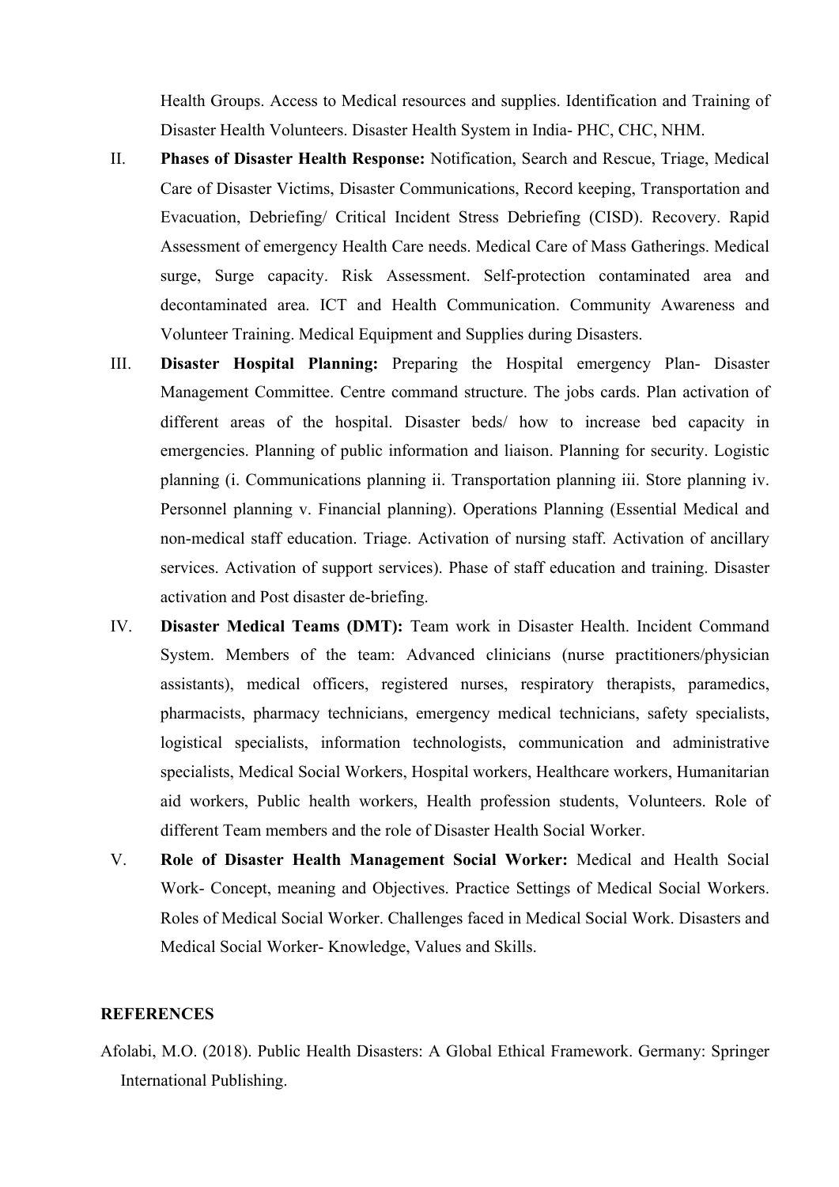Health Groups. Access to Medical resources and supplies. Identification and Training of Disaster Health Volunteers. Disaster Health System in India- PHC, CHC, NHM.

II. **Phases of Disaster Health Response:** Notification, Search and Rescue, Triage, Medical Care of Disaster Victims, Disaster Communications, Record keeping, Transportation and Evacuation, Debriefing/ Critical Incident Stress Debriefing (CISD). Recovery. Rapid Assessment of emergency Health Care needs. Medical Care of Mass Gatherings. Medical surge, Surge capacity. Risk Assessment. Self-protection contaminated area and decontaminated area. ICT and Health Communication. Community Awareness and Volunteer Training. Medical Equipment and Supplies during Disasters.

III. **Disaster Hospital Planning:** Preparing the Hospital emergency Plan- Disaster Management Committee. Centre command structure. The jobs cards. Plan activation of different areas of the hospital. Disaster beds/ how to increase bed capacity in emergencies. Planning of public information and liaison. Planning for security. Logistic planning (i. Communications planning ii. Transportation planning iii. Store planning iv. Personnel planning v. Financial planning). Operations Planning (Essential Medical and non-medical staff education. Triage. Activation of nursing staff. Activation of ancillary services. Activation of support services). Phase of staff education and training. Disaster activation and Post disaster de-briefing.

IV. **Disaster Medical Teams (DMT):** Team work in Disaster Health. Incident Command System. Members of the team: Advanced clinicians (nurse practitioners/physician assistants), medical officers, registered nurses, respiratory therapists, paramedics, pharmacists, pharmacy technicians, emergency medical technicians, safety specialists, logistical specialists, information technologists, communication and administrative specialists, Medical Social Workers, Hospital workers, Healthcare workers, Humanitarian aid workers, Public health workers, Health profession students, Volunteers. Role of different Team members and the role of Disaster Health Social Worker.

V. **Role of Disaster Health Management Social Worker:** Medical and Health Social Work- Concept, meaning and Objectives. Practice Settings of Medical Social Workers. Roles of Medical Social Worker. Challenges faced in Medical Social Work. Disasters and Medical Social Worker- Knowledge, Values and Skills.

**REFERENCES**

Afolabi, M.O. (2018). Public Health Disasters: A Global Ethical Framework. Germany: Springer International Publishing.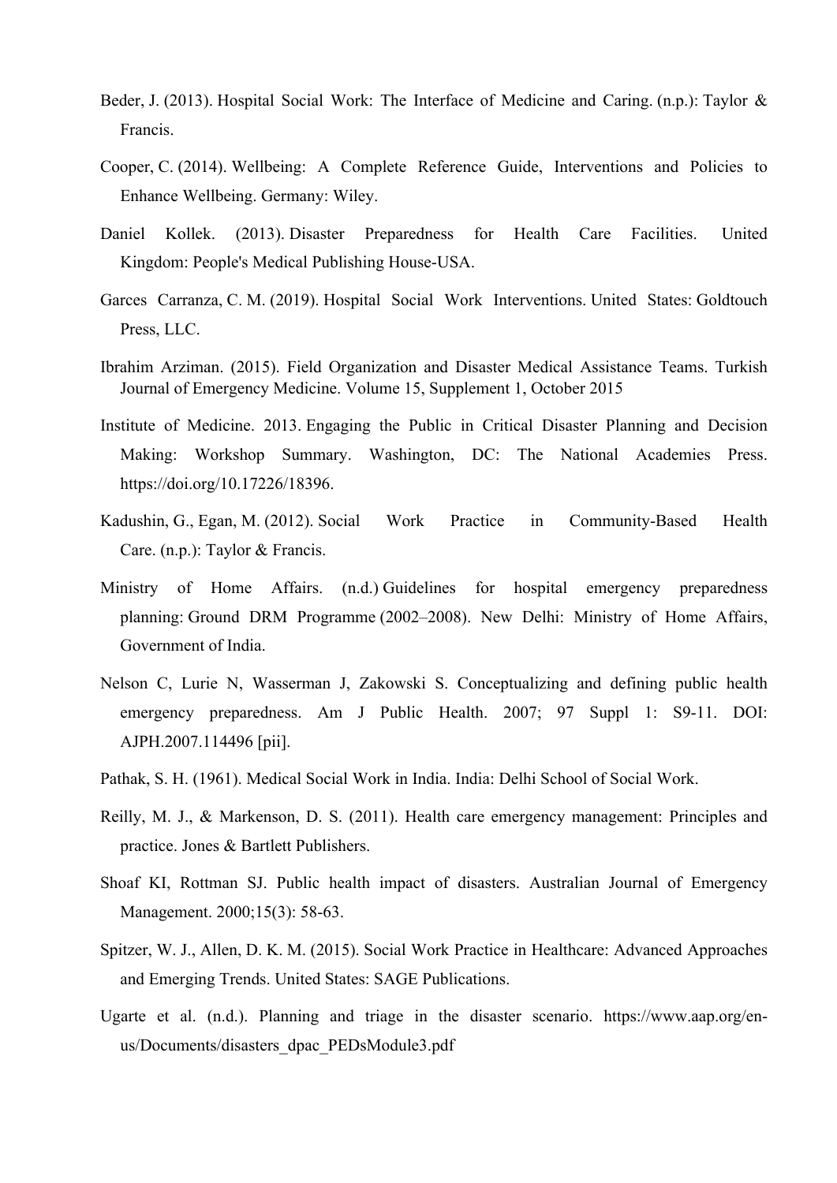Beder, J. (2013). Hospital Social Work: The Interface of Medicine and Caring. (n.p.): Taylor & Francis.

Cooper, C. (2014). Wellbeing: A Complete Reference Guide, Interventions and Policies to Enhance Wellbeing. Germany: Wiley.

Daniel Kollek. (2013). Disaster Preparedness for Health Care Facilities. United Kingdom: People's Medical Publishing House-USA.

Garces Carranza, C. M. (2019). Hospital Social Work Interventions. United States: Goldtouch Press, LLC.

Ibrahim Arziman. (2015). Field Organization and Disaster Medical Assistance Teams. Turkish Journal of Emergency Medicine. Volume 15, Supplement 1, October 2015

Institute of Medicine. 2013. Engaging the Public in Critical Disaster Planning and Decision Making: Workshop Summary. Washington, DC: The National Academies Press. https://doi.org/10.17226/18396.

Kadushin, G., Egan, M. (2012). Social Work Practice in Community-Based Health Care. (n.p.): Taylor & Francis.

Ministry of Home Affairs. (n.d.) Guidelines for hospital emergency preparedness planning: Ground DRM Programme (2002–2008). New Delhi: Ministry of Home Affairs, Government of India.

Nelson C, Lurie N, Wasserman J, Zakowski S. Conceptualizing and defining public health emergency preparedness. Am J Public Health. 2007; 97 Suppl 1: S9-11. DOI: AJPH.2007.114496 [pii].

Pathak, S. H. (1961). Medical Social Work in India. India: Delhi School of Social Work.

Reilly, M. J., & Markenson, D. S. (2011). Health care emergency management: Principles and practice. Jones & Bartlett Publishers.

Shoaf KI, Rottman SJ. Public health impact of disasters. Australian Journal of Emergency Management. 2000;15(3): 58-63.

Spitzer, W. J., Allen, D. K. M. (2015). Social Work Practice in Healthcare: Advanced Approaches and Emerging Trends. United States: SAGE Publications.

Ugarte et al. (n.d.). Planning and triage in the disaster scenario. https://www.aap.org/en-us/Documents/disasters_dpac_PEDsModule3.pdf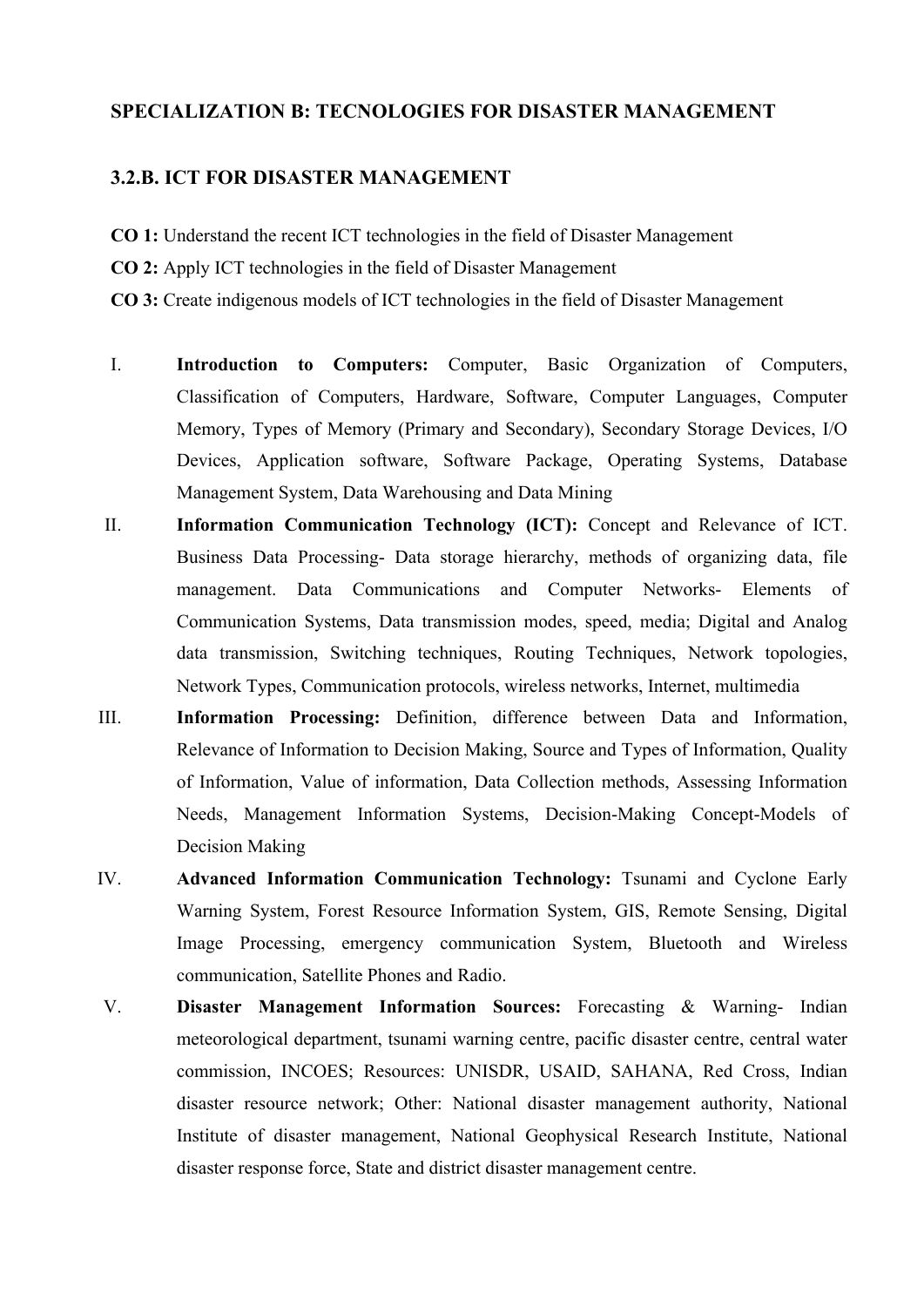## SPECIALIZATION B: TECNOLOGIES FOR DISASTER MANAGEMENT

### 3.2.B. ICT FOR DISASTER MANAGEMENT

**CO 1:** Understand the recent ICT technologies in the field of Disaster Management
**CO 2:** Apply ICT technologies in the field of Disaster Management
**CO 3:** Create indigenous models of ICT technologies in the field of Disaster Management

I. **Introduction to Computers:** Computer, Basic Organization of Computers, Classification of Computers, Hardware, Software, Computer Languages, Computer Memory, Types of Memory (Primary and Secondary), Secondary Storage Devices, I/O Devices, Application software, Software Package, Operating Systems, Database Management System, Data Warehousing and Data Mining

II. **Information Communication Technology (ICT):** Concept and Relevance of ICT. Business Data Processing- Data storage hierarchy, methods of organizing data, file management. Data Communications and Computer Networks- Elements of Communication Systems, Data transmission modes, speed, media; Digital and Analog data transmission, Switching techniques, Routing Techniques, Network topologies, Network Types, Communication protocols, wireless networks, Internet, multimedia

III. **Information Processing:** Definition, difference between Data and Information, Relevance of Information to Decision Making, Source and Types of Information, Quality of Information, Value of information, Data Collection methods, Assessing Information Needs, Management Information Systems, Decision-Making Concept-Models of Decision Making

IV. **Advanced Information Communication Technology:** Tsunami and Cyclone Early Warning System, Forest Resource Information System, GIS, Remote Sensing, Digital Image Processing, emergency communication System, Bluetooth and Wireless communication, Satellite Phones and Radio.

V. **Disaster Management Information Sources:** Forecasting & Warning- Indian meteorological department, tsunami warning centre, pacific disaster centre, central water commission, INCOES; Resources: UNISDR, USAID, SAHANA, Red Cross, Indian disaster resource network; Other: National disaster management authority, National Institute of disaster management, National Geophysical Research Institute, National disaster response force, State and district disaster management centre.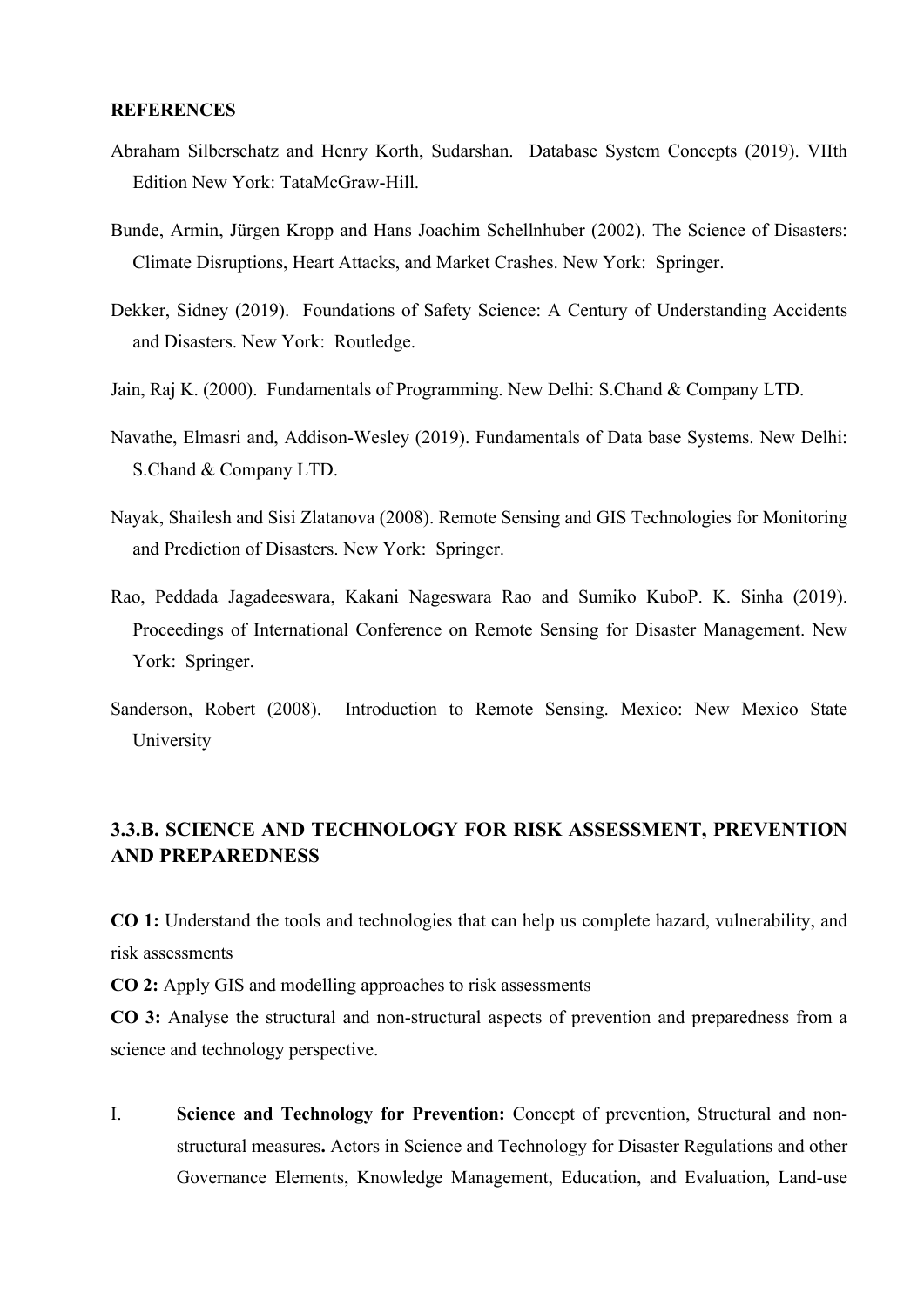**REFERENCES**

Abraham Silberschatz and Henry Korth, Sudarshan. Database System Concepts (2019). VIIth Edition New York: TataMcGraw-Hill.

Bunde, Armin, Jürgen Kropp and Hans Joachim Schellnhuber (2002). The Science of Disasters: Climate Disruptions, Heart Attacks, and Market Crashes. New York: Springer.

Dekker, Sidney (2019). Foundations of Safety Science: A Century of Understanding Accidents and Disasters. New York: Routledge.

Jain, Raj K. (2000). Fundamentals of Programming. New Delhi: S.Chand & Company LTD.

Navathe, Elmasri and, Addison-Wesley (2019). Fundamentals of Data base Systems. New Delhi: S.Chand & Company LTD.

Nayak, Shailesh and Sisi Zlatanova (2008). Remote Sensing and GIS Technologies for Monitoring and Prediction of Disasters. New York: Springer.

Rao, Peddada Jagadeeswara, Kakani Nageswara Rao and Sumiko KuboP. K. Sinha (2019). Proceedings of International Conference on Remote Sensing for Disaster Management. New York: Springer.

Sanderson, Robert (2008). Introduction to Remote Sensing. Mexico: New Mexico State University

## 3.3.B. SCIENCE AND TECHNOLOGY FOR RISK ASSESSMENT, PREVENTION AND PREPAREDNESS

**CO 1:** Understand the tools and technologies that can help us complete hazard, vulnerability, and risk assessments

**CO 2:** Apply GIS and modelling approaches to risk assessments

**CO 3:** Analyse the structural and non-structural aspects of prevention and preparedness from a science and technology perspective.

I. **Science and Technology for Prevention:** Concept of prevention, Structural and non-structural measures**.** Actors in Science and Technology for Disaster Regulations and other Governance Elements, Knowledge Management, Education, and Evaluation, Land-use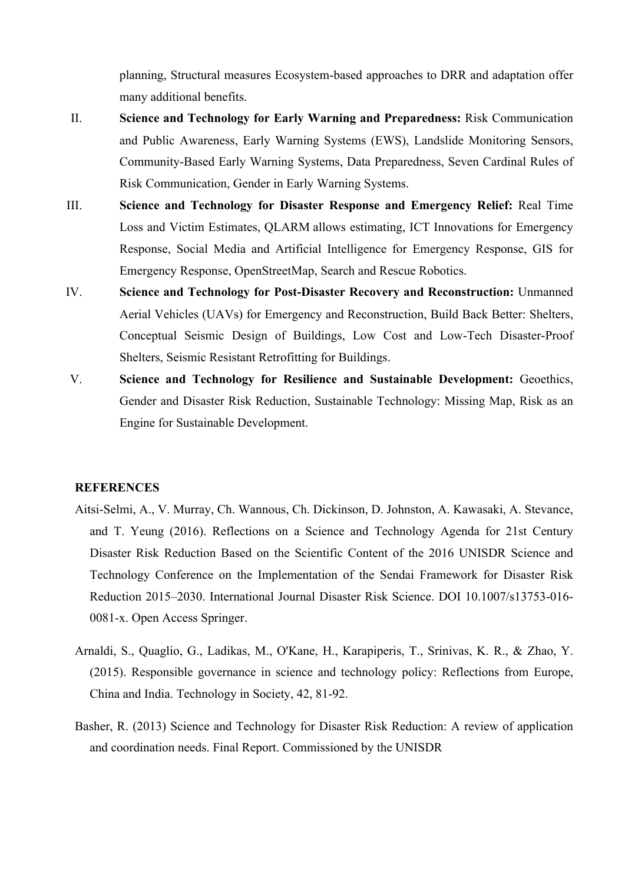planning, Structural measures Ecosystem-based approaches to DRR and adaptation offer many additional benefits.

II. **Science and Technology for Early Warning and Preparedness:** Risk Communication and Public Awareness, Early Warning Systems (EWS), Landslide Monitoring Sensors, Community-Based Early Warning Systems, Data Preparedness, Seven Cardinal Rules of Risk Communication, Gender in Early Warning Systems.

III. **Science and Technology for Disaster Response and Emergency Relief:** Real Time Loss and Victim Estimates, QLARM allows estimating, ICT Innovations for Emergency Response, Social Media and Artificial Intelligence for Emergency Response, GIS for Emergency Response, OpenStreetMap, Search and Rescue Robotics.

IV. **Science and Technology for Post-Disaster Recovery and Reconstruction:** Unmanned Aerial Vehicles (UAVs) for Emergency and Reconstruction, Build Back Better: Shelters, Conceptual Seismic Design of Buildings, Low Cost and Low-Tech Disaster-Proof Shelters, Seismic Resistant Retrofitting for Buildings.

V. **Science and Technology for Resilience and Sustainable Development:** Geoethics, Gender and Disaster Risk Reduction, Sustainable Technology: Missing Map, Risk as an Engine for Sustainable Development.

## REFERENCES

Aitsi-Selmi, A., V. Murray, Ch. Wannous, Ch. Dickinson, D. Johnston, A. Kawasaki, A. Stevance, and T. Yeung (2016). Reflections on a Science and Technology Agenda for 21st Century Disaster Risk Reduction Based on the Scientific Content of the 2016 UNISDR Science and Technology Conference on the Implementation of the Sendai Framework for Disaster Risk Reduction 2015–2030. International Journal Disaster Risk Science. DOI 10.1007/s13753-016-0081-x. Open Access Springer.

Arnaldi, S., Quaglio, G., Ladikas, M., O'Kane, H., Karapiperis, T., Srinivas, K. R., & Zhao, Y. (2015). Responsible governance in science and technology policy: Reflections from Europe, China and India. Technology in Society, 42, 81-92.

Basher, R. (2013) Science and Technology for Disaster Risk Reduction: A review of application and coordination needs. Final Report. Commissioned by the UNISDR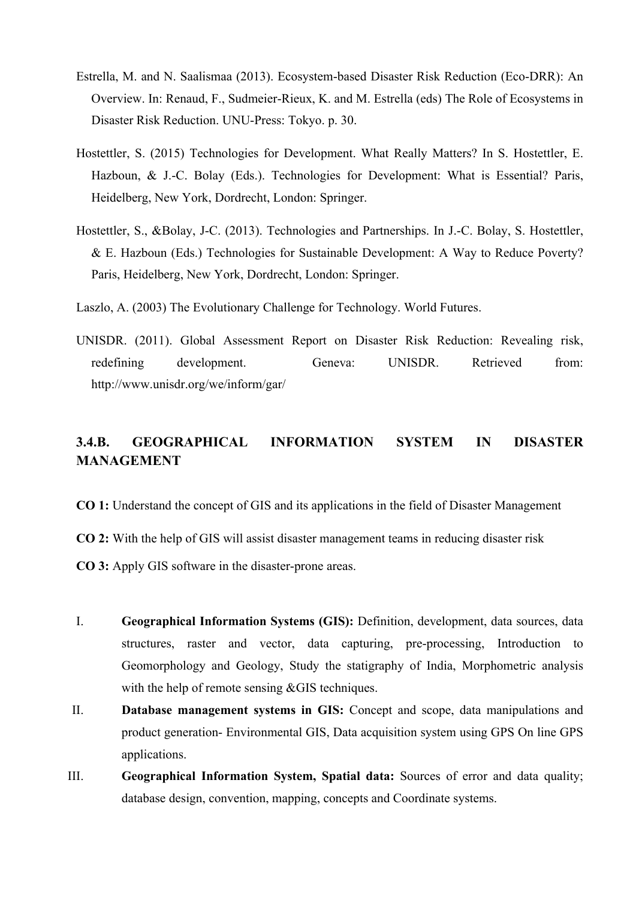Estrella, M. and N. Saalismaa (2013). Ecosystem-based Disaster Risk Reduction (Eco-DRR): An Overview. In: Renaud, F., Sudmeier-Rieux, K. and M. Estrella (eds) The Role of Ecosystems in Disaster Risk Reduction. UNU-Press: Tokyo. p. 30.

Hostettler, S. (2015) Technologies for Development. What Really Matters? In S. Hostettler, E. Hazboun, & J.-C. Bolay (Eds.). Technologies for Development: What is Essential? Paris, Heidelberg, New York, Dordrecht, London: Springer.

Hostettler, S., &Bolay, J-C. (2013). Technologies and Partnerships. In J.-C. Bolay, S. Hostettler, & E. Hazboun (Eds.) Technologies for Sustainable Development: A Way to Reduce Poverty? Paris, Heidelberg, New York, Dordrecht, London: Springer.

Laszlo, A. (2003) The Evolutionary Challenge for Technology. World Futures.

UNISDR. (2011). Global Assessment Report on Disaster Risk Reduction: Revealing risk, redefining development. Geneva: UNISDR. Retrieved from: http://www.unisdr.org/we/inform/gar/

## 3.4.B. GEOGRAPHICAL INFORMATION SYSTEM IN DISASTER MANAGEMENT

**CO 1:** Understand the concept of GIS and its applications in the field of Disaster Management

**CO 2:** With the help of GIS will assist disaster management teams in reducing disaster risk

**CO 3:** Apply GIS software in the disaster-prone areas.

I. **Geographical Information Systems (GIS):** Definition, development, data sources, data structures, raster and vector, data capturing, pre-processing, Introduction to Geomorphology and Geology, Study the statigraphy of India, Morphometric analysis with the help of remote sensing &GIS techniques.

II. **Database management systems in GIS:** Concept and scope, data manipulations and product generation- Environmental GIS, Data acquisition system using GPS On line GPS applications.

III. **Geographical Information System, Spatial data:** Sources of error and data quality; database design, convention, mapping, concepts and Coordinate systems.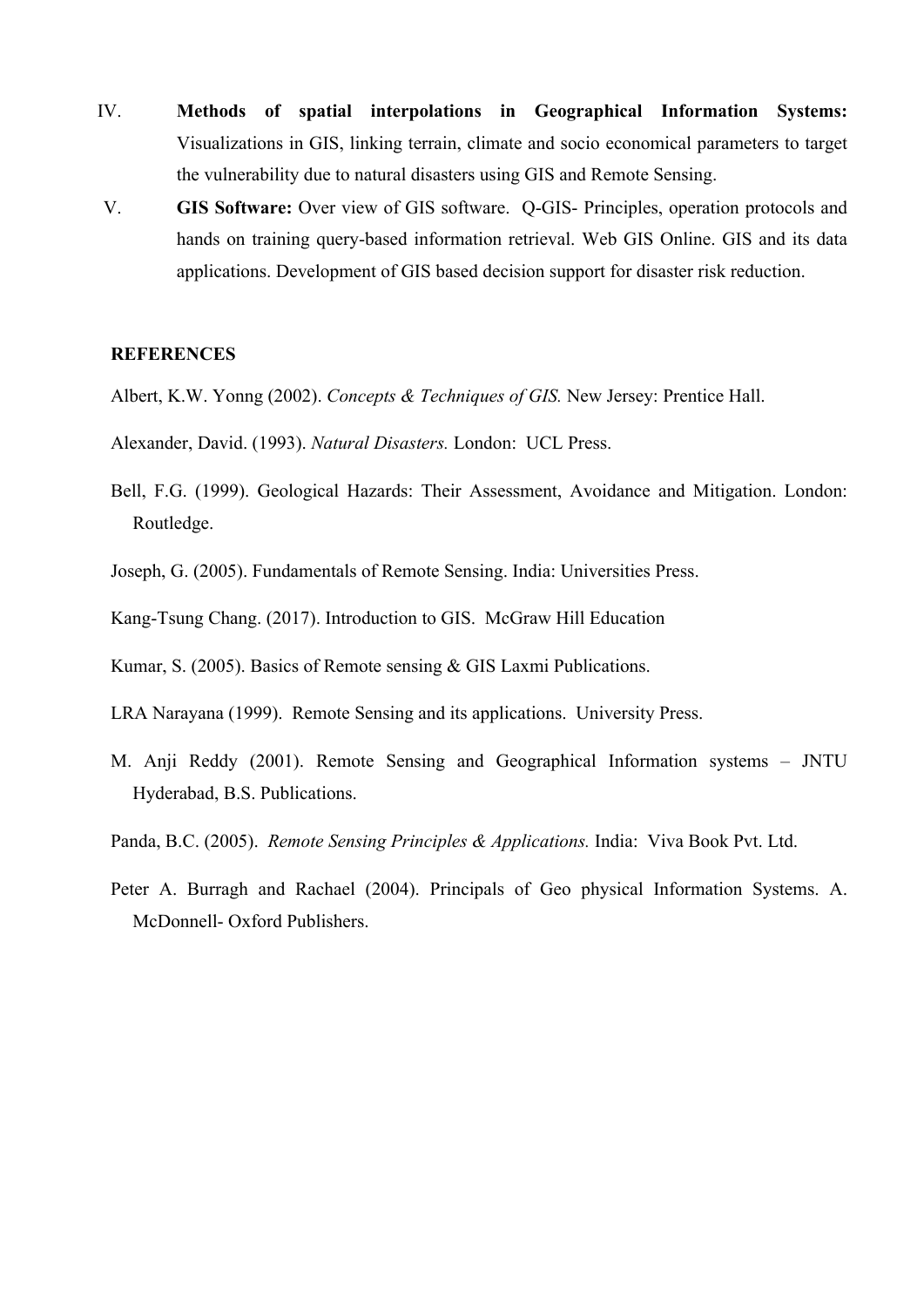IV. **Methods of spatial interpolations in Geographical Information Systems:** Visualizations in GIS, linking terrain, climate and socio economical parameters to target the vulnerability due to natural disasters using GIS and Remote Sensing.

V. **GIS Software:** Over view of GIS software. Q-GIS- Principles, operation protocols and hands on training query-based information retrieval. Web GIS Online. GIS and its data applications. Development of GIS based decision support for disaster risk reduction.

**REFERENCES**

Albert, K.W. Yonng (2002). *Concepts & Techniques of GIS.* New Jersey: Prentice Hall.

Alexander, David. (1993). *Natural Disasters.* London: UCL Press.

Bell, F.G. (1999). Geological Hazards: Their Assessment, Avoidance and Mitigation. London: Routledge.

Joseph, G. (2005). Fundamentals of Remote Sensing. India: Universities Press.

Kang-Tsung Chang. (2017). Introduction to GIS. McGraw Hill Education

Kumar, S. (2005). Basics of Remote sensing & GIS Laxmi Publications.

LRA Narayana (1999). Remote Sensing and its applications. University Press.

M. Anji Reddy (2001). Remote Sensing and Geographical Information systems – JNTU Hyderabad, B.S. Publications.

Panda, B.C. (2005). *Remote Sensing Principles & Applications.* India: Viva Book Pvt. Ltd.

Peter A. Burragh and Rachael (2004). Principals of Geo physical Information Systems. A. McDonnell- Oxford Publishers.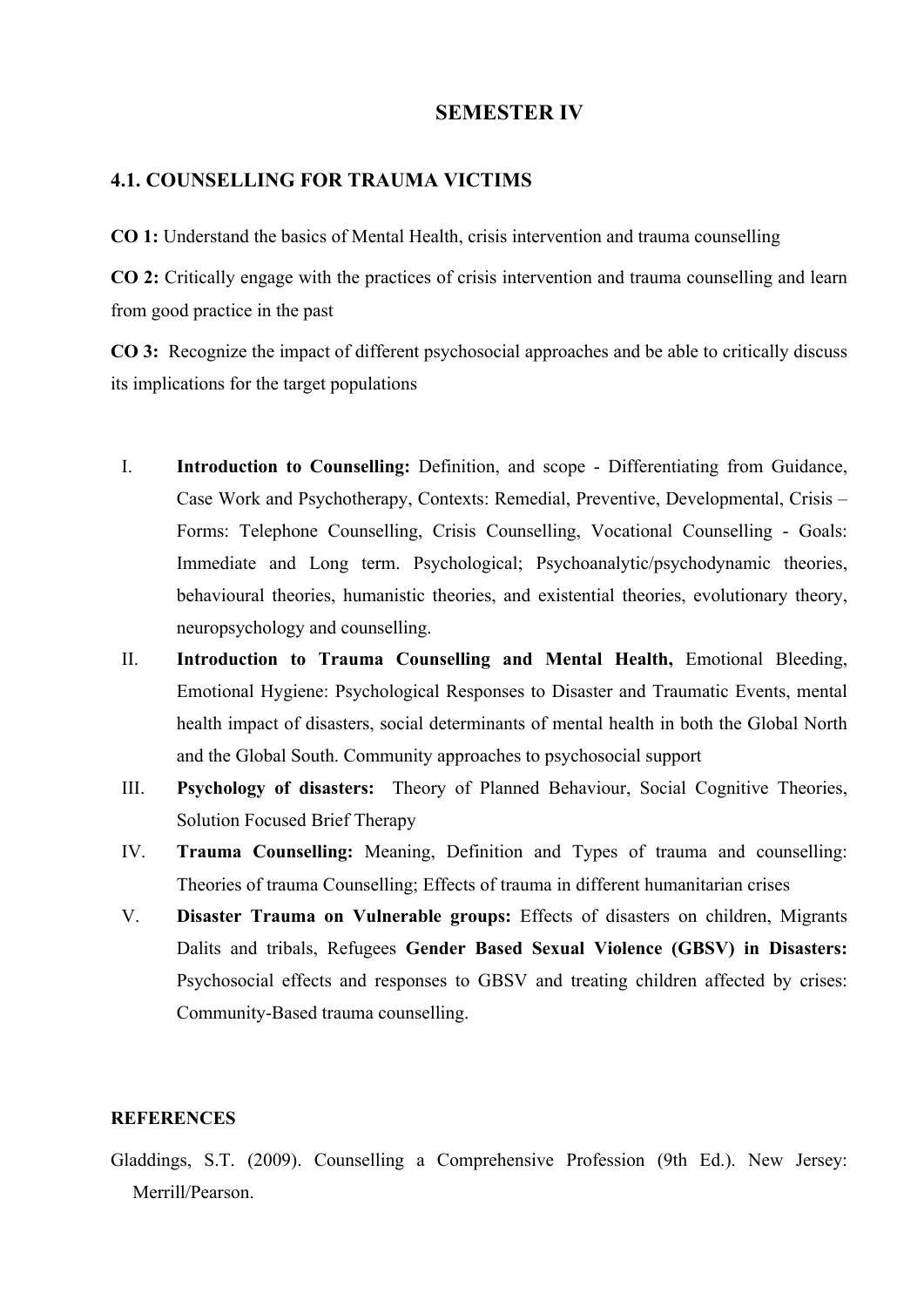# SEMESTER IV

## 4.1. COUNSELLING FOR TRAUMA VICTIMS

**CO 1:** Understand the basics of Mental Health, crisis intervention and trauma counselling

**CO 2:** Critically engage with the practices of crisis intervention and trauma counselling and learn from good practice in the past

**CO 3:** Recognize the impact of different psychosocial approaches and be able to critically discuss its implications for the target populations

I. **Introduction to Counselling:** Definition, and scope - Differentiating from Guidance, Case Work and Psychotherapy, Contexts: Remedial, Preventive, Developmental, Crisis – Forms: Telephone Counselling, Crisis Counselling, Vocational Counselling - Goals: Immediate and Long term. Psychological; Psychoanalytic/psychodynamic theories, behavioural theories, humanistic theories, and existential theories, evolutionary theory, neuropsychology and counselling.

II. **Introduction to Trauma Counselling and Mental Health,** Emotional Bleeding, Emotional Hygiene: Psychological Responses to Disaster and Traumatic Events, mental health impact of disasters, social determinants of mental health in both the Global North and the Global South. Community approaches to psychosocial support

III. **Psychology of disasters:** Theory of Planned Behaviour, Social Cognitive Theories, Solution Focused Brief Therapy

IV. **Trauma Counselling:** Meaning, Definition and Types of trauma and counselling: Theories of trauma Counselling; Effects of trauma in different humanitarian crises

V. **Disaster Trauma on Vulnerable groups:** Effects of disasters on children, Migrants Dalits and tribals, Refugees **Gender Based Sexual Violence (GBSV) in Disasters:** Psychosocial effects and responses to GBSV and treating children affected by crises: Community-Based trauma counselling.

### REFERENCES

Gladdings, S.T. (2009). Counselling a Comprehensive Profession (9th Ed.). New Jersey: Merrill/Pearson.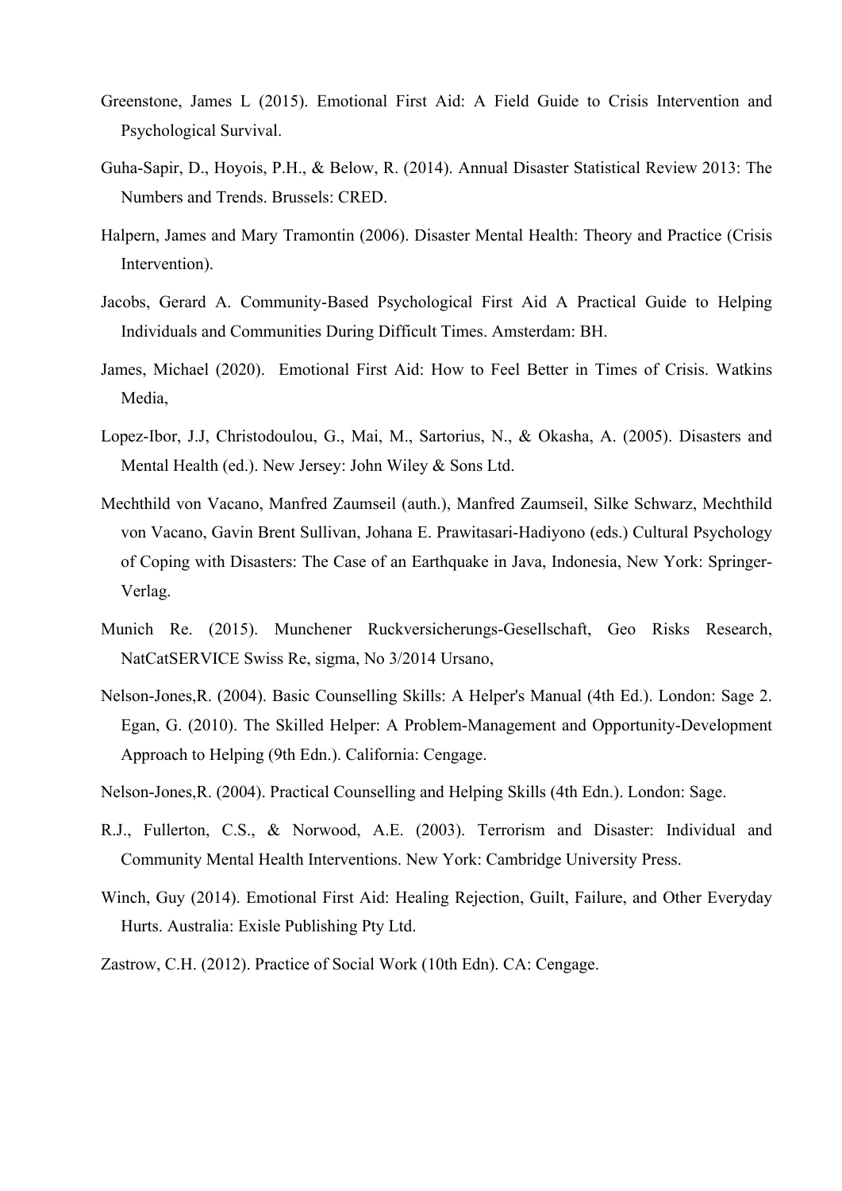Greenstone, James L (2015). Emotional First Aid: A Field Guide to Crisis Intervention and Psychological Survival.

Guha-Sapir, D., Hoyois, P.H., & Below, R. (2014). Annual Disaster Statistical Review 2013: The Numbers and Trends. Brussels: CRED.

Halpern, James and Mary Tramontin (2006). Disaster Mental Health: Theory and Practice (Crisis Intervention).

Jacobs, Gerard A. Community-Based Psychological First Aid A Practical Guide to Helping Individuals and Communities During Difficult Times. Amsterdam: BH.

James, Michael (2020). Emotional First Aid: How to Feel Better in Times of Crisis. Watkins Media,

Lopez-Ibor, J.J, Christodoulou, G., Mai, M., Sartorius, N., & Okasha, A. (2005). Disasters and Mental Health (ed.). New Jersey: John Wiley & Sons Ltd.

Mechthild von Vacano, Manfred Zaumseil (auth.), Manfred Zaumseil, Silke Schwarz, Mechthild von Vacano, Gavin Brent Sullivan, Johana E. Prawitasari-Hadiyono (eds.) Cultural Psychology of Coping with Disasters: The Case of an Earthquake in Java, Indonesia, New York: Springer-Verlag.

Munich Re. (2015). Munchener Ruckversicherungs-Gesellschaft, Geo Risks Research, NatCatSERVICE Swiss Re, sigma, No 3/2014 Ursano,

Nelson-Jones,R. (2004). Basic Counselling Skills: A Helper's Manual (4th Ed.). London: Sage 2. Egan, G. (2010). The Skilled Helper: A Problem-Management and Opportunity-Development Approach to Helping (9th Edn.). California: Cengage.

Nelson-Jones,R. (2004). Practical Counselling and Helping Skills (4th Edn.). London: Sage.

R.J., Fullerton, C.S., & Norwood, A.E. (2003). Terrorism and Disaster: Individual and Community Mental Health Interventions. New York: Cambridge University Press.

Winch, Guy (2014). Emotional First Aid: Healing Rejection, Guilt, Failure, and Other Everyday Hurts. Australia: Exisle Publishing Pty Ltd.

Zastrow, C.H. (2012). Practice of Social Work (10th Edn). CA: Cengage.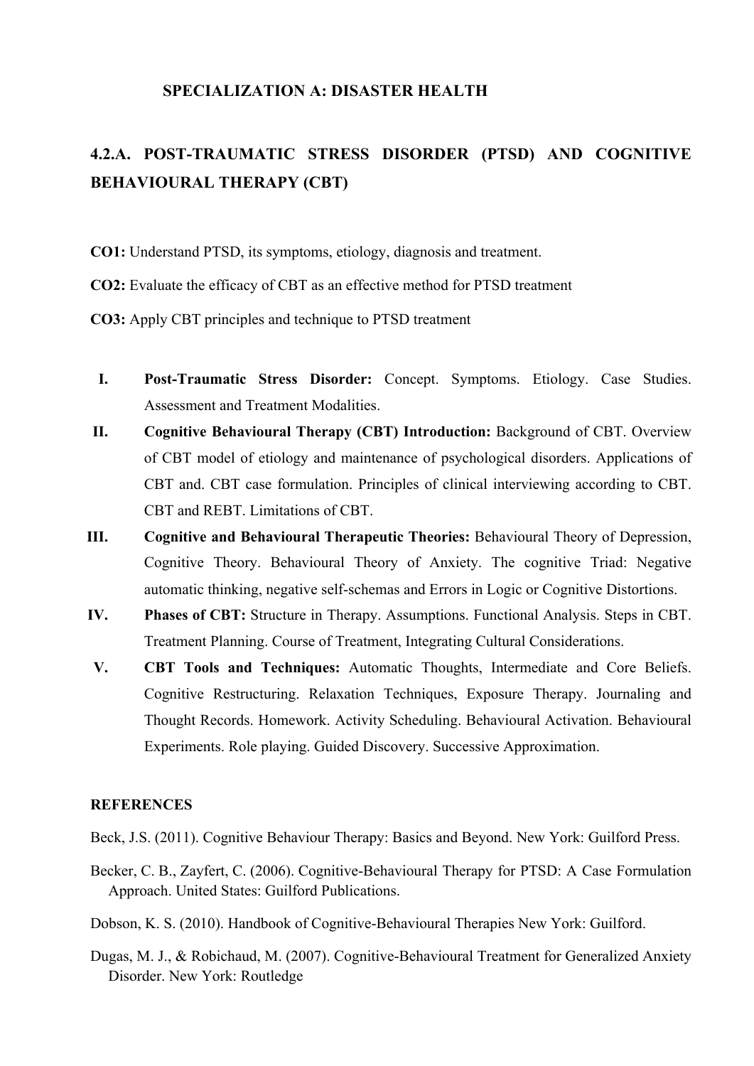## SPECIALIZATION A: DISASTER HEALTH

### 4.2.A. POST-TRAUMATIC STRESS DISORDER (PTSD) AND COGNITIVE BEHAVIOURAL THERAPY (CBT)

**CO1:** Understand PTSD, its symptoms, etiology, diagnosis and treatment.

**CO2:** Evaluate the efficacy of CBT as an effective method for PTSD treatment

**CO3:** Apply CBT principles and technique to PTSD treatment

I. **Post-Traumatic Stress Disorder:** Concept. Symptoms. Etiology. Case Studies. Assessment and Treatment Modalities.

II. **Cognitive Behavioural Therapy (CBT) Introduction:** Background of CBT. Overview of CBT model of etiology and maintenance of psychological disorders. Applications of CBT and. CBT case formulation. Principles of clinical interviewing according to CBT. CBT and REBT. Limitations of CBT.

III. **Cognitive and Behavioural Therapeutic Theories:** Behavioural Theory of Depression, Cognitive Theory. Behavioural Theory of Anxiety. The cognitive Triad: Negative automatic thinking, negative self-schemas and Errors in Logic or Cognitive Distortions.

IV. **Phases of CBT:** Structure in Therapy. Assumptions. Functional Analysis. Steps in CBT. Treatment Planning. Course of Treatment, Integrating Cultural Considerations.

V. **CBT Tools and Techniques:** Automatic Thoughts, Intermediate and Core Beliefs. Cognitive Restructuring. Relaxation Techniques, Exposure Therapy. Journaling and Thought Records. Homework. Activity Scheduling. Behavioural Activation. Behavioural Experiments. Role playing. Guided Discovery. Successive Approximation.

**REFERENCES**

Beck, J.S. (2011). Cognitive Behaviour Therapy: Basics and Beyond. New York: Guilford Press.

Becker, C. B., Zayfert, C. (2006). Cognitive-Behavioural Therapy for PTSD: A Case Formulation Approach. United States: Guilford Publications.

Dobson, K. S. (2010). Handbook of Cognitive-Behavioural Therapies New York: Guilford.

Dugas, M. J., & Robichaud, M. (2007). Cognitive-Behavioural Treatment for Generalized Anxiety Disorder. New York: Routledge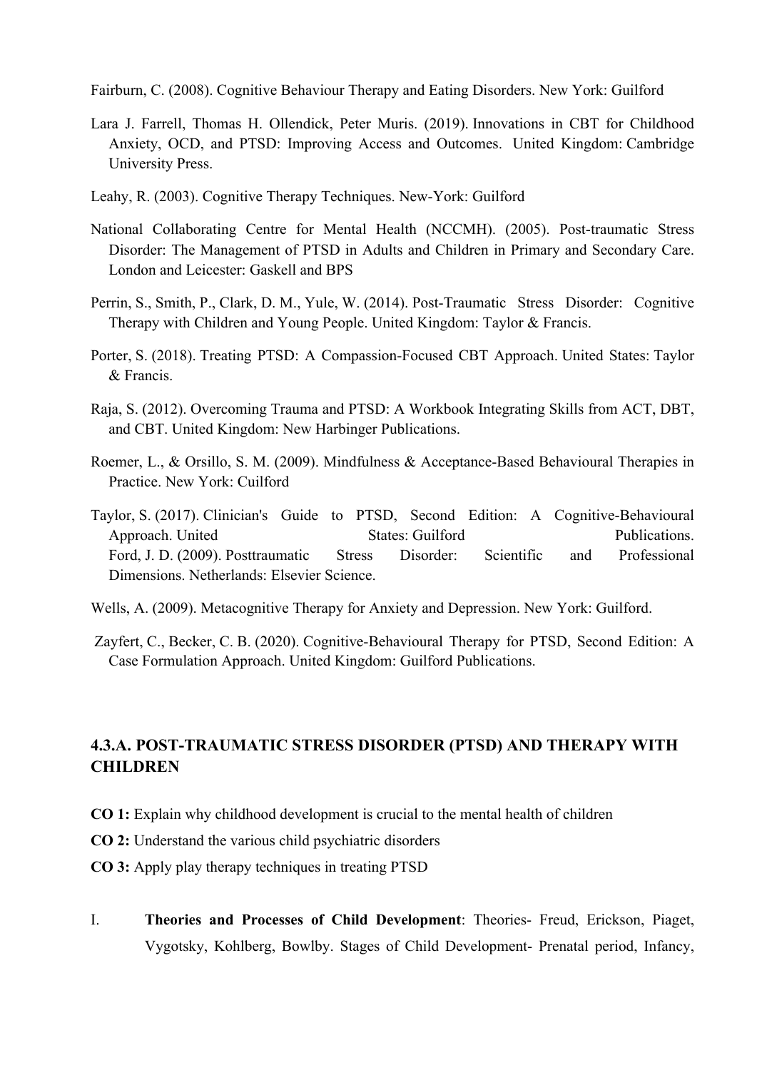Fairburn, C. (2008). Cognitive Behaviour Therapy and Eating Disorders. New York: Guilford

Lara J. Farrell, Thomas H. Ollendick, Peter Muris. (2019). Innovations in CBT for Childhood Anxiety, OCD, and PTSD: Improving Access and Outcomes. United Kingdom: Cambridge University Press.

Leahy, R. (2003). Cognitive Therapy Techniques. New-York: Guilford

National Collaborating Centre for Mental Health (NCCMH). (2005). Post-traumatic Stress Disorder: The Management of PTSD in Adults and Children in Primary and Secondary Care. London and Leicester: Gaskell and BPS

Perrin, S., Smith, P., Clark, D. M., Yule, W. (2014). Post-Traumatic Stress Disorder: Cognitive Therapy with Children and Young People. United Kingdom: Taylor & Francis.

Porter, S. (2018). Treating PTSD: A Compassion-Focused CBT Approach. United States: Taylor & Francis.

Raja, S. (2012). Overcoming Trauma and PTSD: A Workbook Integrating Skills from ACT, DBT, and CBT. United Kingdom: New Harbinger Publications.

Roemer, L., & Orsillo, S. M. (2009). Mindfulness & Acceptance-Based Behavioural Therapies in Practice. New York: Cuilford

Taylor, S. (2017). Clinician's Guide to PTSD, Second Edition: A Cognitive-Behavioural Approach. United States: Guilford Publications.
Ford, J. D. (2009). Posttraumatic Stress Disorder: Scientific and Professional Dimensions. Netherlands: Elsevier Science.

Wells, A. (2009). Metacognitive Therapy for Anxiety and Depression. New York: Guilford.

Zayfert, C., Becker, C. B. (2020). Cognitive-Behavioural Therapy for PTSD, Second Edition: A Case Formulation Approach. United Kingdom: Guilford Publications.

## 4.3.A. POST-TRAUMATIC STRESS DISORDER (PTSD) AND THERAPY WITH CHILDREN

**CO 1:** Explain why childhood development is crucial to the mental health of children

**CO 2:** Understand the various child psychiatric disorders

**CO 3:** Apply play therapy techniques in treating PTSD

I. **Theories and Processes of Child Development**: Theories- Freud, Erickson, Piaget, Vygotsky, Kohlberg, Bowlby. Stages of Child Development- Prenatal period, Infancy,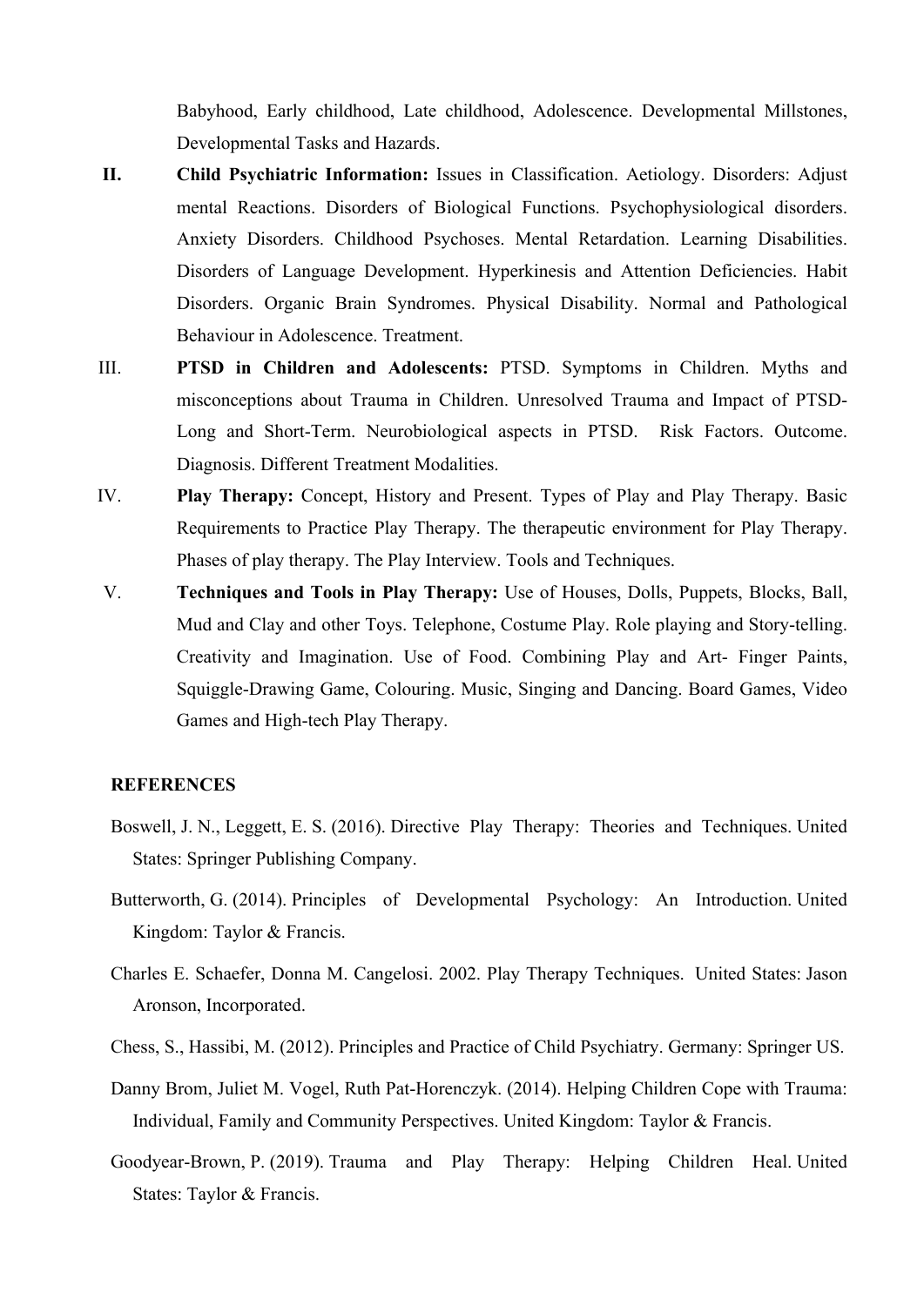Babyhood, Early childhood, Late childhood, Adolescence. Developmental Millstones, Developmental Tasks and Hazards.

II. **Child Psychiatric Information:** Issues in Classification. Aetiology. Disorders: Adjust mental Reactions. Disorders of Biological Functions. Psychophysiological disorders. Anxiety Disorders. Childhood Psychoses. Mental Retardation. Learning Disabilities. Disorders of Language Development. Hyperkinesis and Attention Deficiencies. Habit Disorders. Organic Brain Syndromes. Physical Disability. Normal and Pathological Behaviour in Adolescence. Treatment.

III. **PTSD in Children and Adolescents:** PTSD. Symptoms in Children. Myths and misconceptions about Trauma in Children. Unresolved Trauma and Impact of PTSD- Long and Short-Term. Neurobiological aspects in PTSD. Risk Factors. Outcome. Diagnosis. Different Treatment Modalities.

IV. **Play Therapy:** Concept, History and Present. Types of Play and Play Therapy. Basic Requirements to Practice Play Therapy. The therapeutic environment for Play Therapy. Phases of play therapy. The Play Interview. Tools and Techniques.

V. **Techniques and Tools in Play Therapy:** Use of Houses, Dolls, Puppets, Blocks, Ball, Mud and Clay and other Toys. Telephone, Costume Play. Role playing and Story-telling. Creativity and Imagination. Use of Food. Combining Play and Art- Finger Paints, Squiggle-Drawing Game, Colouring. Music, Singing and Dancing. Board Games, Video Games and High-tech Play Therapy.

**REFERENCES**

Boswell, J. N., Leggett, E. S. (2016). Directive Play Therapy: Theories and Techniques. United States: Springer Publishing Company.

Butterworth, G. (2014). Principles of Developmental Psychology: An Introduction. United Kingdom: Taylor & Francis.

Charles E. Schaefer, Donna M. Cangelosi. 2002. Play Therapy Techniques. United States: Jason Aronson, Incorporated.

Chess, S., Hassibi, M. (2012). Principles and Practice of Child Psychiatry. Germany: Springer US.

Danny Brom, Juliet M. Vogel, Ruth Pat-Horenczyk. (2014). Helping Children Cope with Trauma: Individual, Family and Community Perspectives. United Kingdom: Taylor & Francis.

Goodyear-Brown, P. (2019). Trauma and Play Therapy: Helping Children Heal. United States: Taylor & Francis.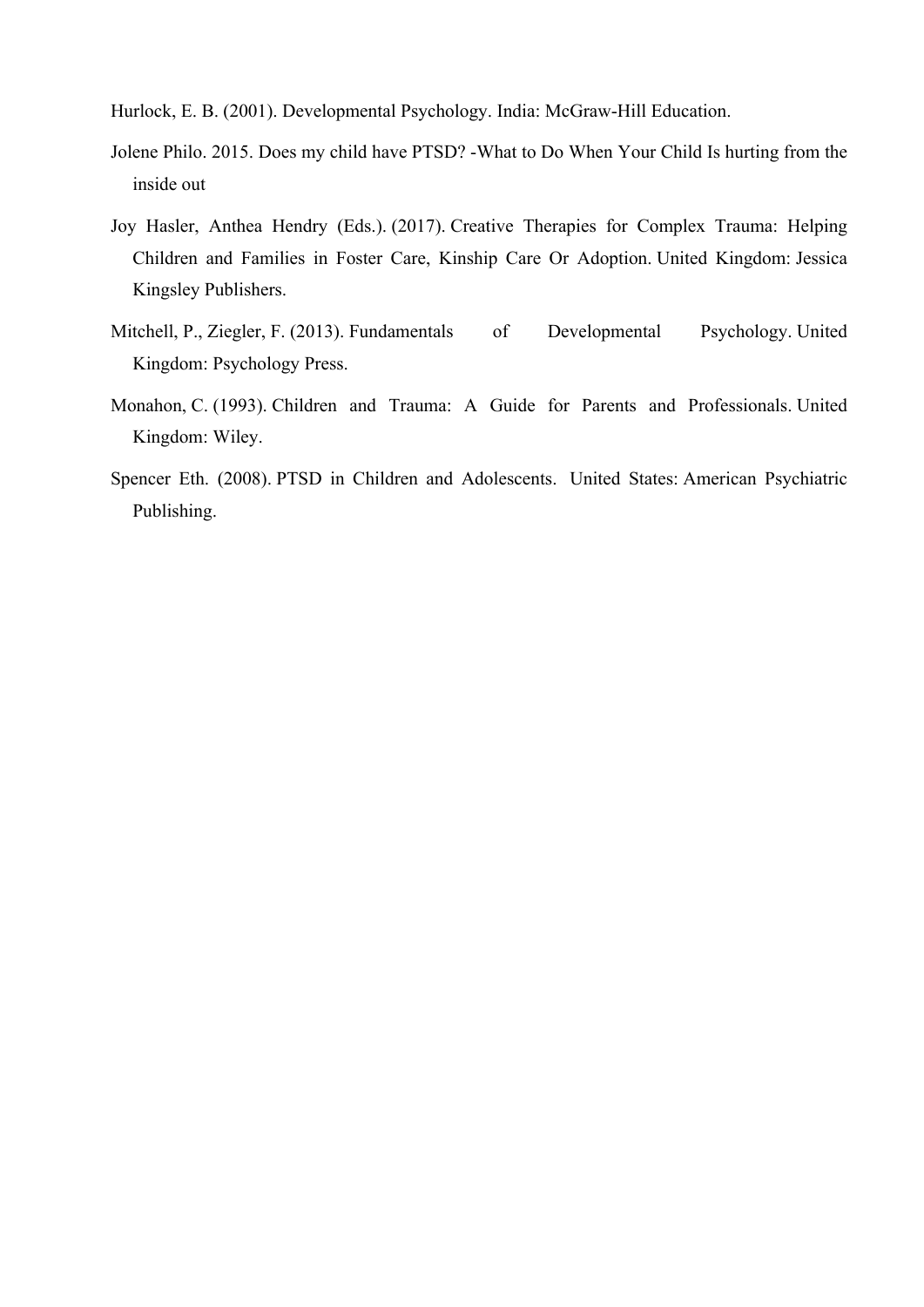Hurlock, E. B. (2001). Developmental Psychology. India: McGraw-Hill Education.

Jolene Philo. 2015. Does my child have PTSD? -What to Do When Your Child Is hurting from the inside out

Joy Hasler, Anthea Hendry (Eds.). (2017). Creative Therapies for Complex Trauma: Helping Children and Families in Foster Care, Kinship Care Or Adoption. United Kingdom: Jessica Kingsley Publishers.

Mitchell, P., Ziegler, F. (2013). Fundamentals of Developmental Psychology. United Kingdom: Psychology Press.

Monahon, C. (1993). Children and Trauma: A Guide for Parents and Professionals. United Kingdom: Wiley.

Spencer Eth. (2008). PTSD in Children and Adolescents. United States: American Psychiatric Publishing.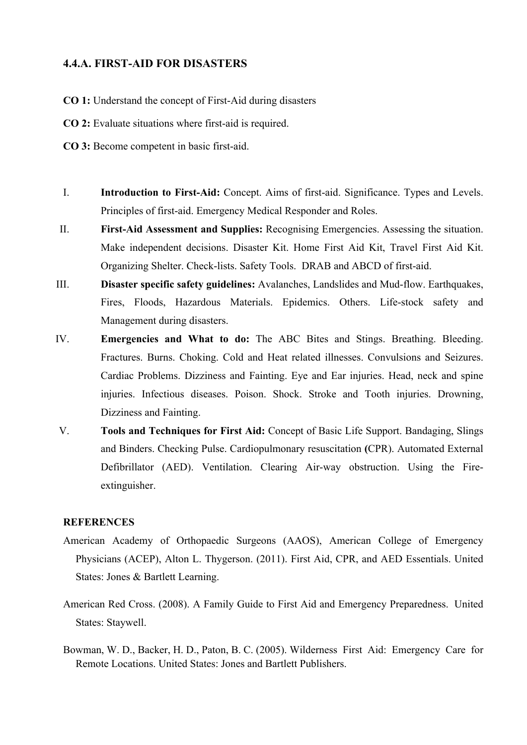## 4.4.A. FIRST-AID FOR DISASTERS

**CO 1:** Understand the concept of First-Aid during disasters

**CO 2:** Evaluate situations where first-aid is required.

**CO 3:** Become competent in basic first-aid.

I. **Introduction to First-Aid:** Concept. Aims of first-aid. Significance. Types and Levels. Principles of first-aid. Emergency Medical Responder and Roles.

II. **First-Aid Assessment and Supplies:** Recognising Emergencies. Assessing the situation. Make independent decisions. Disaster Kit. Home First Aid Kit, Travel First Aid Kit. Organizing Shelter. Check-lists. Safety Tools. DRAB and ABCD of first-aid.

III. **Disaster specific safety guidelines:** Avalanches, Landslides and Mud-flow. Earthquakes, Fires, Floods, Hazardous Materials. Epidemics. Others. Life-stock safety and Management during disasters.

IV. **Emergencies and What to do:** The ABC Bites and Stings. Breathing. Bleeding. Fractures. Burns. Choking. Cold and Heat related illnesses. Convulsions and Seizures. Cardiac Problems. Dizziness and Fainting. Eye and Ear injuries. Head, neck and spine injuries. Infectious diseases. Poison. Shock. Stroke and Tooth injuries. Drowning, Dizziness and Fainting.

V. **Tools and Techniques for First Aid:** Concept of Basic Life Support. Bandaging, Slings and Binders. Checking Pulse. Cardiopulmonary resuscitation (CPR). Automated External Defibrillator (AED). Ventilation. Clearing Air-way obstruction. Using the Fire-extinguisher.

**REFERENCES**

American Academy of Orthopaedic Surgeons (AAOS), American College of Emergency Physicians (ACEP), Alton L. Thygerson. (2011). First Aid, CPR, and AED Essentials. United States: Jones & Bartlett Learning.

American Red Cross. (2008). A Family Guide to First Aid and Emergency Preparedness. United States: Staywell.

Bowman, W. D., Backer, H. D., Paton, B. C. (2005). Wilderness First Aid: Emergency Care for Remote Locations. United States: Jones and Bartlett Publishers.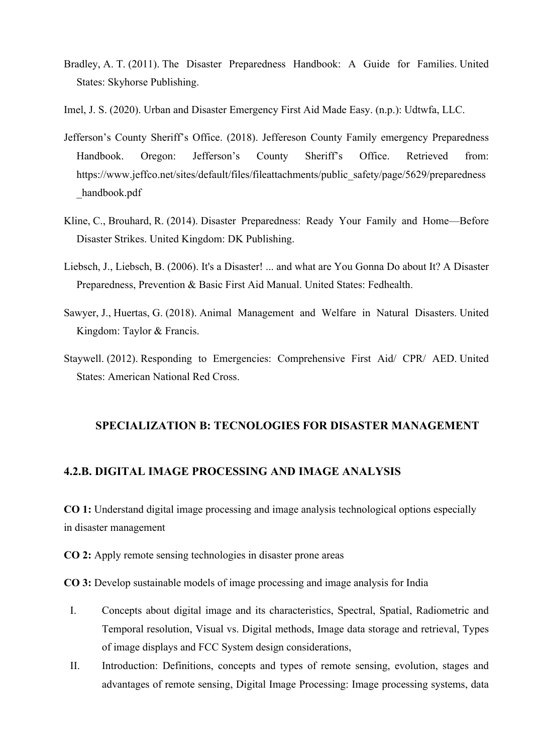Bradley, A. T. (2011). The Disaster Preparedness Handbook: A Guide for Families. United States: Skyhorse Publishing.

Imel, J. S. (2020). Urban and Disaster Emergency First Aid Made Easy. (n.p.): Udtwfa, LLC.

Jefferson's County Sheriff's Office. (2018). Jeffereson County Family emergency Preparedness Handbook. Oregon: Jefferson's County Sheriff's Office. Retrieved from: https://www.jeffco.net/sites/default/files/fileattachments/public_safety/page/5629/preparedness_handbook.pdf

Kline, C., Brouhard, R. (2014). Disaster Preparedness: Ready Your Family and Home—Before Disaster Strikes. United Kingdom: DK Publishing.

Liebsch, J., Liebsch, B. (2006). It's a Disaster! ... and what are You Gonna Do about It? A Disaster Preparedness, Prevention & Basic First Aid Manual. United States: Fedhealth.

Sawyer, J., Huertas, G. (2018). Animal Management and Welfare in Natural Disasters. United Kingdom: Taylor & Francis.

Staywell. (2012). Responding to Emergencies: Comprehensive First Aid/ CPR/ AED. United States: American National Red Cross.

## SPECIALIZATION B: TECNOLOGIES FOR DISASTER MANAGEMENT

### 4.2.B. DIGITAL IMAGE PROCESSING AND IMAGE ANALYSIS

**CO 1:** Understand digital image processing and image analysis technological options especially in disaster management

**CO 2:** Apply remote sensing technologies in disaster prone areas

**CO 3:** Develop sustainable models of image processing and image analysis for India

I. Concepts about digital image and its characteristics, Spectral, Spatial, Radiometric and Temporal resolution, Visual vs. Digital methods, Image data storage and retrieval, Types of image displays and FCC System design considerations,

II. Introduction: Definitions, concepts and types of remote sensing, evolution, stages and advantages of remote sensing, Digital Image Processing: Image processing systems, data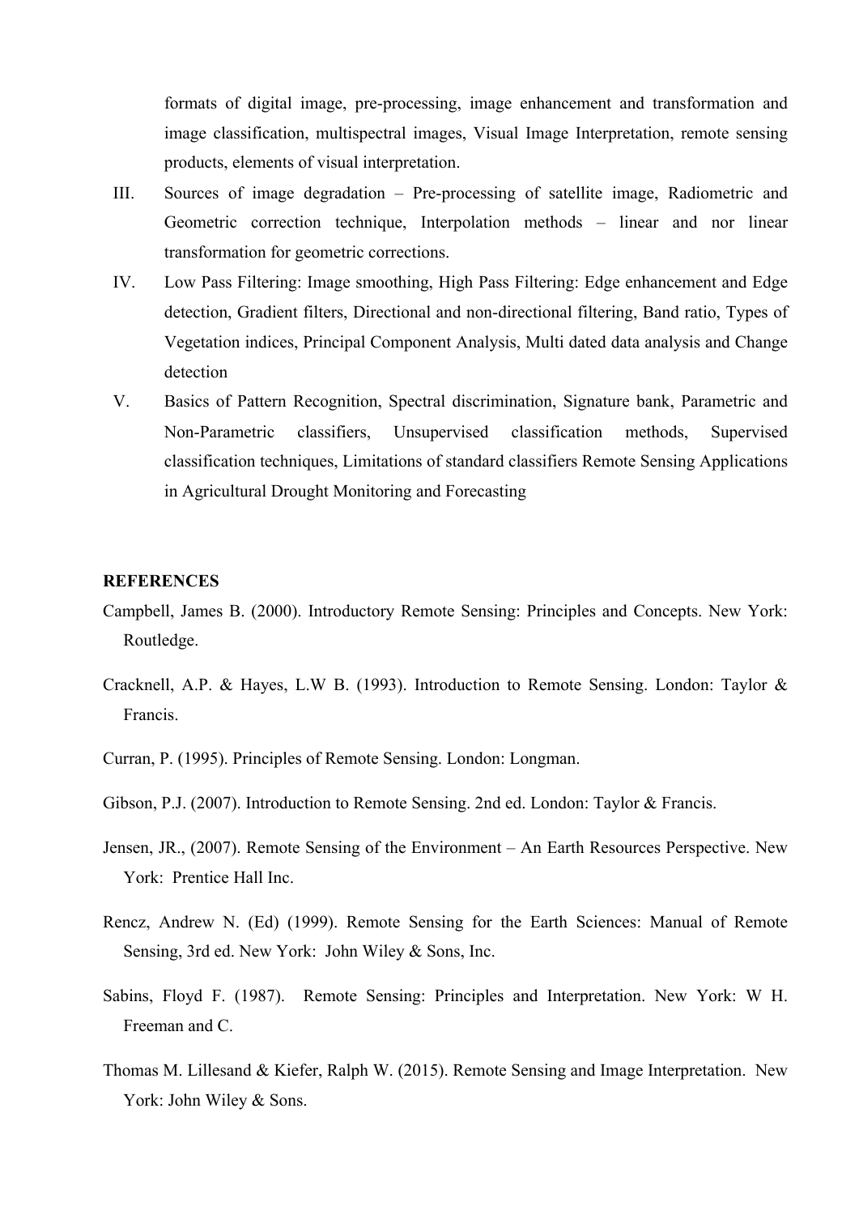formats of digital image, pre-processing, image enhancement and transformation and image classification, multispectral images, Visual Image Interpretation, remote sensing products, elements of visual interpretation.

III. Sources of image degradation – Pre-processing of satellite image, Radiometric and Geometric correction technique, Interpolation methods – linear and nor linear transformation for geometric corrections.

IV. Low Pass Filtering: Image smoothing, High Pass Filtering: Edge enhancement and Edge detection, Gradient filters, Directional and non-directional filtering, Band ratio, Types of Vegetation indices, Principal Component Analysis, Multi dated data analysis and Change detection

V. Basics of Pattern Recognition, Spectral discrimination, Signature bank, Parametric and Non-Parametric classifiers, Unsupervised classification methods, Supervised classification techniques, Limitations of standard classifiers Remote Sensing Applications in Agricultural Drought Monitoring and Forecasting

**REFERENCES**

Campbell, James B. (2000). Introductory Remote Sensing: Principles and Concepts. New York: Routledge.

Cracknell, A.P. & Hayes, L.W B. (1993). Introduction to Remote Sensing. London: Taylor & Francis.

Curran, P. (1995). Principles of Remote Sensing. London: Longman.

Gibson, P.J. (2007). Introduction to Remote Sensing. 2nd ed. London: Taylor & Francis.

Jensen, JR., (2007). Remote Sensing of the Environment – An Earth Resources Perspective. New York: Prentice Hall Inc.

Rencz, Andrew N. (Ed) (1999). Remote Sensing for the Earth Sciences: Manual of Remote Sensing, 3rd ed. New York: John Wiley & Sons, Inc.

Sabins, Floyd F. (1987). Remote Sensing: Principles and Interpretation. New York: W H. Freeman and C.

Thomas M. Lillesand & Kiefer, Ralph W. (2015). Remote Sensing and Image Interpretation. New York: John Wiley & Sons.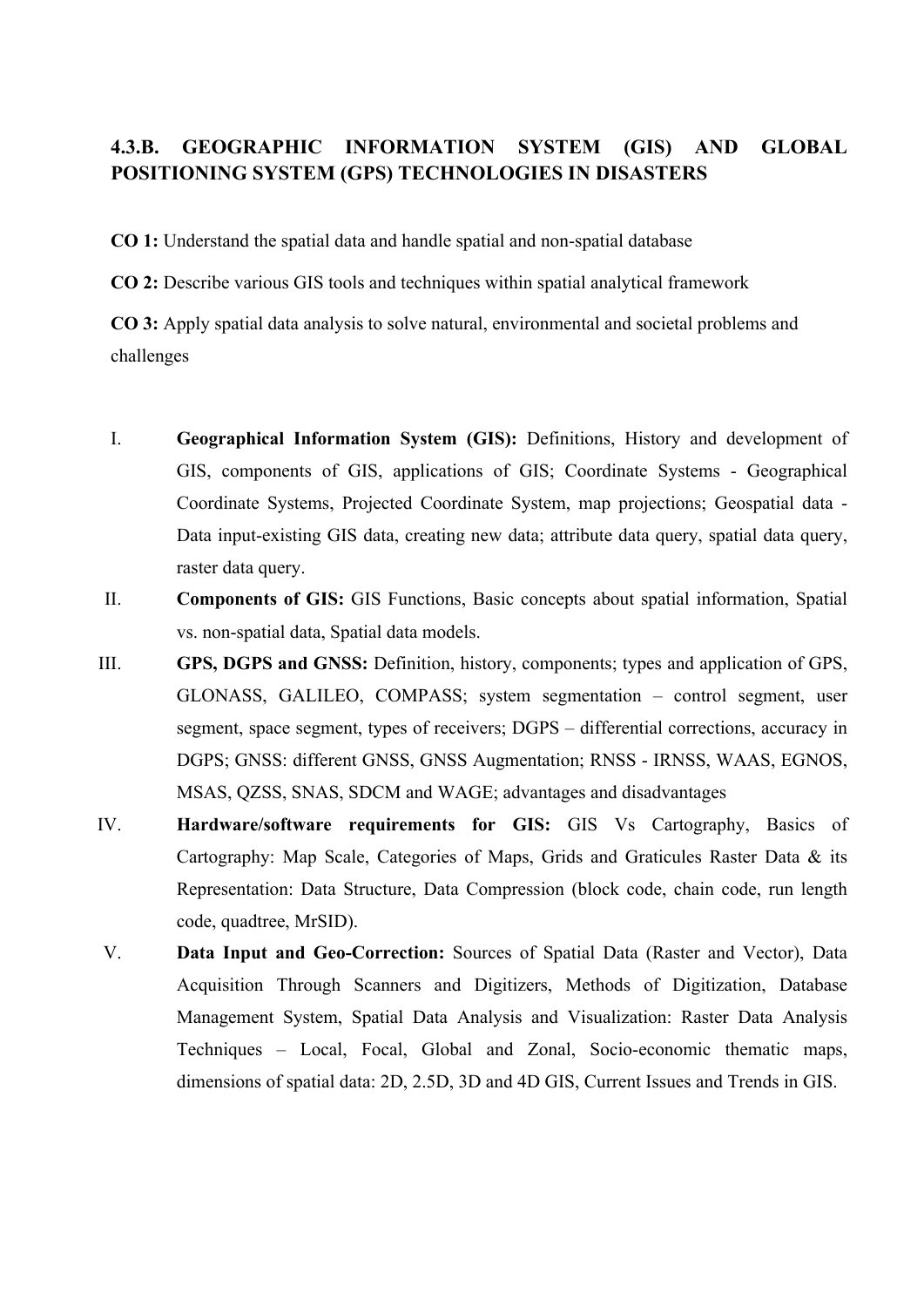### 4.3.B. GEOGRAPHIC INFORMATION SYSTEM (GIS) AND GLOBAL POSITIONING SYSTEM (GPS) TECHNOLOGIES IN DISASTERS

**CO 1:** Understand the spatial data and handle spatial and non-spatial database

**CO 2:** Describe various GIS tools and techniques within spatial analytical framework

**CO 3:** Apply spatial data analysis to solve natural, environmental and societal problems and challenges

I. **Geographical Information System (GIS):** Definitions, History and development of GIS, components of GIS, applications of GIS; Coordinate Systems - Geographical Coordinate Systems, Projected Coordinate System, map projections; Geospatial data - Data input-existing GIS data, creating new data; attribute data query, spatial data query, raster data query.

II. **Components of GIS:** GIS Functions, Basic concepts about spatial information, Spatial vs. non-spatial data, Spatial data models.

III. **GPS, DGPS and GNSS:** Definition, history, components; types and application of GPS, GLONASS, GALILEO, COMPASS; system segmentation – control segment, user segment, space segment, types of receivers; DGPS – differential corrections, accuracy in DGPS; GNSS: different GNSS, GNSS Augmentation; RNSS - IRNSS, WAAS, EGNOS, MSAS, QZSS, SNAS, SDCM and WAGE; advantages and disadvantages

IV. **Hardware/software requirements for GIS:** GIS Vs Cartography, Basics of Cartography: Map Scale, Categories of Maps, Grids and Graticules Raster Data & its Representation: Data Structure, Data Compression (block code, chain code, run length code, quadtree, MrSID).

V. **Data Input and Geo-Correction:** Sources of Spatial Data (Raster and Vector), Data Acquisition Through Scanners and Digitizers, Methods of Digitization, Database Management System, Spatial Data Analysis and Visualization: Raster Data Analysis Techniques – Local, Focal, Global and Zonal, Socio-economic thematic maps, dimensions of spatial data: 2D, 2.5D, 3D and 4D GIS, Current Issues and Trends in GIS.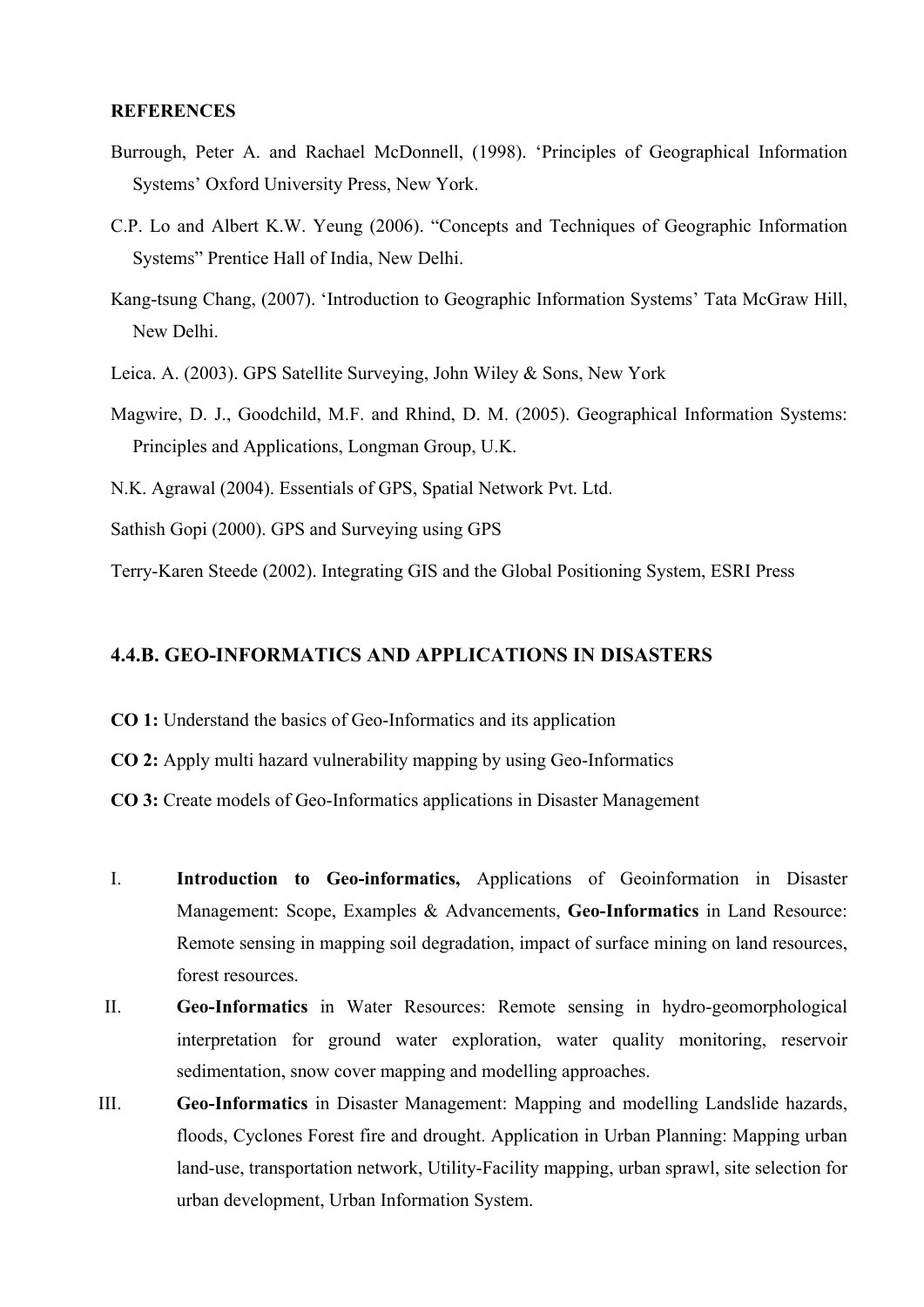**REFERENCES**

Burrough, Peter A. and Rachael McDonnell, (1998). 'Principles of Geographical Information Systems' Oxford University Press, New York.

C.P. Lo and Albert K.W. Yeung (2006). "Concepts and Techniques of Geographic Information Systems" Prentice Hall of India, New Delhi.

Kang-tsung Chang, (2007). 'Introduction to Geographic Information Systems' Tata McGraw Hill, New Delhi.

Leica. A. (2003). GPS Satellite Surveying, John Wiley & Sons, New York

Magwire, D. J., Goodchild, M.F. and Rhind, D. M. (2005). Geographical Information Systems: Principles and Applications, Longman Group, U.K.

N.K. Agrawal (2004). Essentials of GPS, Spatial Network Pvt. Ltd.

Sathish Gopi (2000). GPS and Surveying using GPS

Terry-Karen Steede (2002). Integrating GIS and the Global Positioning System, ESRI Press

### 4.4.B. GEO-INFORMATICS AND APPLICATIONS IN DISASTERS

**CO 1:** Understand the basics of Geo-Informatics and its application

**CO 2:** Apply multi hazard vulnerability mapping by using Geo-Informatics

**CO 3:** Create models of Geo-Informatics applications in Disaster Management

I. **Introduction to Geo-informatics,** Applications of Geoinformation in Disaster Management: Scope, Examples & Advancements, **Geo-Informatics** in Land Resource: Remote sensing in mapping soil degradation, impact of surface mining on land resources, forest resources.

II. **Geo-Informatics** in Water Resources: Remote sensing in hydro-geomorphological interpretation for ground water exploration, water quality monitoring, reservoir sedimentation, snow cover mapping and modelling approaches.

III. **Geo-Informatics** in Disaster Management: Mapping and modelling Landslide hazards, floods, Cyclones Forest fire and drought. Application in Urban Planning: Mapping urban land-use, transportation network, Utility-Facility mapping, urban sprawl, site selection for urban development, Urban Information System.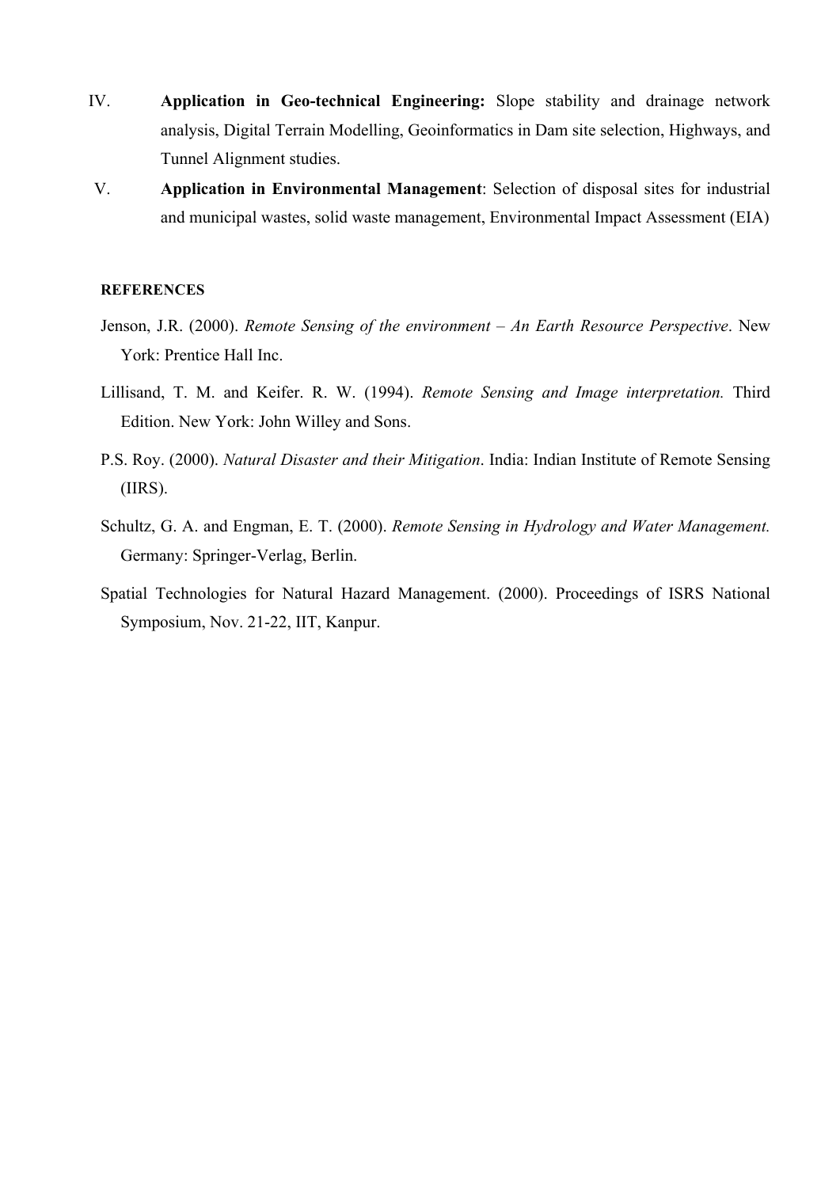IV. **Application in Geo-technical Engineering:** Slope stability and drainage network analysis, Digital Terrain Modelling, Geoinformatics in Dam site selection, Highways, and Tunnel Alignment studies.

V. **Application in Environmental Management**: Selection of disposal sites for industrial and municipal wastes, solid waste management, Environmental Impact Assessment (EIA)

**REFERENCES**

Jenson, J.R. (2000). *Remote Sensing of the environment – An Earth Resource Perspective*. New York: Prentice Hall Inc.

Lillisand, T. M. and Keifer. R. W. (1994). *Remote Sensing and Image interpretation.* Third Edition. New York: John Willey and Sons.

P.S. Roy. (2000). *Natural Disaster and their Mitigation*. India: Indian Institute of Remote Sensing (IIRS).

Schultz, G. A. and Engman, E. T. (2000). *Remote Sensing in Hydrology and Water Management.* Germany: Springer-Verlag, Berlin.

Spatial Technologies for Natural Hazard Management. (2000). Proceedings of ISRS National Symposium, Nov. 21-22, IIT, Kanpur.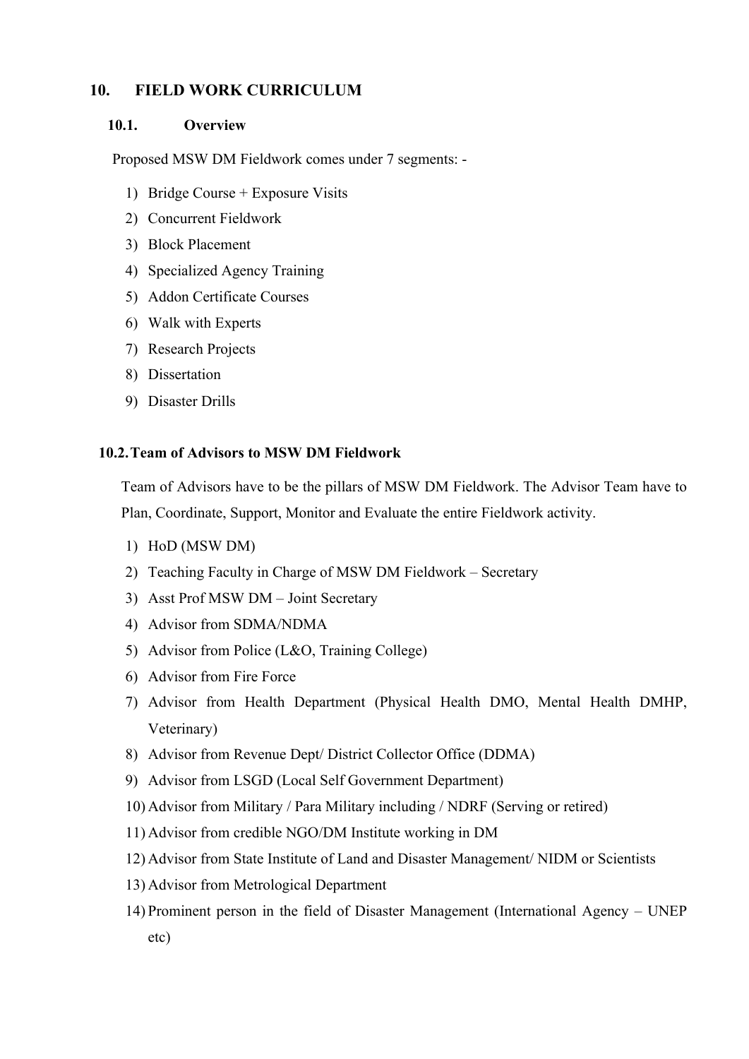## 10. FIELD WORK CURRICULUM

### 10.1. Overview

Proposed MSW DM Fieldwork comes under 7 segments: -

1) Bridge Course + Exposure Visits
2) Concurrent Fieldwork
3) Block Placement
4) Specialized Agency Training
5) Addon Certificate Courses
6) Walk with Experts
7) Research Projects
8) Dissertation
9) Disaster Drills

### 10.2. Team of Advisors to MSW DM Fieldwork

Team of Advisors have to be the pillars of MSW DM Fieldwork. The Advisor Team have to Plan, Coordinate, Support, Monitor and Evaluate the entire Fieldwork activity.

1) HoD (MSW DM)
2) Teaching Faculty in Charge of MSW DM Fieldwork – Secretary
3) Asst Prof MSW DM – Joint Secretary
4) Advisor from SDMA/NDMA
5) Advisor from Police (L&O, Training College)
6) Advisor from Fire Force
7) Advisor from Health Department (Physical Health DMO, Mental Health DMHP, Veterinary)
8) Advisor from Revenue Dept/ District Collector Office (DDMA)
9) Advisor from LSGD (Local Self Government Department)
10) Advisor from Military / Para Military including / NDRF (Serving or retired)
11) Advisor from credible NGO/DM Institute working in DM
12) Advisor from State Institute of Land and Disaster Management/ NIDM or Scientists
13) Advisor from Metrological Department
14) Prominent person in the field of Disaster Management (International Agency – UNEP etc)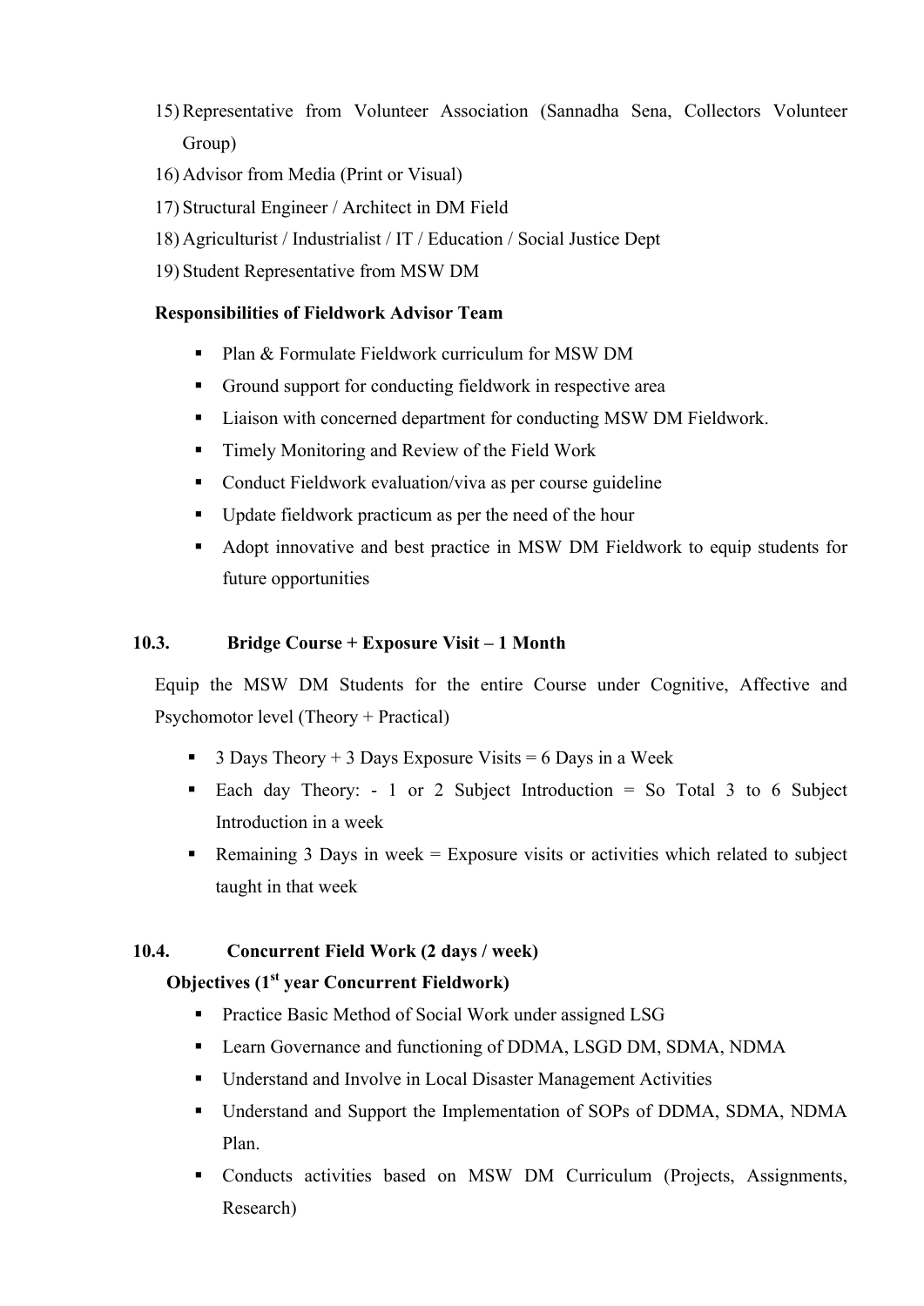15) Representative from Volunteer Association (Sannadha Sena, Collectors Volunteer Group)
16) Advisor from Media (Print or Visual)
17) Structural Engineer / Architect in DM Field
18) Agriculturist / Industrialist / IT / Education / Social Justice Dept
19) Student Representative from MSW DM

**Responsibilities of Fieldwork Advisor Team**

- Plan & Formulate Fieldwork curriculum for MSW DM
- Ground support for conducting fieldwork in respective area
- Liaison with concerned department for conducting MSW DM Fieldwork.
- Timely Monitoring and Review of the Field Work
- Conduct Fieldwork evaluation/viva as per course guideline
- Update fieldwork practicum as per the need of the hour
- Adopt innovative and best practice in MSW DM Fieldwork to equip students for future opportunities

### 10.3. Bridge Course + Exposure Visit – 1 Month

Equip the MSW DM Students for the entire Course under Cognitive, Affective and Psychomotor level (Theory + Practical)

- 3 Days Theory + 3 Days Exposure Visits = 6 Days in a Week
- Each day Theory: - 1 or 2 Subject Introduction = So Total 3 to 6 Subject Introduction in a week
- Remaining 3 Days in week = Exposure visits or activities which related to subject taught in that week

### 10.4. Concurrent Field Work (2 days / week)

**Objectives (1st year Concurrent Fieldwork)**

- Practice Basic Method of Social Work under assigned LSG
- Learn Governance and functioning of DDMA, LSGD DM, SDMA, NDMA
- Understand and Involve in Local Disaster Management Activities
- Understand and Support the Implementation of SOPs of DDMA, SDMA, NDMA Plan.
- Conducts activities based on MSW DM Curriculum (Projects, Assignments, Research)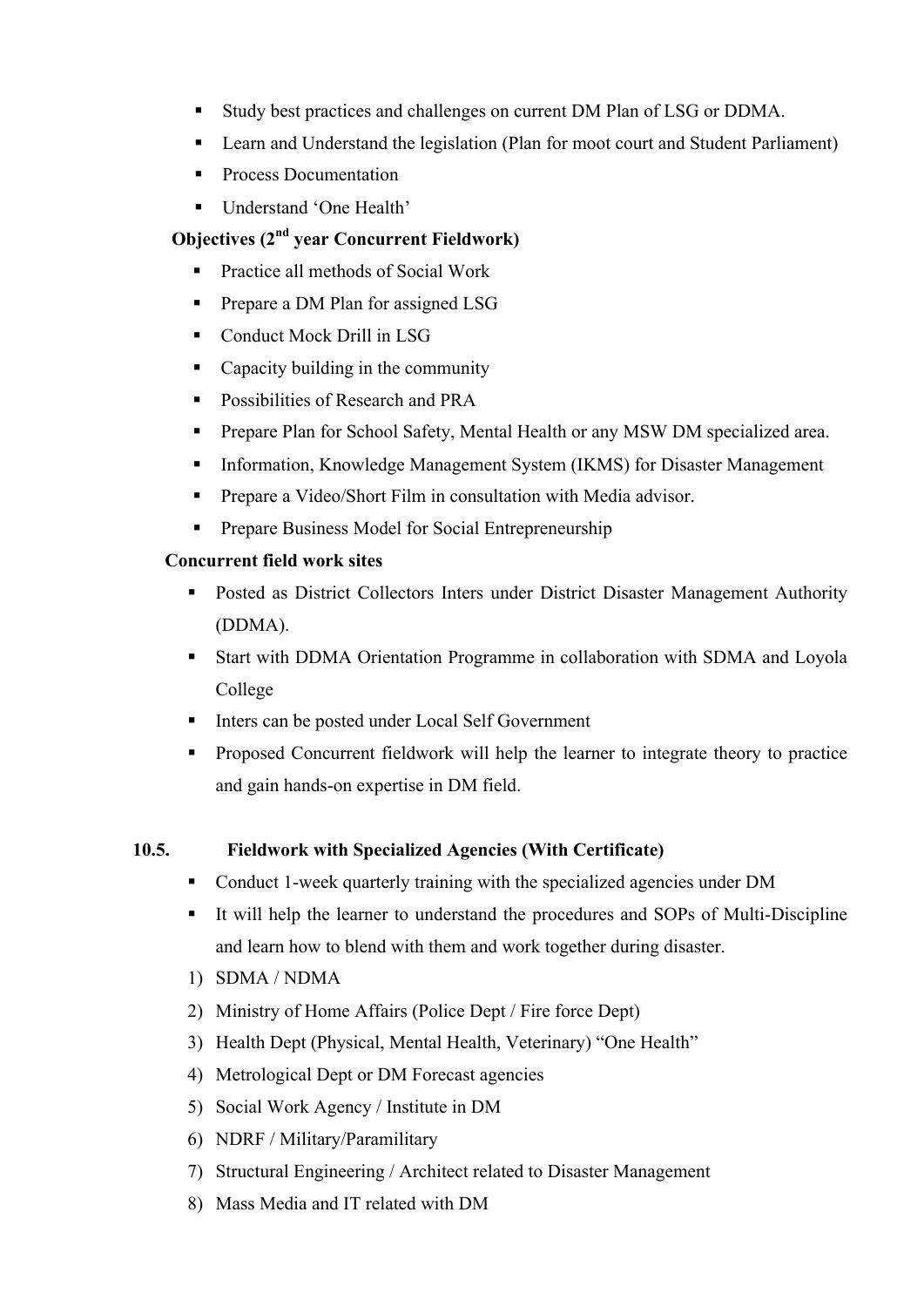- Study best practices and challenges on current DM Plan of LSG or DDMA.
- Learn and Understand the legislation (Plan for moot court and Student Parliament)
- Process Documentation
- Understand 'One Health'

**Objectives (2nd year Concurrent Fieldwork)**

- Practice all methods of Social Work
- Prepare a DM Plan for assigned LSG
- Conduct Mock Drill in LSG
- Capacity building in the community
- Possibilities of Research and PRA
- Prepare Plan for School Safety, Mental Health or any MSW DM specialized area.
- Information, Knowledge Management System (IKMS) for Disaster Management
- Prepare a Video/Short Film in consultation with Media advisor.
- Prepare Business Model for Social Entrepreneurship

**Concurrent field work sites**

- Posted as District Collectors Inters under District Disaster Management Authority (DDMA).
- Start with DDMA Orientation Programme in collaboration with SDMA and Loyola College
- Inters can be posted under Local Self Government
- Proposed Concurrent fieldwork will help the learner to integrate theory to practice and gain hands-on expertise in DM field.

**10.5. Fieldwork with Specialized Agencies (With Certificate)**

- Conduct 1-week quarterly training with the specialized agencies under DM
- It will help the learner to understand the procedures and SOPs of Multi-Discipline and learn how to blend with them and work together during disaster.

1) SDMA / NDMA
2) Ministry of Home Affairs (Police Dept / Fire force Dept)
3) Health Dept (Physical, Mental Health, Veterinary) "One Health"
4) Metrological Dept or DM Forecast agencies
5) Social Work Agency / Institute in DM
6) NDRF / Military/Paramilitary
7) Structural Engineering / Architect related to Disaster Management
8) Mass Media and IT related with DM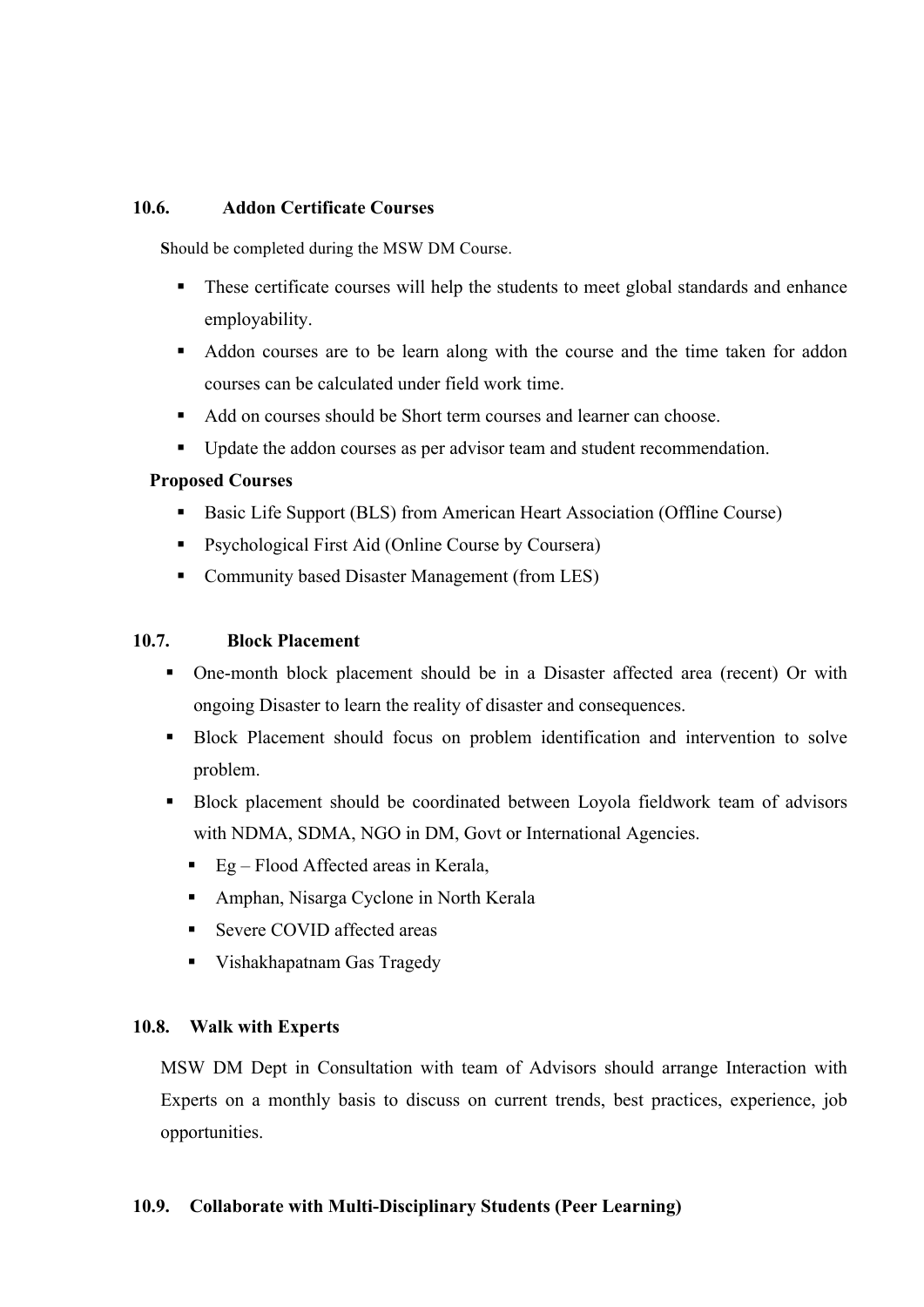### 10.6. Addon Certificate Courses

**S**hould be completed during the MSW DM Course.

- These certificate courses will help the students to meet global standards and enhance employability.
- Addon courses are to be learn along with the course and the time taken for addon courses can be calculated under field work time.
- Add on courses should be Short term courses and learner can choose.
- Update the addon courses as per advisor team and student recommendation.

**Proposed Courses**

- Basic Life Support (BLS) from American Heart Association (Offline Course)
- Psychological First Aid (Online Course by Coursera)
- Community based Disaster Management (from LES)

### 10.7. Block Placement

- One-month block placement should be in a Disaster affected area (recent) Or with ongoing Disaster to learn the reality of disaster and consequences.
- Block Placement should focus on problem identification and intervention to solve problem.
- Block placement should be coordinated between Loyola fieldwork team of advisors with NDMA, SDMA, NGO in DM, Govt or International Agencies.
  - Eg – Flood Affected areas in Kerala,
  - Amphan, Nisarga Cyclone in North Kerala
  - Severe COVID affected areas
  - Vishakhapatnam Gas Tragedy

### 10.8. Walk with Experts

MSW DM Dept in Consultation with team of Advisors should arrange Interaction with Experts on a monthly basis to discuss on current trends, best practices, experience, job opportunities.

### 10.9. Collaborate with Multi-Disciplinary Students (Peer Learning)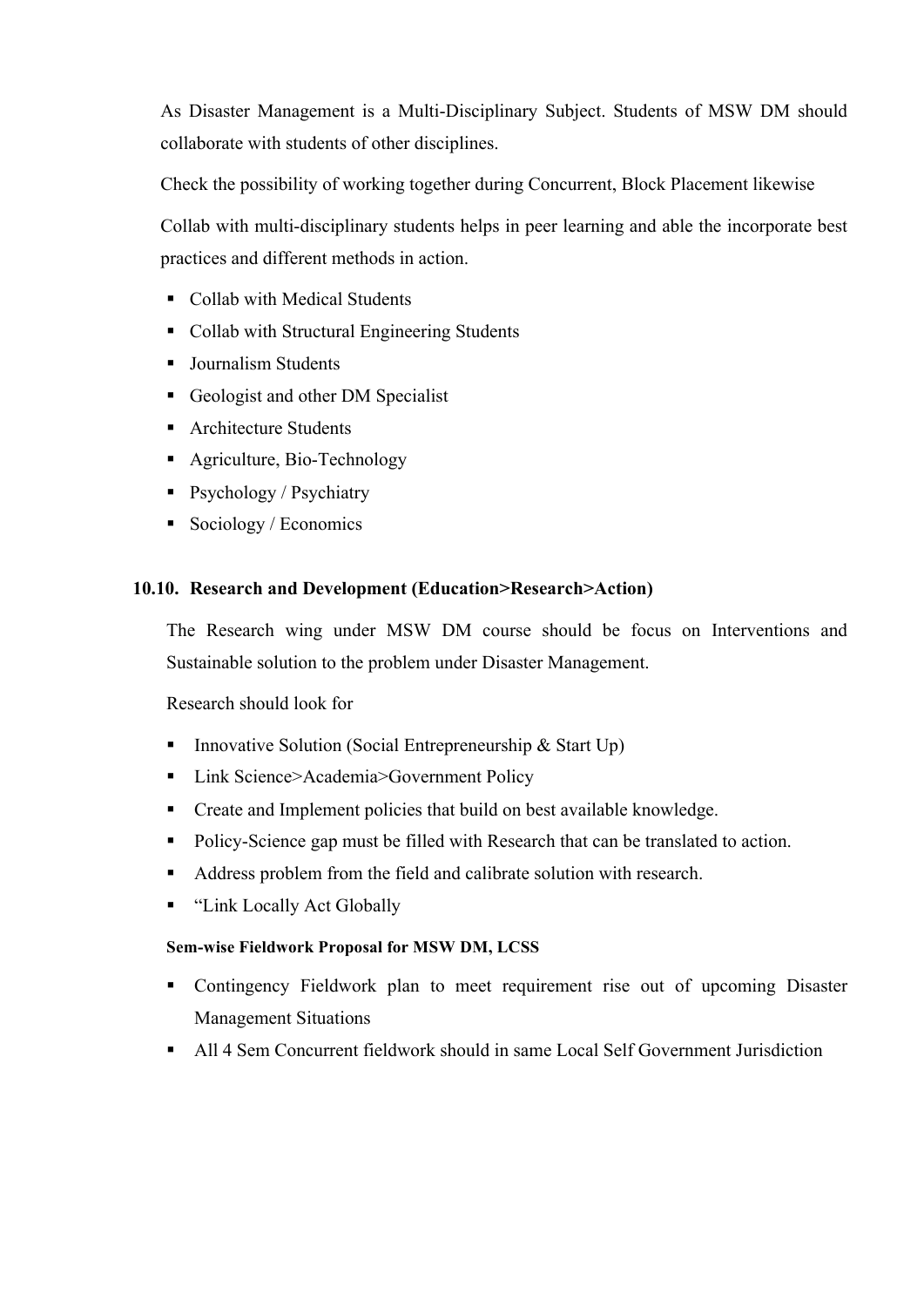As Disaster Management is a Multi-Disciplinary Subject. Students of MSW DM should collaborate with students of other disciplines.

Check the possibility of working together during Concurrent, Block Placement likewise

Collab with multi-disciplinary students helps in peer learning and able the incorporate best practices and different methods in action.

- Collab with Medical Students
- Collab with Structural Engineering Students
- Journalism Students
- Geologist and other DM Specialist
- Architecture Students
- Agriculture, Bio-Technology
- Psychology / Psychiatry
- Sociology / Economics

### 10.10. Research and Development (Education>Research>Action)

The Research wing under MSW DM course should be focus on Interventions and Sustainable solution to the problem under Disaster Management.

Research should look for

- Innovative Solution (Social Entrepreneurship & Start Up)
- Link Science>Academia>Government Policy
- Create and Implement policies that build on best available knowledge.
- Policy-Science gap must be filled with Research that can be translated to action.
- Address problem from the field and calibrate solution with research.
- "Link Locally Act Globally

**Sem-wise Fieldwork Proposal for MSW DM, LCSS**

- Contingency Fieldwork plan to meet requirement rise out of upcoming Disaster Management Situations
- All 4 Sem Concurrent fieldwork should in same Local Self Government Jurisdiction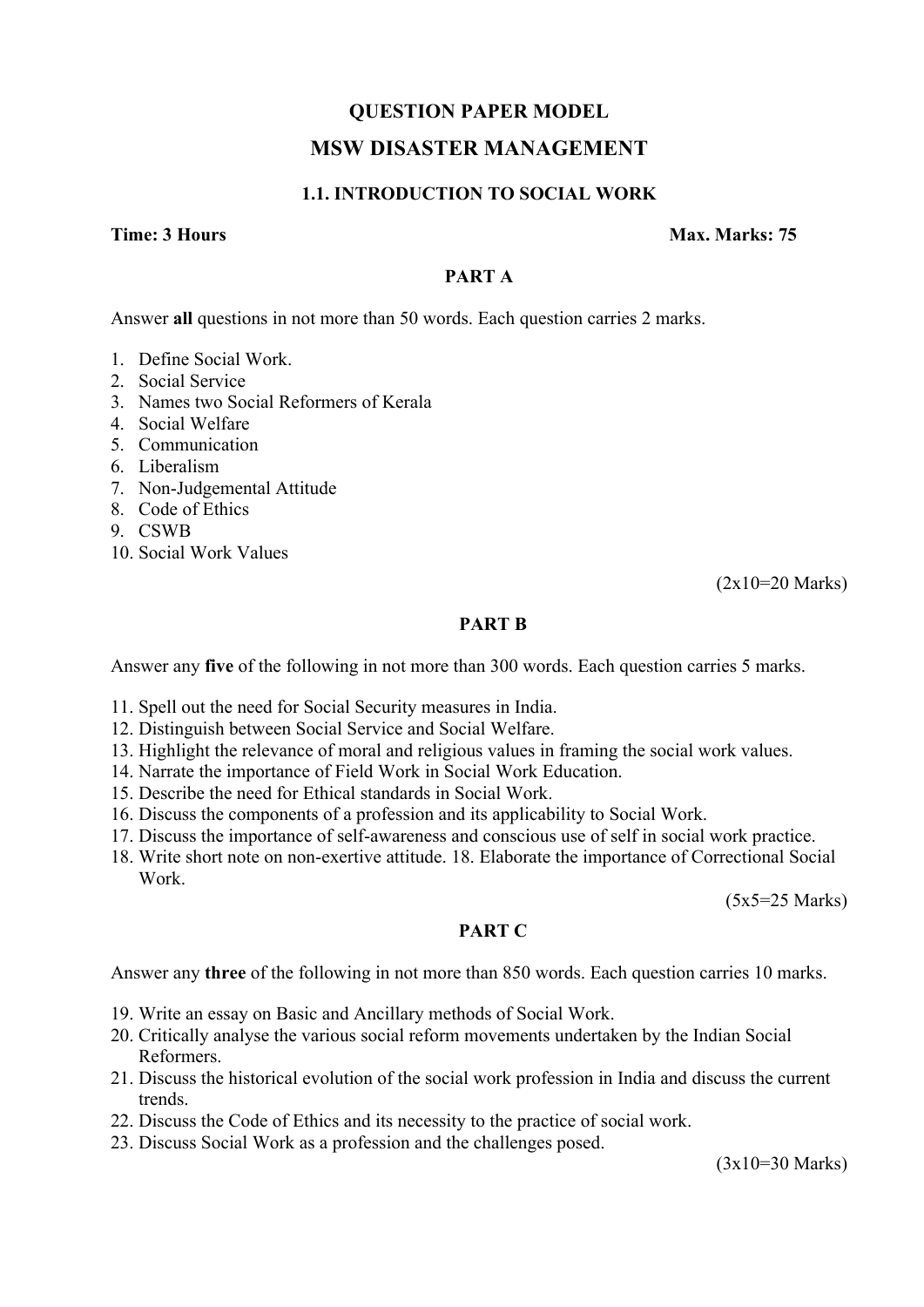# QUESTION PAPER MODEL

## MSW DISASTER MANAGEMENT

### 1.1. INTRODUCTION TO SOCIAL WORK

**Time: 3 Hours** **Max. Marks: 75**

**PART A**

Answer **all** questions in not more than 50 words. Each question carries 2 marks.

1. Define Social Work.
2. Social Service
3. Names two Social Reformers of Kerala
4. Social Welfare
5. Communication
6. Liberalism
7. Non-Judgemental Attitude
8. Code of Ethics
9. CSWB
10. Social Work Values

(2x10=20 Marks)

**PART B**

Answer any **five** of the following in not more than 300 words. Each question carries 5 marks.

11. Spell out the need for Social Security measures in India.
12. Distinguish between Social Service and Social Welfare.
13. Highlight the relevance of moral and religious values in framing the social work values.
14. Narrate the importance of Field Work in Social Work Education.
15. Describe the need for Ethical standards in Social Work.
16. Discuss the components of a profession and its applicability to Social Work.
17. Discuss the importance of self-awareness and conscious use of self in social work practice.
18. Write short note on non-exertive attitude. 18. Elaborate the importance of Correctional Social Work.

(5x5=25 Marks)

**PART C**

Answer any **three** of the following in not more than 850 words. Each question carries 10 marks.

19. Write an essay on Basic and Ancillary methods of Social Work.
20. Critically analyse the various social reform movements undertaken by the Indian Social Reformers.
21. Discuss the historical evolution of the social work profession in India and discuss the current trends.
22. Discuss the Code of Ethics and its necessity to the practice of social work.
23. Discuss Social Work as a profession and the challenges posed.

(3x10=30 Marks)